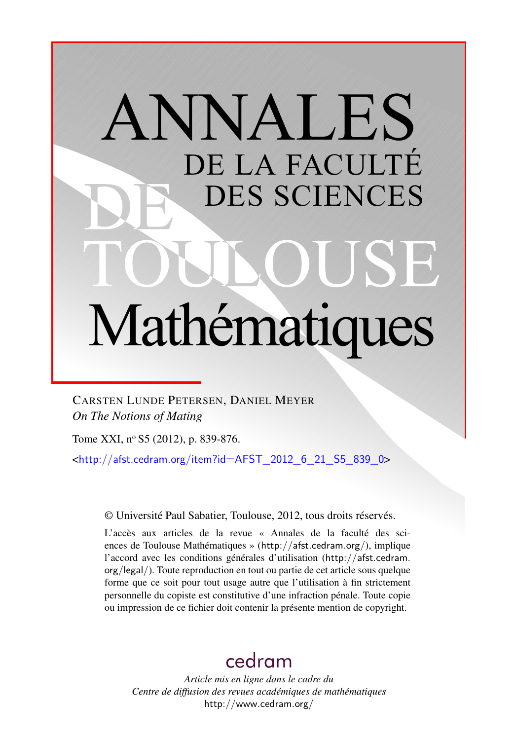# ANNALES DE LA FACULTÉ DES SCIENCES DE TOULOUSE Mathématiques

CARSTEN LUNDE PETERSEN, DANIEL MEYER

*On The Notions of Mating*

Tome XXI, n° S5 (2012), p. 839-876.

<http://afst.cedram.org/item?id=AFST_2012_6_21_S5_839_0>

© Université Paul Sabatier, Toulouse, 2012, tous droits réservés.

L'accès aux articles de la revue « Annales de la faculté des sciences de Toulouse Mathématiques » (http://afst.cedram.org/), implique l'accord avec les conditions générales d'utilisation (http://afst.cedram.org/legal/). Toute reproduction en tout ou partie de cet article sous quelque forme que ce soit pour tout usage autre que l'utilisation à fin strictement personnelle du copiste est constitutive d'une infraction pénale. Toute copie ou impression de ce fichier doit contenir la présente mention de copyright.

cedram

*Article mis en ligne dans le cadre du Centre de diffusion des revues académiques de mathématiques*
http://www.cedram.org/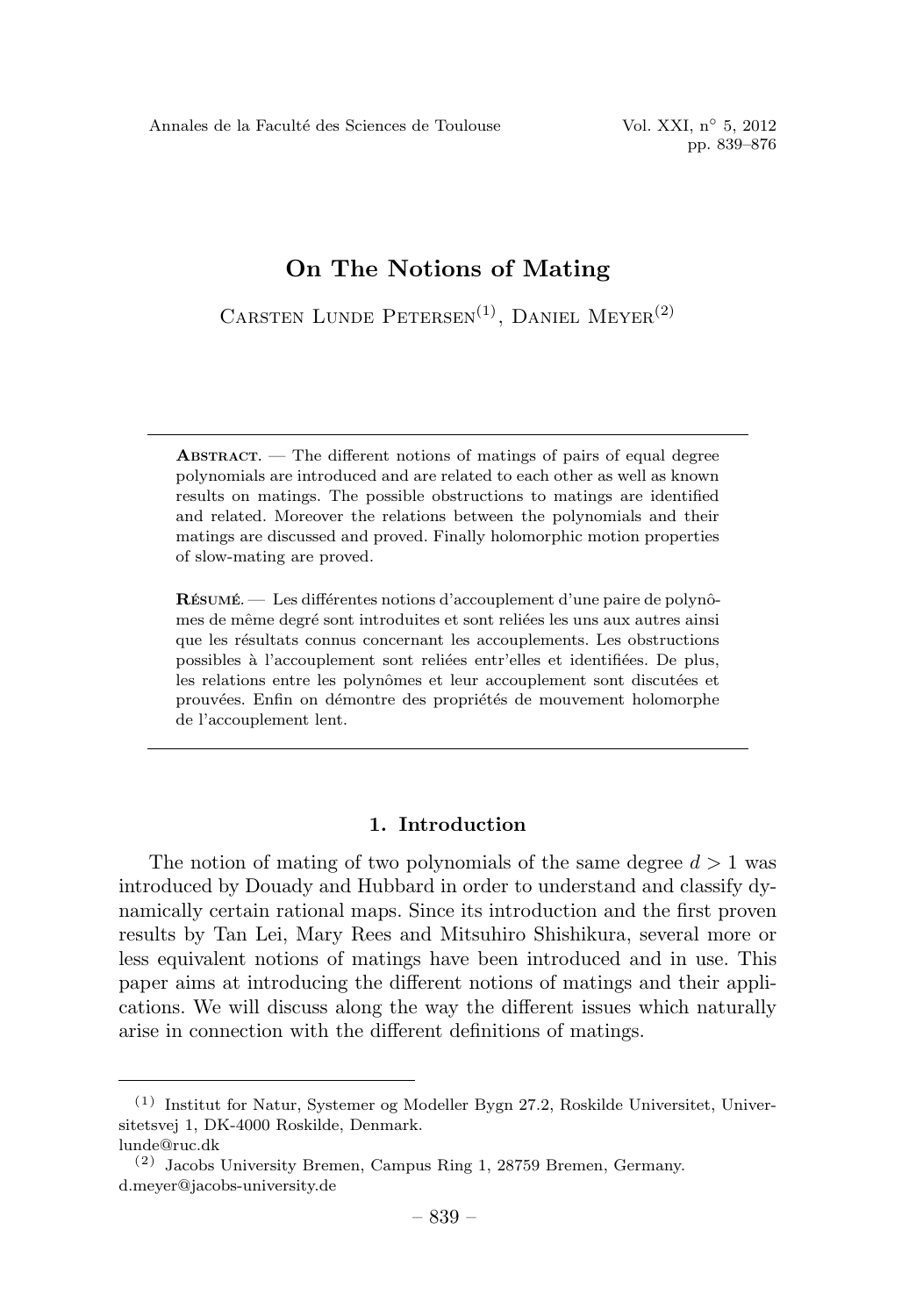# On The Notions of Mating

Carsten Lunde Petersen[(1)], Daniel Meyer[(2)]

---

**Abstract.** — The different notions of matings of pairs of equal degree polynomials are introduced and are related to each other as well as known results on matings. The possible obstructions to matings are identified and related. Moreover the relations between the polynomials and their matings are discussed and proved. Finally holomorphic motion properties of slow-mating are proved.

**Résumé.** — Les différentes notions d'accouplement d'une paire de polynômes de même degré sont introduites et sont reliées les uns aux autres ainsi que les résultats connus concernant les accouplements. Les obstructions possibles à l'accouplement sont reliées entr'elles et identifiées. De plus, les relations entre les polynômes et leur accouplement sont discutées et prouvées. Enfin on démontre des propriétés de mouvement holomorphe de l'accouplement lent.

---

## 1. Introduction

The notion of mating of two polynomials of the same degree $d > 1$ was introduced by Douady and Hubbard in order to understand and classify dynamically certain rational maps. Since its introduction and the first proven results by Tan Lei, Mary Rees and Mitsuhiro Shishikura, several more or less equivalent notions of matings have been introduced and in use. This paper aims at introducing the different notions of matings and their applications. We will discuss along the way the different issues which naturally arise in connection with the different definitions of matings.

---

[(1)] Institut for Natur, Systemer og Modeller Bygn 27.2, Roskilde Universitet, Universitetsvej 1, DK-4000 Roskilde, Denmark.
lunde@ruc.dk

[(2)] Jacobs University Bremen, Campus Ring 1, 28759 Bremen, Germany.
d.meyer@jacobs-university.de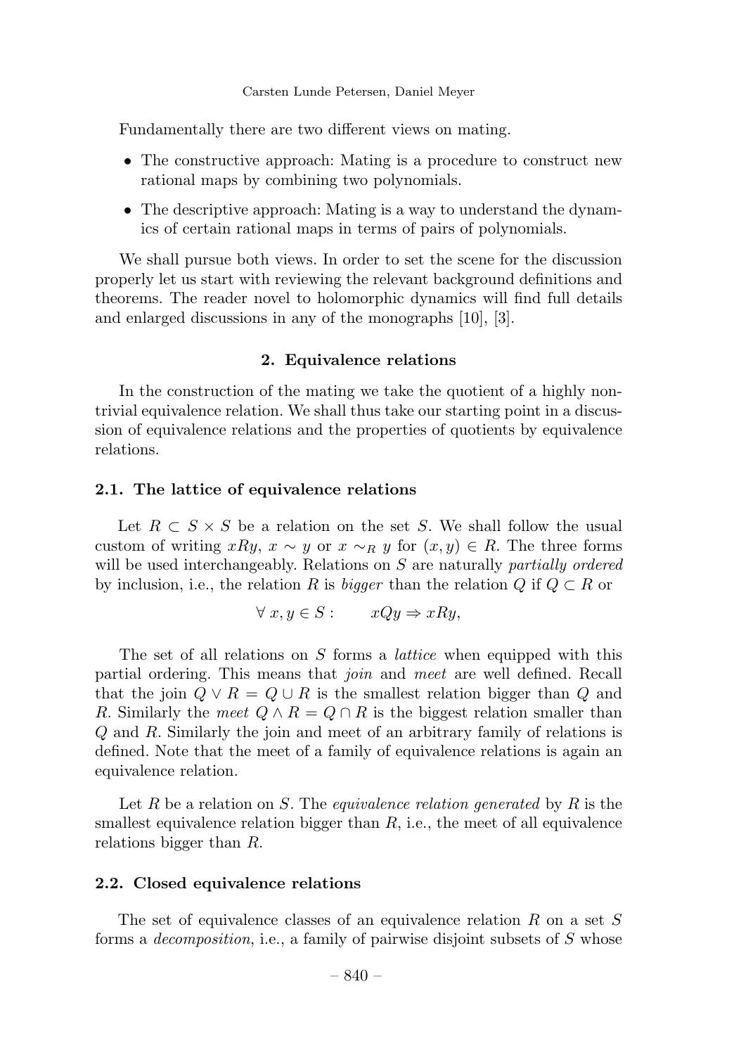Fundamentally there are two different views on mating.

- The constructive approach: Mating is a procedure to construct new rational maps by combining two polynomials.
- The descriptive approach: Mating is a way to understand the dynamics of certain rational maps in terms of pairs of polynomials.

We shall pursue both views. In order to set the scene for the discussion properly let us start with reviewing the relevant background definitions and theorems. The reader novel to holomorphic dynamics will find full details and enlarged discussions in any of the monographs [10], [3].

## 2. Equivalence relations

In the construction of the mating we take the quotient of a highly non-trivial equivalence relation. We shall thus take our starting point in a discussion of equivalence relations and the properties of quotients by equivalence relations.

### 2.1. The lattice of equivalence relations

Let $R \subset S \times S$ be a relation on the set $S$. We shall follow the usual custom of writing $xRy$, $x \sim y$ or $x \sim_R y$ for $(x, y) \in R$. The three forms will be used interchangeably. Relations on $S$ are naturally *partially ordered* by inclusion, i.e., the relation $R$ is *bigger* than the relation $Q$ if $Q \subset R$ or

$$\forall\, x, y \in S : \qquad xQy \Rightarrow xRy,$$

The set of all relations on $S$ forms a *lattice* when equipped with this partial ordering. This means that *join* and *meet* are well defined. Recall that the join $Q \vee R = Q \cup R$ is the smallest relation bigger than $Q$ and $R$. Similarly the *meet* $Q \wedge R = Q \cap R$ is the biggest relation smaller than $Q$ and $R$. Similarly the join and meet of an arbitrary family of relations is defined. Note that the meet of a family of equivalence relations is again an equivalence relation.

Let $R$ be a relation on $S$. The *equivalence relation generated* by $R$ is the smallest equivalence relation bigger than $R$, i.e., the meet of all equivalence relations bigger than $R$.

### 2.2. Closed equivalence relations

The set of equivalence classes of an equivalence relation $R$ on a set $S$ forms a *decomposition*, i.e., a family of pairwise disjoint subsets of $S$ whose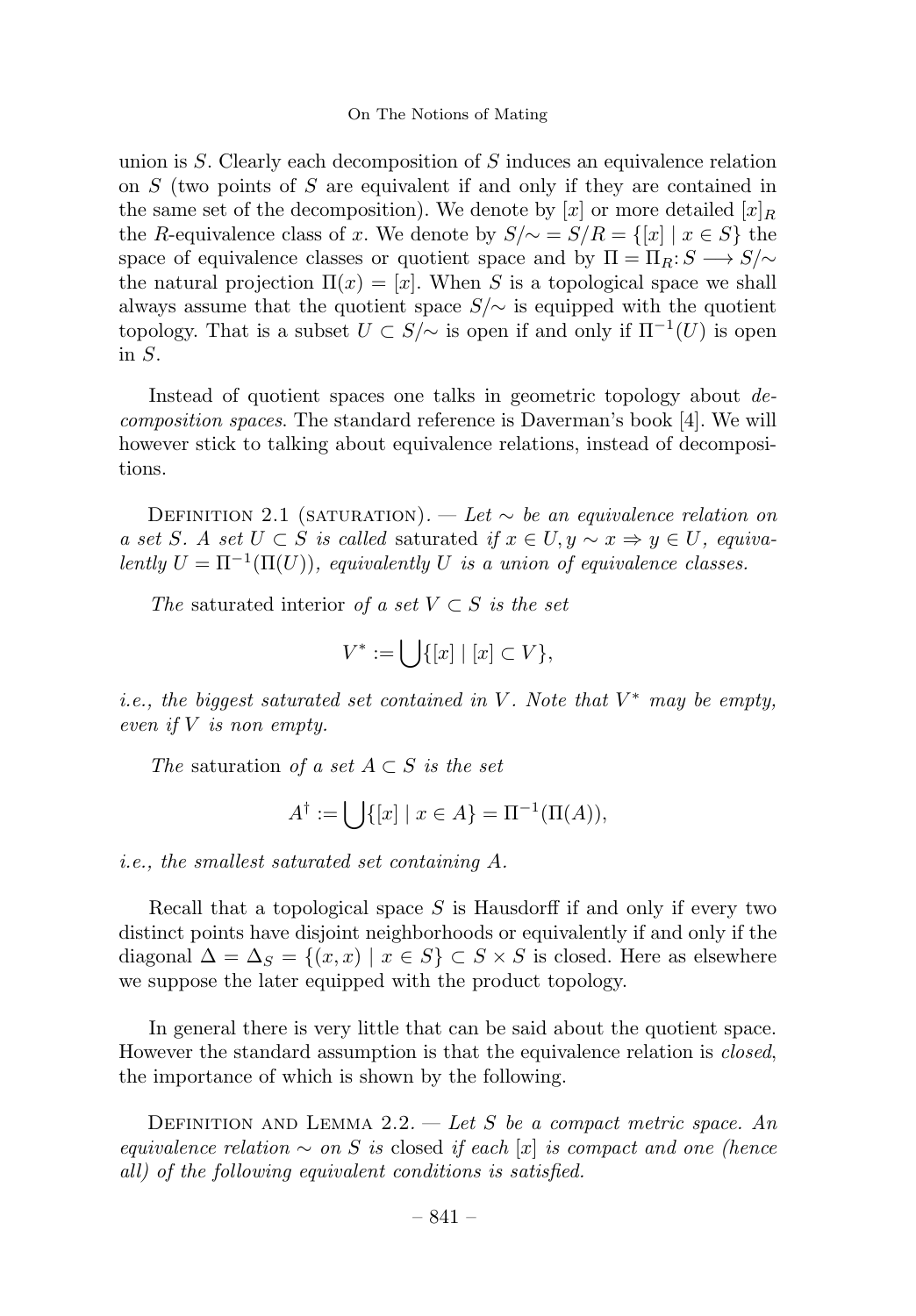union is $S$. Clearly each decomposition of $S$ induces an equivalence relation on $S$ (two points of $S$ are equivalent if and only if they are contained in the same set of the decomposition). We denote by $[x]$ or more detailed $[x]_R$ the $R$-equivalence class of $x$. We denote by $S/\!\sim\, = S/R = \{[x] \mid x \in S\}$ the space of equivalence classes or quotient space and by $\Pi = \Pi_R : S \longrightarrow S/\!\sim$ the natural projection $\Pi(x) = [x]$. When $S$ is a topological space we shall always assume that the quotient space $S/\!\sim$ is equipped with the quotient topology. That is a subset $U \subset S/\!\sim$ is open if and only if $\Pi^{-1}(U)$ is open in $S$.

Instead of quotient spaces one talks in geometric topology about *decomposition spaces*. The standard reference is Daverman's book [4]. We will however stick to talking about equivalence relations, instead of decompositions.

Definition 2.1 (saturation). — *Let $\sim$ be an equivalence relation on a set $S$. A set $U \subset S$ is called* saturated *if $x \in U, y \sim x \Rightarrow y \in U$, equivalently $U = \Pi^{-1}(\Pi(U))$, equivalently $U$ is a union of equivalence classes.*

*The* saturated interior *of a set $V \subset S$ is the set*

$$V^* := \bigcup\{[x] \mid [x] \subset V\},$$

*i.e., the biggest saturated set contained in $V$. Note that $V^*$ may be empty, even if $V$ is non empty.*

*The* saturation *of a set $A \subset S$ is the set*

$$A^\dagger := \bigcup\{[x] \mid x \in A\} = \Pi^{-1}(\Pi(A)),$$

*i.e., the smallest saturated set containing $A$.*

Recall that a topological space $S$ is Hausdorff if and only if every two distinct points have disjoint neighborhoods or equivalently if and only if the diagonal $\Delta = \Delta_S = \{(x,x) \mid x \in S\} \subset S \times S$ is closed. Here as elsewhere we suppose the later equipped with the product topology.

In general there is very little that can be said about the quotient space. However the standard assumption is that the equivalence relation is *closed*, the importance of which is shown by the following.

Definition and Lemma 2.2. — *Let $S$ be a compact metric space. An equivalence relation $\sim$ on $S$ is* closed *if each $[x]$ is compact and one (hence all) of the following equivalent conditions is satisfied.*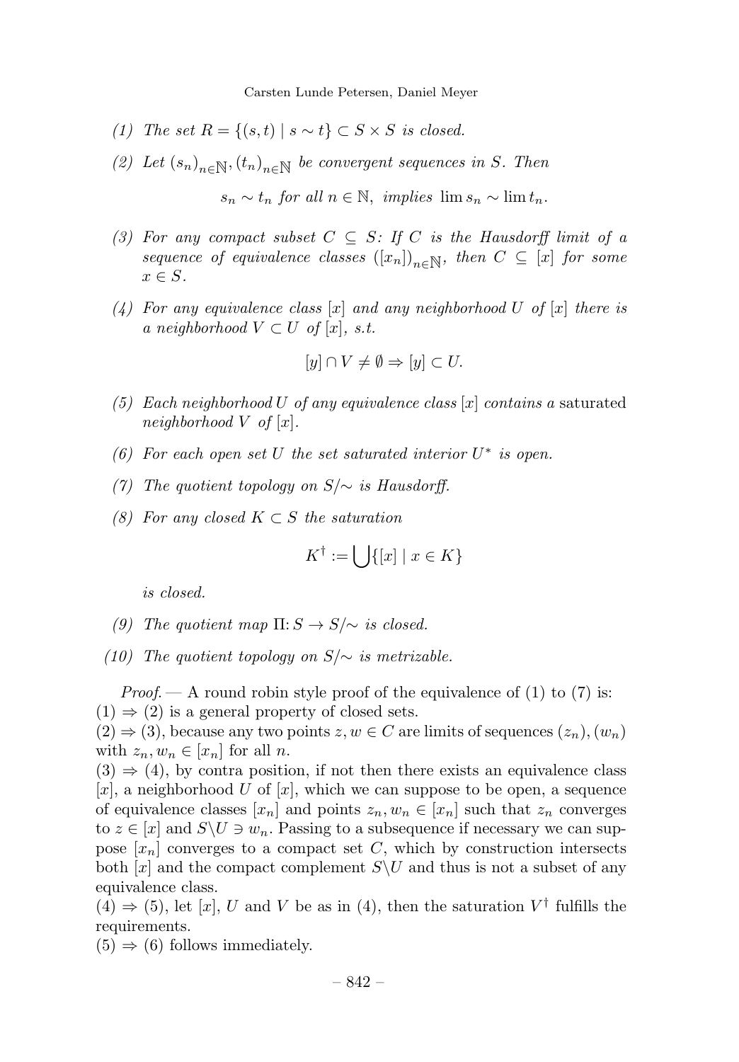(1) *The set* $R = \{(s,t) \mid s \sim t\} \subset S \times S$ *is closed.*

(2) *Let* $(s_n)_{n\in\mathbb{N}}, (t_n)_{n\in\mathbb{N}}$ *be convergent sequences in* $S$*. Then*

$$s_n \sim t_n \text{ for all } n \in \mathbb{N}, \text{ implies } \lim s_n \sim \lim t_n.$$

(3) *For any compact subset* $C \subseteq S$*: If* $C$ *is the Hausdorff limit of a sequence of equivalence classes* $([x_n])_{n\in\mathbb{N}}$*, then* $C \subseteq [x]$ *for some* $x \in S$*.*

(4) *For any equivalence class* $[x]$ *and any neighborhood* $U$ *of* $[x]$ *there is a neighborhood* $V \subset U$ *of* $[x]$*, s.t.*

$$[y] \cap V \neq \emptyset \Rightarrow [y] \subset U.$$

(5) *Each neighborhood* $U$ *of any equivalence class* $[x]$ *contains a* saturated *neighborhood* $V$ *of* $[x]$*.*

(6) *For each open set* $U$ *the set saturated interior* $U^*$ *is open.*

(7) *The quotient topology on* $S/\sim$ *is Hausdorff.*

(8) *For any closed* $K \subset S$ *the saturation*

$$K^\dagger := \bigcup\{[x] \mid x \in K\}$$

*is closed.*

(9) *The quotient map* $\Pi\colon S \to S/\sim$ *is closed.*

(10) *The quotient topology on* $S/\sim$ *is metrizable.*

*Proof.* — A round robin style proof of the equivalence of (1) to (7) is:
(1) $\Rightarrow$ (2) is a general property of closed sets.
(2) $\Rightarrow$ (3), because any two points $z, w \in C$ are limits of sequences $(z_n), (w_n)$ with $z_n, w_n \in [x_n]$ for all $n$.
(3) $\Rightarrow$ (4), by contra position, if not then there exists an equivalence class $[x]$, a neighborhood $U$ of $[x]$, which we can suppose to be open, a sequence of equivalence classes $[x_n]$ and points $z_n, w_n \in [x_n]$ such that $z_n$ converges to $z \in [x]$ and $S\backslash U \ni w_n$. Passing to a subsequence if necessary we can suppose $[x_n]$ converges to a compact set $C$, which by construction intersects both $[x]$ and the compact complement $S\backslash U$ and thus is not a subset of any equivalence class.
(4) $\Rightarrow$ (5), let $[x]$, $U$ and $V$ be as in (4), then the saturation $V^\dagger$ fulfills the requirements.
(5) $\Rightarrow$ (6) follows immediately.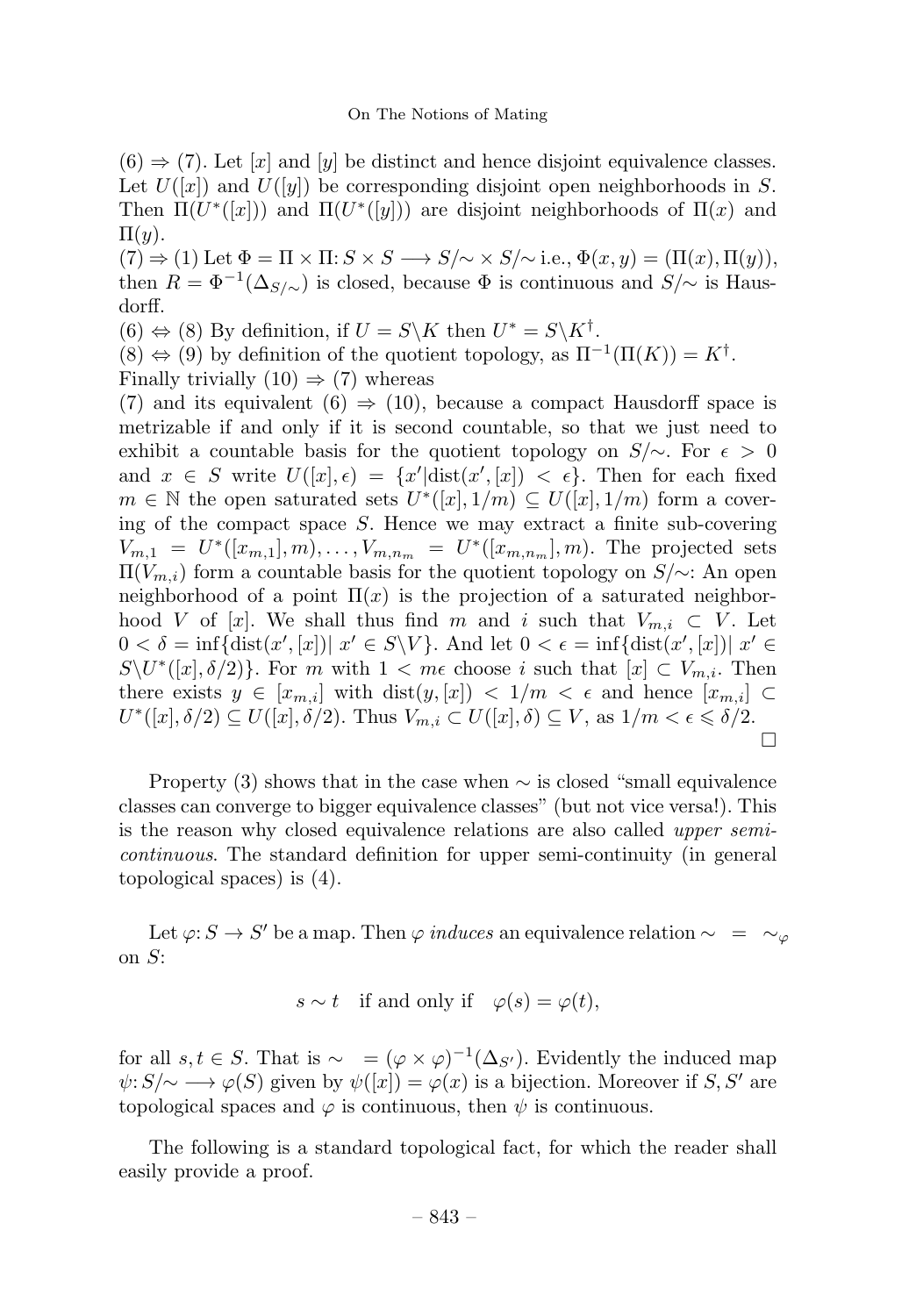(6) $\Rightarrow$ (7). Let $[x]$ and $[y]$ be distinct and hence disjoint equivalence classes. Let $U([x])$ and $U([y])$ be corresponding disjoint open neighborhoods in $S$. Then $\Pi(U^*([x]))$ and $\Pi(U^*([y]))$ are disjoint neighborhoods of $\Pi(x)$ and $\Pi(y)$.

(7) $\Rightarrow$ (1) Let $\Phi = \Pi \times \Pi \colon S \times S \longrightarrow S/\!\sim \times\, S/\!\sim$ i.e., $\Phi(x,y) = (\Pi(x), \Pi(y))$, then $R = \Phi^{-1}(\Delta_{S/\sim})$ is closed, because $\Phi$ is continuous and $S/\!\sim$ is Hausdorff.

(6) $\Leftrightarrow$ (8) By definition, if $U = S \backslash K$ then $U^* = S \backslash K^\dagger$.

(8) $\Leftrightarrow$ (9) by definition of the quotient topology, as $\Pi^{-1}(\Pi(K)) = K^\dagger$.

Finally trivially (10) $\Rightarrow$ (7) whereas

(7) and its equivalent (6) $\Rightarrow$ (10), because a compact Hausdorff space is metrizable if and only if it is second countable, so that we just need to exhibit a countable basis for the quotient topology on $S/\!\sim$. For $\epsilon > 0$ and $x \in S$ write $U([x], \epsilon) = \{x' | \mathrm{dist}(x', [x]) < \epsilon\}$. Then for each fixed $m \in \mathbb{N}$ the open saturated sets $U^*([x], 1/m) \subseteq U([x], 1/m)$ form a covering of the compact space $S$. Hence we may extract a finite sub-covering $V_{m,1} = U^*([x_{m,1}], m), \ldots, V_{m,n_m} = U^*([x_{m,n_m}], m)$. The projected sets $\Pi(V_{m,i})$ form a countable basis for the quotient topology on $S/\!\sim$: An open neighborhood of a point $\Pi(x)$ is the projection of a saturated neighborhood $V$ of $[x]$. We shall thus find $m$ and $i$ such that $V_{m,i} \subset V$. Let $0 < \delta = \inf\{\mathrm{dist}(x', [x]) | \, x' \in S \backslash V\}$. And let $0 < \epsilon = \inf\{\mathrm{dist}(x', [x]) | \, x' \in S \backslash U^*([x], \delta/2)\}$. For $m$ with $1 < m\epsilon$ choose $i$ such that $[x] \subset V_{m,i}$. Then there exists $y \in [x_{m,i}]$ with $\mathrm{dist}(y, [x]) < 1/m < \epsilon$ and hence $[x_{m,i}] \subset U^*([x], \delta/2) \subseteq U([x], \delta/2)$. Thus $V_{m,i} \subset U([x], \delta) \subseteq V$, as $1/m < \epsilon \leqslant \delta/2$. □

Property (3) shows that in the case when $\sim$ is closed "small equivalence classes can converge to bigger equivalence classes" (but not vice versa!). This is the reason why closed equivalence relations are also called *upper semi-continuous*. The standard definition for upper semi-continuity (in general topological spaces) is (4).

Let $\varphi \colon S \to S'$ be a map. Then $\varphi$ *induces* an equivalence relation $\sim \; = \; \sim_\varphi$ on $S$:

$$s \sim t \quad \text{if and only if} \quad \varphi(s) = \varphi(t),$$

for all $s, t \in S$. That is $\sim \; = (\varphi \times \varphi)^{-1}(\Delta_{S'})$. Evidently the induced map $\psi \colon S/\!\sim \longrightarrow \varphi(S)$ given by $\psi([x]) = \varphi(x)$ is a bijection. Moreover if $S, S'$ are topological spaces and $\varphi$ is continuous, then $\psi$ is continuous.

The following is a standard topological fact, for which the reader shall easily provide a proof.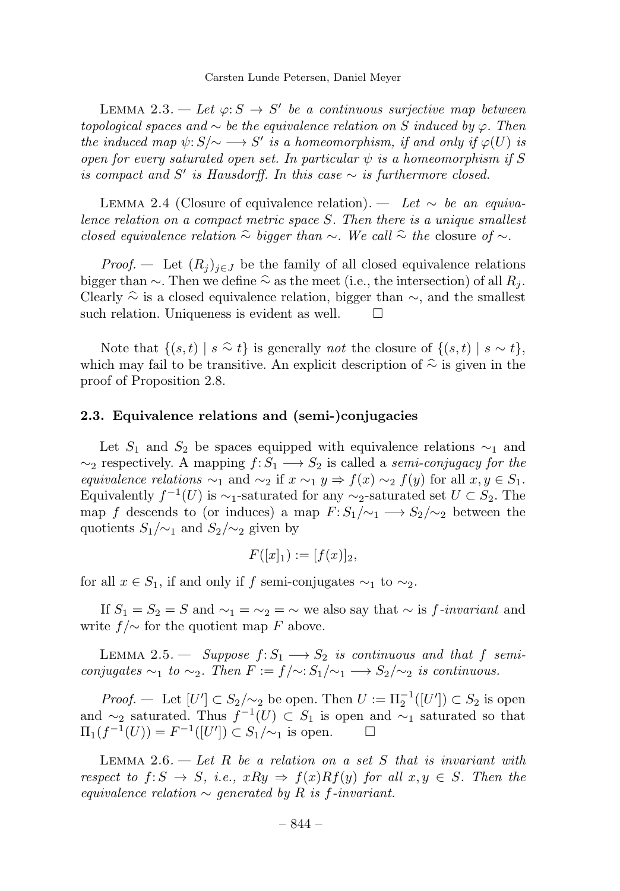Lemma 2.3. — *Let $\varphi: S \to S'$ be a continuous surjective map between topological spaces and $\sim$ be the equivalence relation on $S$ induced by $\varphi$. Then the induced map $\psi: S/\!\sim\, \longrightarrow S'$ is a homeomorphism, if and only if $\varphi(U)$ is open for every saturated open set. In particular $\psi$ is a homeomorphism if $S$ is compact and $S'$ is Hausdorff. In this case $\sim$ is furthermore closed.*

Lemma 2.4 (Closure of equivalence relation). — *Let $\sim$ be an equivalence relation on a compact metric space $S$. Then there is a unique smallest closed equivalence relation $\widehat{\approx}$ bigger than $\sim$. We call $\widehat{\approx}$ the* closure *of $\sim$.*

*Proof.* — Let $(R_j)_{j\in J}$ be the family of all closed equivalence relations bigger than $\sim$. Then we define $\widehat{\approx}$ as the meet (i.e., the intersection) of all $R_j$. Clearly $\widehat{\approx}$ is a closed equivalence relation, bigger than $\sim$, and the smallest such relation. Uniqueness is evident as well. □

Note that $\{(s,t) \mid s \mathrel{\widehat{\approx}} t\}$ is generally *not* the closure of $\{(s,t) \mid s \sim t\}$, which may fail to be transitive. An explicit description of $\widehat{\approx}$ is given in the proof of Proposition 2.8.

### 2.3. Equivalence relations and (semi-)conjugacies

Let $S_1$ and $S_2$ be spaces equipped with equivalence relations $\sim_1$ and $\sim_2$ respectively. A mapping $f: S_1 \longrightarrow S_2$ is called a *semi-conjugacy for the equivalence relations* $\sim_1$ and $\sim_2$ if $x \sim_1 y \Rightarrow f(x) \sim_2 f(y)$ for all $x, y \in S_1$. Equivalently $f^{-1}(U)$ is $\sim_1$-saturated for any $\sim_2$-saturated set $U \subset S_2$. The map $f$ descends to (or induces) a map $F: S_1/\!\sim_1\, \longrightarrow S_2/\!\sim_2$ between the quotients $S_1/\!\sim_1$ and $S_2/\!\sim_2$ given by

$$F([x]_1) := [f(x)]_2,$$

for all $x \in S_1$, if and only if $f$ semi-conjugates $\sim_1$ to $\sim_2$.

If $S_1 = S_2 = S$ and $\sim_1 = \sim_2 = \sim$ we also say that $\sim$ is *$f$-invariant* and write $f/\!\sim$ for the quotient map $F$ above.

Lemma 2.5. — *Suppose $f: S_1 \longrightarrow S_2$ is continuous and that $f$ semi-conjugates $\sim_1$ to $\sim_2$. Then $F := f/\!\sim: S_1/\!\sim_1\, \longrightarrow S_2/\!\sim_2$ is continuous.*

*Proof.* — Let $[U'] \subset S_2/\!\sim_2$ be open. Then $U := \Pi_2^{-1}([U']) \subset S_2$ is open and $\sim_2$ saturated. Thus $f^{-1}(U) \subset S_1$ is open and $\sim_1$ saturated so that $\Pi_1(f^{-1}(U)) = F^{-1}([U']) \subset S_1/\!\sim_1$ is open. □

Lemma 2.6. — *Let $R$ be a relation on a set $S$ that is invariant with respect to $f: S \to S$, i.e., $xRy \Rightarrow f(x)Rf(y)$ for all $x, y \in S$. Then the equivalence relation $\sim$ generated by $R$ is $f$-invariant.*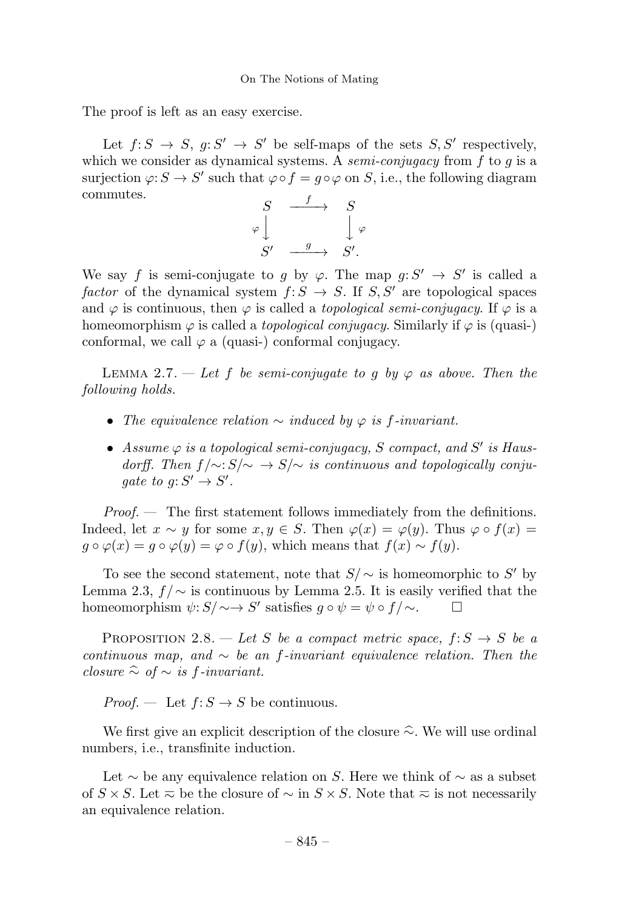The proof is left as an easy exercise.

Let $f: S \to S$, $g: S' \to S'$ be self-maps of the sets $S, S'$ respectively, which we consider as dynamical systems. A *semi-conjugacy* from $f$ to $g$ is a surjection $\varphi: S \to S'$ such that $\varphi \circ f = g \circ \varphi$ on $S$, i.e., the following diagram commutes.

$$\begin{array}{ccc} S & \xrightarrow{\ f\ } & S \\ \varphi \big\downarrow & & \big\downarrow \varphi \\ S' & \xrightarrow{\ g\ } & S'. \end{array}$$

We say $f$ is semi-conjugate to $g$ by $\varphi$. The map $g: S' \to S'$ is called a *factor* of the dynamical system $f: S \to S$. If $S, S'$ are topological spaces and $\varphi$ is continuous, then $\varphi$ is called a *topological semi-conjugacy*. If $\varphi$ is a homeomorphism $\varphi$ is called a *topological conjugacy*. Similarly if $\varphi$ is (quasi-) conformal, we call $\varphi$ a (quasi-) conformal conjugacy.

Lemma 2.7. — *Let $f$ be semi-conjugate to $g$ by $\varphi$ as above. Then the following holds.*

- *The equivalence relation $\sim$ induced by $\varphi$ is $f$-invariant.*
- *Assume $\varphi$ is a topological semi-conjugacy, $S$ compact, and $S'$ is Hausdorff. Then $f/{\sim}: S/{\sim} \to S/{\sim}$ is continuous and topologically conjugate to $g: S' \to S'$.*

*Proof.* — The first statement follows immediately from the definitions. Indeed, let $x \sim y$ for some $x, y \in S$. Then $\varphi(x) = \varphi(y)$. Thus $\varphi \circ f(x) = g \circ \varphi(x) = g \circ \varphi(y) = \varphi \circ f(y)$, which means that $f(x) \sim f(y)$.

To see the second statement, note that $S/\sim$ is homeomorphic to $S'$ by Lemma 2.3, $f/\sim$ is continuous by Lemma 2.5. It is easily verified that the homeomorphism $\psi: S/{\sim} \to S'$ satisfies $g \circ \psi = \psi \circ f/{\sim}$. $\square$

Proposition 2.8. — *Let $S$ be a compact metric space, $f: S \to S$ be a continuous map, and $\sim$ be an $f$-invariant equivalence relation. Then the closure $\widehat{\sim}$ of $\sim$ is $f$-invariant.*

*Proof.* — Let $f: S \to S$ be continuous.

We first give an explicit description of the closure $\widehat{\sim}$. We will use ordinal numbers, i.e., transfinite induction.

Let $\sim$ be any equivalence relation on $S$. Here we think of $\sim$ as a subset of $S \times S$. Let $\overline{\sim}$ be the closure of $\sim$ in $S \times S$. Note that $\overline{\sim}$ is not necessarily an equivalence relation.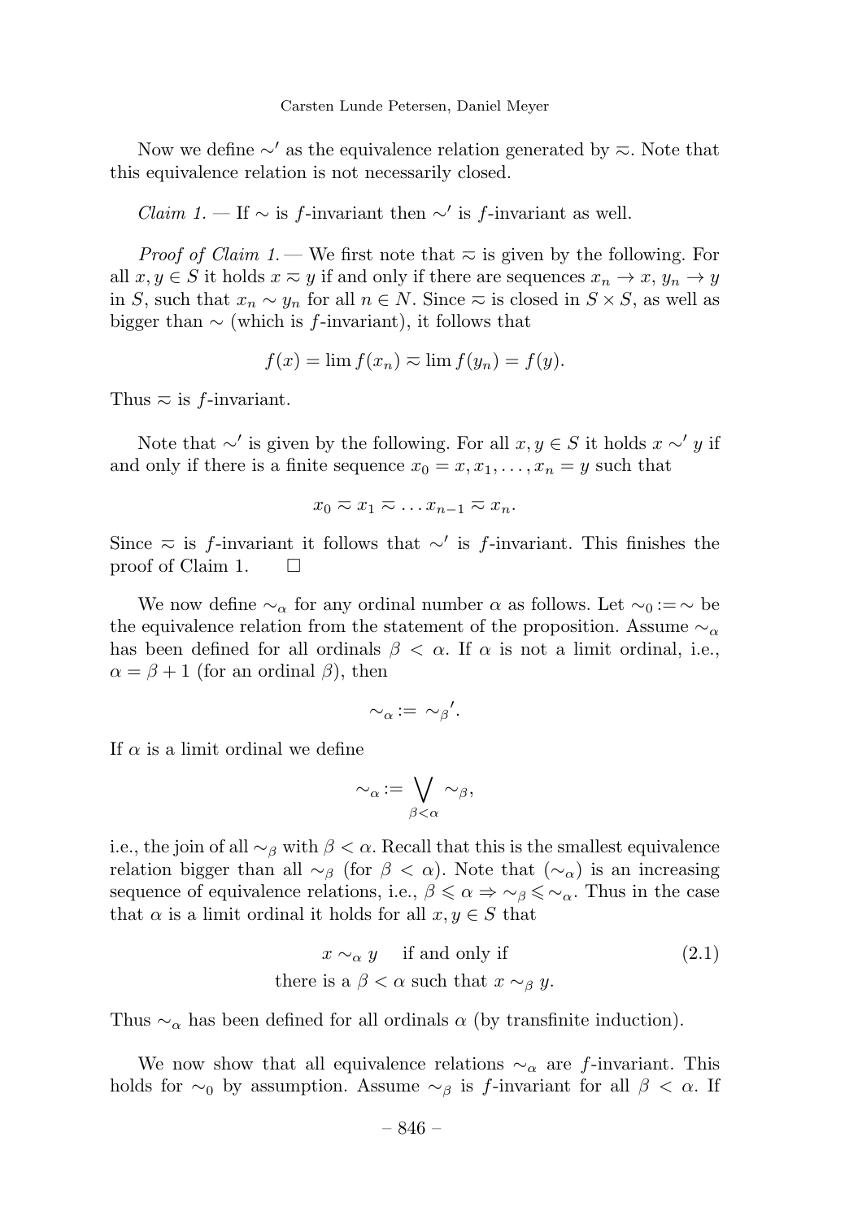Now we define $\sim'$ as the equivalence relation generated by $\eqsim$. Note that this equivalence relation is not necessarily closed.

*Claim 1.* — If $\sim$ is $f$-invariant then $\sim'$ is $f$-invariant as well.

*Proof of Claim 1.* — We first note that $\eqsim$ is given by the following. For all $x, y \in S$ it holds $x \eqsim y$ if and only if there are sequences $x_n \to x$, $y_n \to y$ in $S$, such that $x_n \sim y_n$ for all $n \in N$. Since $\eqsim$ is closed in $S \times S$, as well as bigger than $\sim$ (which is $f$-invariant), it follows that

$$f(x) = \lim f(x_n) \eqsim \lim f(y_n) = f(y).$$

Thus $\eqsim$ is $f$-invariant.

Note that $\sim'$ is given by the following. For all $x, y \in S$ it holds $x \sim' y$ if and only if there is a finite sequence $x_0 = x, x_1, \ldots, x_n = y$ such that

$$x_0 \eqsim x_1 \eqsim \ldots x_{n-1} \eqsim x_n.$$

Since $\eqsim$ is $f$-invariant it follows that $\sim'$ is $f$-invariant. This finishes the proof of Claim 1. $\square$

We now define $\sim_\alpha$ for any ordinal number $\alpha$ as follows. Let $\sim_0 := \sim$ be the equivalence relation from the statement of the proposition. Assume $\sim_\alpha$ has been defined for all ordinals $\beta < \alpha$. If $\alpha$ is not a limit ordinal, i.e., $\alpha = \beta + 1$ (for an ordinal $\beta$), then

$$\sim_\alpha := \sim_\beta{}'.$$

If $\alpha$ is a limit ordinal we define

$$\sim_\alpha := \bigvee_{\beta < \alpha} \sim_\beta,$$

i.e., the join of all $\sim_\beta$ with $\beta < \alpha$. Recall that this is the smallest equivalence relation bigger than all $\sim_\beta$ (for $\beta < \alpha$). Note that $(\sim_\alpha)$ is an increasing sequence of equivalence relations, i.e., $\beta \leqslant \alpha \Rightarrow \sim_\beta \leqslant \sim_\alpha$. Thus in the case that $\alpha$ is a limit ordinal it holds for all $x, y \in S$ that

$$\begin{aligned} x \sim_\alpha y \quad &\text{if and only if} \\ \text{there is a } \beta < \alpha &\text{ such that } x \sim_\beta y. \end{aligned} \tag{2.1}$$

Thus $\sim_\alpha$ has been defined for all ordinals $\alpha$ (by transfinite induction).

We now show that all equivalence relations $\sim_\alpha$ are $f$-invariant. This holds for $\sim_0$ by assumption. Assume $\sim_\beta$ is $f$-invariant for all $\beta < \alpha$. If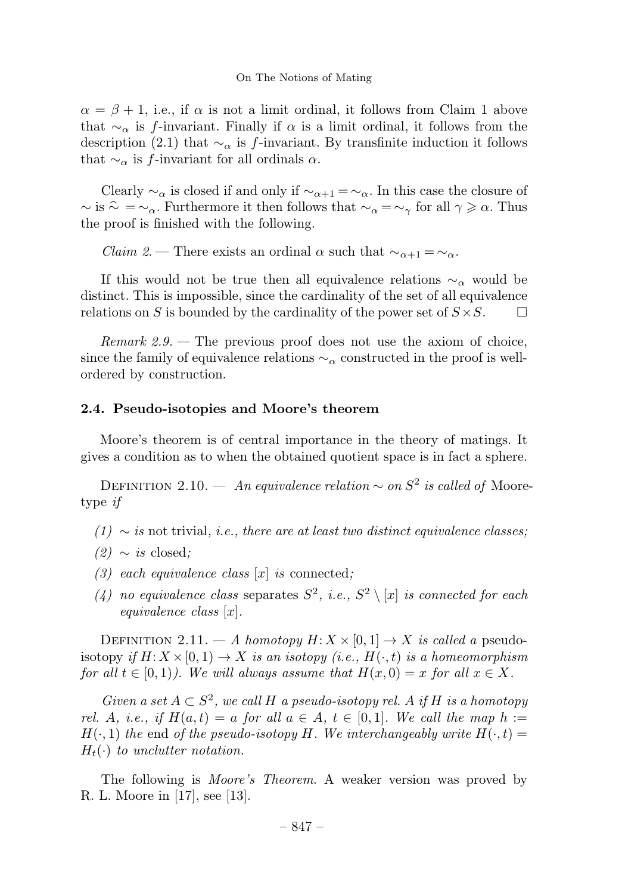$\alpha = \beta + 1$, i.e., if $\alpha$ is not a limit ordinal, it follows from Claim 1 above that $\sim_\alpha$ is $f$-invariant. Finally if $\alpha$ is a limit ordinal, it follows from the description (2.1) that $\sim_\alpha$ is $f$-invariant. By transfinite induction it follows that $\sim_\alpha$ is $f$-invariant for all ordinals $\alpha$.

Clearly $\sim_\alpha$ is closed if and only if $\sim_{\alpha+1} = \sim_\alpha$. In this case the closure of $\sim$ is $\widehat{\sim} = \sim_\alpha$. Furthermore it then follows that $\sim_\alpha = \sim_\gamma$ for all $\gamma \geqslant \alpha$. Thus the proof is finished with the following.

*Claim 2.* — There exists an ordinal $\alpha$ such that $\sim_{\alpha+1} = \sim_\alpha$.

If this would not be true then all equivalence relations $\sim_\alpha$ would be distinct. This is impossible, since the cardinality of the set of all equivalence relations on $S$ is bounded by the cardinality of the power set of $S \times S$. □

*Remark 2.9.* — The previous proof does not use the axiom of choice, since the family of equivalence relations $\sim_\alpha$ constructed in the proof is well-ordered by construction.

### 2.4. Pseudo-isotopies and Moore's theorem

Moore's theorem is of central importance in the theory of matings. It gives a condition as to when the obtained quotient space is in fact a sphere.

Definition 2.10. — *An equivalence relation $\sim$ on $S^2$ is called of* Moore-type *if*

*(1) $\sim$ is* not trivial*, i.e., there are at least two distinct equivalence classes;*

*(2) $\sim$ is* closed*;*

*(3) each equivalence class $[x]$ is* connected*;*

*(4) no equivalence class* separates *$S^2$, i.e., $S^2 \setminus [x]$ is connected for each equivalence class $[x]$.*

Definition 2.11. — *A homotopy $H\colon X \times [0,1] \to X$ is called a* pseudo-isotopy *if $H\colon X \times [0,1) \to X$ is an isotopy (i.e., $H(\cdot, t)$ is a homeomorphism for all $t \in [0,1)$). We will always assume that $H(x,0) = x$ for all $x \in X$.*

*Given a set $A \subset S^2$, we call $H$ a pseudo-isotopy rel. $A$ if $H$ is a homotopy rel. $A$, i.e., if $H(a,t) = a$ for all $a \in A$, $t \in [0,1]$. We call the map $h := H(\cdot, 1)$ the* end *of the pseudo-isotopy $H$. We interchangeably write $H(\cdot, t) = H_t(\cdot)$ to unclutter notation.*

The following is *Moore's Theorem*. A weaker version was proved by R. L. Moore in [17], see [13].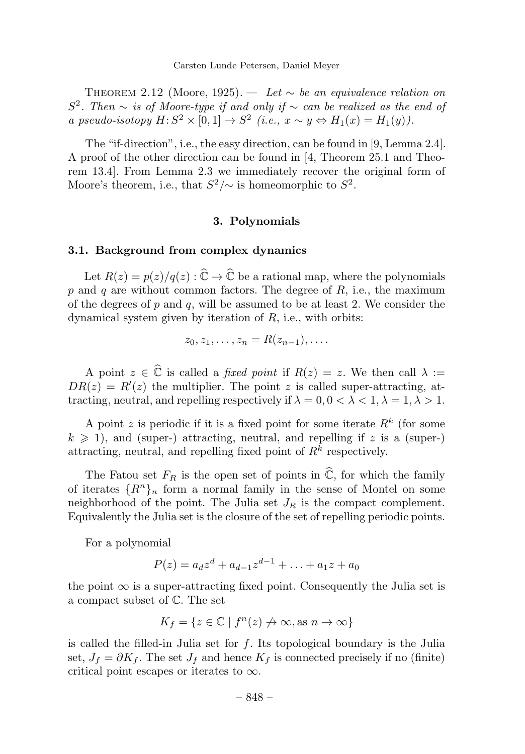Theorem 2.12 (Moore, 1925). — *Let $\sim$ be an equivalence relation on $S^2$. Then $\sim$ is of Moore-type if and only if $\sim$ can be realized as the end of a pseudo-isotopy $H\colon S^2 \times [0,1] \to S^2$ (i.e., $x \sim y \Leftrightarrow H_1(x) = H_1(y)$).*

The "if-direction", i.e., the easy direction, can be found in [9, Lemma 2.4]. A proof of the other direction can be found in [4, Theorem 25.1 and Theorem 13.4]. From Lemma 2.3 we immediately recover the original form of Moore's theorem, i.e., that $S^2/\!\sim$ is homeomorphic to $S^2$.

## 3. Polynomials

### 3.1. Background from complex dynamics

Let $R(z) = p(z)/q(z) : \widehat{\mathbb{C}} \to \widehat{\mathbb{C}}$ be a rational map, where the polynomials $p$ and $q$ are without common factors. The degree of $R$, i.e., the maximum of the degrees of $p$ and $q$, will be assumed to be at least 2. We consider the dynamical system given by iteration of $R$, i.e., with orbits:

$$z_0, z_1, \ldots, z_n = R(z_{n-1}), \ldots.$$

A point $z \in \widehat{\mathbb{C}}$ is called a *fixed point* if $R(z) = z$. We then call $\lambda := DR(z) = R'(z)$ the multiplier. The point $z$ is called super-attracting, attracting, neutral, and repelling respectively if $\lambda = 0, 0 < \lambda < 1, \lambda = 1, \lambda > 1$.

A point $z$ is periodic if it is a fixed point for some iterate $R^k$ (for some $k \geqslant 1$), and (super-) attracting, neutral, and repelling if $z$ is a (super-) attracting, neutral, and repelling fixed point of $R^k$ respectively.

The Fatou set $F_R$ is the open set of points in $\widehat{\mathbb{C}}$, for which the family of iterates $\{R^n\}_n$ form a normal family in the sense of Montel on some neighborhood of the point. The Julia set $J_R$ is the compact complement. Equivalently the Julia set is the closure of the set of repelling periodic points.

For a polynomial

$$P(z) = a_d z^d + a_{d-1} z^{d-1} + \ldots + a_1 z + a_0$$

the point $\infty$ is a super-attracting fixed point. Consequently the Julia set is a compact subset of $\mathbb{C}$. The set

$$K_f = \{z \in \mathbb{C} \mid f^n(z) \not\to \infty, \text{as } n \to \infty\}$$

is called the filled-in Julia set for $f$. Its topological boundary is the Julia set, $J_f = \partial K_f$. The set $J_f$ and hence $K_f$ is connected precisely if no (finite) critical point escapes or iterates to $\infty$.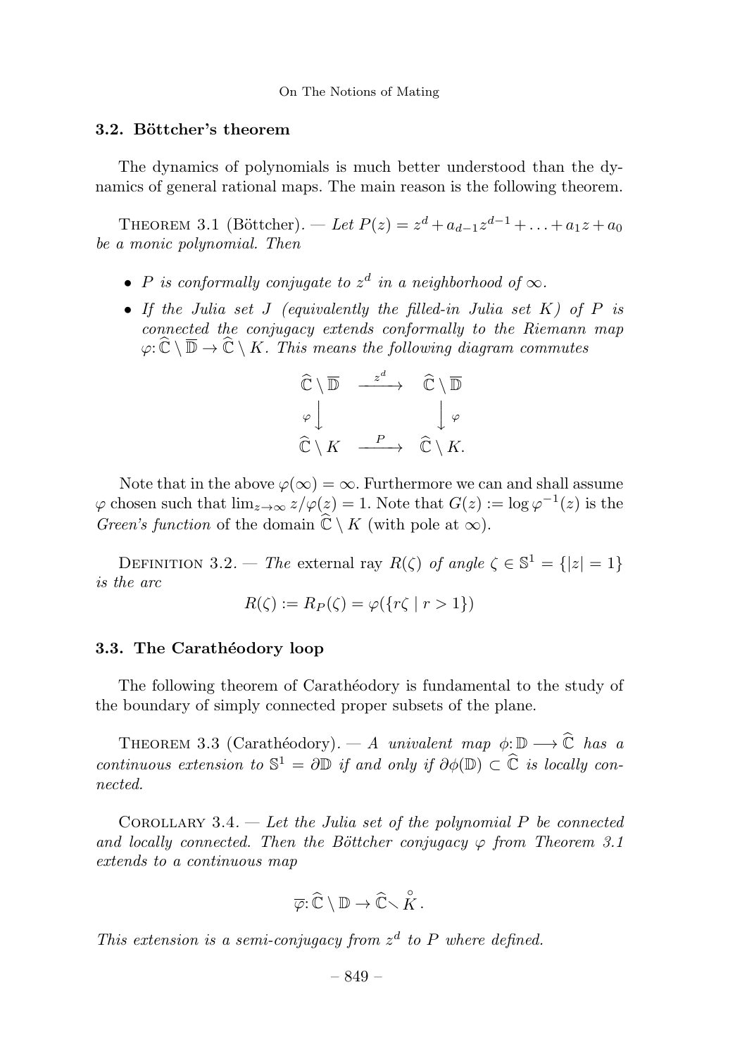### 3.2. Böttcher's theorem

The dynamics of polynomials is much better understood than the dynamics of general rational maps. The main reason is the following theorem.

THEOREM 3.1 (Böttcher). — *Let $P(z) = z^d + a_{d-1}z^{d-1} + \ldots + a_1 z + a_0$ be a monic polynomial. Then*

- *$P$ is conformally conjugate to $z^d$ in a neighborhood of $\infty$.*
- *If the Julia set $J$ (equivalently the filled-in Julia set $K$) of $P$ is connected the conjugacy extends conformally to the Riemann map $\varphi\colon \widehat{\mathbb{C}} \setminus \overline{\mathbb{D}} \to \widehat{\mathbb{C}} \setminus K$. This means the following diagram commutes*

$$
\begin{array}{ccc}
\widehat{\mathbb{C}} \setminus \overline{\mathbb{D}} & \xrightarrow{\ z^d\ } & \widehat{\mathbb{C}} \setminus \overline{\mathbb{D}} \\
{\scriptstyle\varphi}\big\downarrow & & \big\downarrow{\scriptstyle\varphi} \\
\widehat{\mathbb{C}} \setminus K & \xrightarrow{\ P\ } & \widehat{\mathbb{C}} \setminus K.
\end{array}
$$

Note that in the above $\varphi(\infty) = \infty$. Furthermore we can and shall assume $\varphi$ chosen such that $\lim_{z\to\infty} z/\varphi(z) = 1$. Note that $G(z) := \log \varphi^{-1}(z)$ is the *Green's function* of the domain $\widehat{\mathbb{C}} \setminus K$ (with pole at $\infty$).

DEFINITION 3.2. — *The* external ray $R(\zeta)$ *of angle* $\zeta \in \mathbb{S}^1 = \{|z| = 1\}$ *is the arc*

$$R(\zeta) := R_P(\zeta) = \varphi(\{r\zeta \mid r > 1\})$$

### 3.3. The Carathéodory loop

The following theorem of Carathéodory is fundamental to the study of the boundary of simply connected proper subsets of the plane.

THEOREM 3.3 (Carathéodory). — *A univalent map $\phi\colon \mathbb{D} \longrightarrow \widehat{\mathbb{C}}$ has a continuous extension to $\mathbb{S}^1 = \partial\mathbb{D}$ if and only if $\partial\phi(\mathbb{D}) \subset \widehat{\mathbb{C}}$ is locally connected.*

COROLLARY 3.4. — *Let the Julia set of the polynomial $P$ be connected and locally connected. Then the Böttcher conjugacy $\varphi$ from Theorem 3.1 extends to a continuous map*

$$\overline{\varphi}\colon \widehat{\mathbb{C}} \setminus \mathbb{D} \to \widehat{\mathbb{C}} \setminus \overset{\circ}{K}.$$

*This extension is a semi-conjugacy from $z^d$ to $P$ where defined.*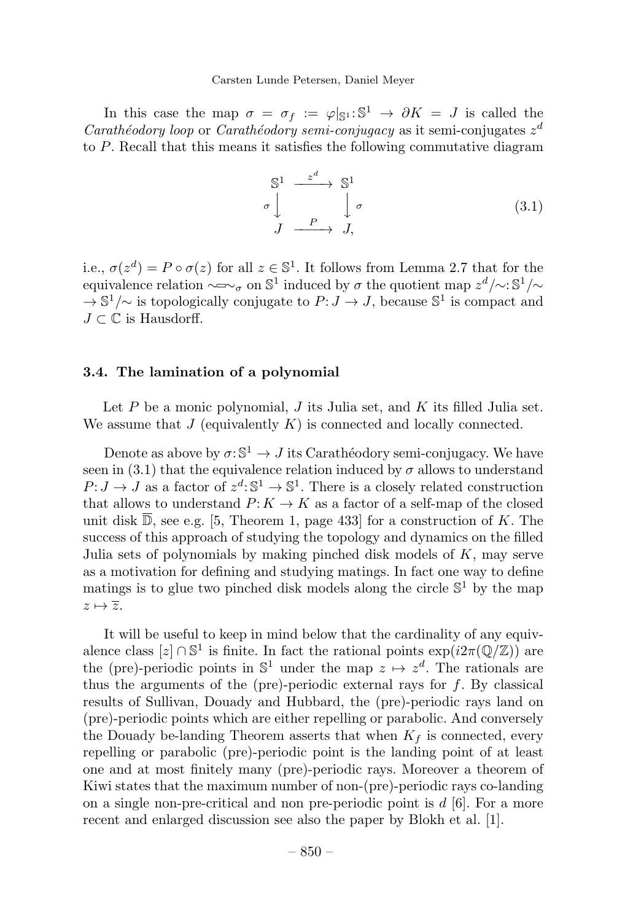In this case the map $\sigma = \sigma_f := \varphi|_{\mathbb{S}^1}: \mathbb{S}^1 \to \partial K = J$ is called the *Carathéodory loop* or *Carathéodory semi-conjugacy* as it semi-conjugates $z^d$ to $P$. Recall that this means it satisfies the following commutative diagram

$$\begin{array}{ccc} \mathbb{S}^1 & \xrightarrow{z^d} & \mathbb{S}^1 \\ \sigma \downarrow & & \downarrow \sigma \\ J & \xrightarrow{P} & J, \end{array} \tag{3.1}$$

i.e., $\sigma(z^d) = P \circ \sigma(z)$ for all $z \in \mathbb{S}^1$. It follows from Lemma 2.7 that for the equivalence relation $\sim = \sim_\sigma$ on $\mathbb{S}^1$ induced by $\sigma$ the quotient map $z^d/\sim: \mathbb{S}^1/\sim \to \mathbb{S}^1/\sim$ is topologically conjugate to $P: J \to J$, because $\mathbb{S}^1$ is compact and $J \subset \mathbb{C}$ is Hausdorff.

### 3.4. The lamination of a polynomial

Let $P$ be a monic polynomial, $J$ its Julia set, and $K$ its filled Julia set. We assume that $J$ (equivalently $K$) is connected and locally connected.

Denote as above by $\sigma: \mathbb{S}^1 \to J$ its Carathéodory semi-conjugacy. We have seen in (3.1) that the equivalence relation induced by $\sigma$ allows to understand $P: J \to J$ as a factor of $z^d: \mathbb{S}^1 \to \mathbb{S}^1$. There is a closely related construction that allows to understand $P: K \to K$ as a factor of a self-map of the closed unit disk $\overline{\mathbb{D}}$, see e.g. [5, Theorem 1, page 433] for a construction of $K$. The success of this approach of studying the topology and dynamics on the filled Julia sets of polynomials by making pinched disk models of $K$, may serve as a motivation for defining and studying matings. In fact one way to define matings is to glue two pinched disk models along the circle $\mathbb{S}^1$ by the map $z \mapsto \overline{z}$.

It will be useful to keep in mind below that the cardinality of any equivalence class $[z] \cap \mathbb{S}^1$ is finite. In fact the rational points $\exp(i2\pi(\mathbb{Q}/\mathbb{Z}))$ are the (pre)-periodic points in $\mathbb{S}^1$ under the map $z \mapsto z^d$. The rationals are thus the arguments of the (pre)-periodic external rays for $f$. By classical results of Sullivan, Douady and Hubbard, the (pre)-periodic rays land on (pre)-periodic points which are either repelling or parabolic. And conversely the Douady be-landing Theorem asserts that when $K_f$ is connected, every repelling or parabolic (pre)-periodic point is the landing point of at least one and at most finitely many (pre)-periodic rays. Moreover a theorem of Kiwi states that the maximum number of non-(pre)-periodic rays co-landing on a single non-pre-critical and non pre-periodic point is $d$ [6]. For a more recent and enlarged discussion see also the paper by Blokh et al. [1].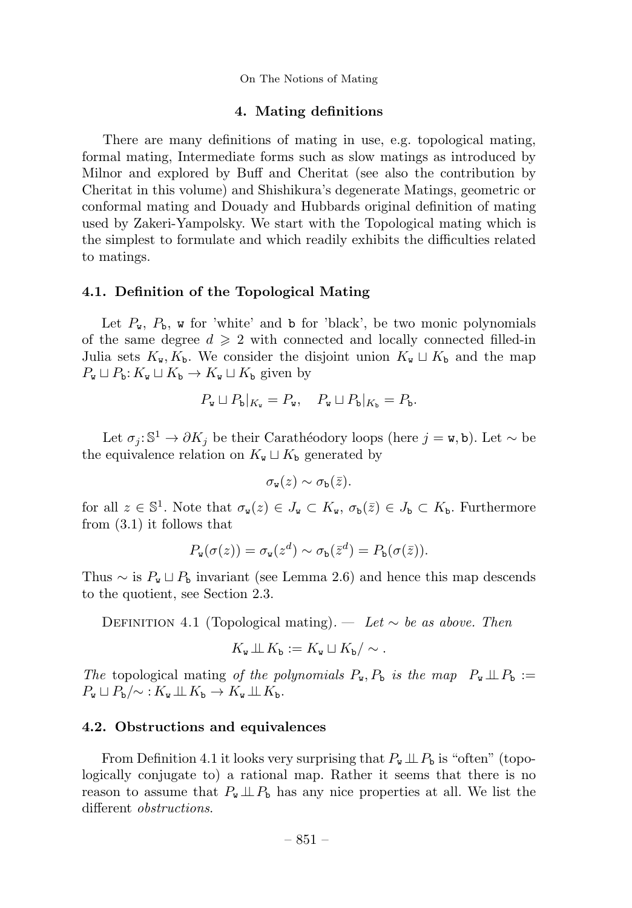## 4. Mating definitions

There are many definitions of mating in use, e.g. topological mating, formal mating, Intermediate forms such as slow matings as introduced by Milnor and explored by Buff and Cheritat (see also the contribution by Cheritat in this volume) and Shishikura's degenerate Matings, geometric or conformal mating and Douady and Hubbards original definition of mating used by Zakeri-Yampolsky. We start with the Topological mating which is the simplest to formulate and which readily exhibits the difficulties related to matings.

### 4.1. Definition of the Topological Mating

Let $P_{\mathtt{w}}$, $P_{\mathtt{b}}$, $\mathtt{w}$ for 'white' and $\mathtt{b}$ for 'black', be two monic polynomials of the same degree $d \geqslant 2$ with connected and locally connected filled-in Julia sets $K_{\mathtt{w}}, K_{\mathtt{b}}$. We consider the disjoint union $K_{\mathtt{w}} \sqcup K_{\mathtt{b}}$ and the map $P_{\mathtt{w}} \sqcup P_{\mathtt{b}} \colon K_{\mathtt{w}} \sqcup K_{\mathtt{b}} \to K_{\mathtt{w}} \sqcup K_{\mathtt{b}}$ given by

$$P_{\mathtt{w}} \sqcup P_{\mathtt{b}}|_{K_{\mathtt{w}}} = P_{\mathtt{w}}, \quad P_{\mathtt{w}} \sqcup P_{\mathtt{b}}|_{K_{\mathtt{b}}} = P_{\mathtt{b}}.$$

Let $\sigma_j \colon \mathbb{S}^1 \to \partial K_j$ be their Carathéodory loops (here $j = \mathtt{w}, \mathtt{b}$). Let $\sim$ be the equivalence relation on $K_{\mathtt{w}} \sqcup K_{\mathtt{b}}$ generated by

$$\sigma_{\mathtt{w}}(z) \sim \sigma_{\mathtt{b}}(\bar{z}).$$

for all $z \in \mathbb{S}^1$. Note that $\sigma_{\mathtt{w}}(z) \in J_{\mathtt{w}} \subset K_{\mathtt{w}}$, $\sigma_{\mathtt{b}}(\bar{z}) \in J_{\mathtt{b}} \subset K_{\mathtt{b}}$. Furthermore from (3.1) it follows that

$$P_{\mathtt{w}}(\sigma(z)) = \sigma_{\mathtt{w}}(z^d) \sim \sigma_{\mathtt{b}}(\bar{z}^d) = P_{\mathtt{b}}(\sigma(\bar{z})).$$

Thus $\sim$ is $P_{\mathtt{w}} \sqcup P_{\mathtt{b}}$ invariant (see Lemma 2.6) and hence this map descends to the quotient, see Section 2.3.

Definition 4.1 (Topological mating). — *Let $\sim$ be as above. Then*

$$K_{\mathtt{w}} \perp\!\!\!\perp K_{\mathtt{b}} := K_{\mathtt{w}} \sqcup K_{\mathtt{b}} / \sim .$$

*The* topological mating *of the polynomials $P_{\mathtt{w}}, P_{\mathtt{b}}$ is the map $P_{\mathtt{w}} \perp\!\!\!\perp P_{\mathtt{b}} := P_{\mathtt{w}} \sqcup P_{\mathtt{b}} / \!\sim \colon K_{\mathtt{w}} \perp\!\!\!\perp K_{\mathtt{b}} \to K_{\mathtt{w}} \perp\!\!\!\perp K_{\mathtt{b}}$.*

### 4.2. Obstructions and equivalences

From Definition 4.1 it looks very surprising that $P_{\mathtt{w}} \perp\!\!\!\perp P_{\mathtt{b}}$ is "often" (topologically conjugate to) a rational map. Rather it seems that there is no reason to assume that $P_{\mathtt{w}} \perp\!\!\!\perp P_{\mathtt{b}}$ has any nice properties at all. We list the different *obstructions*.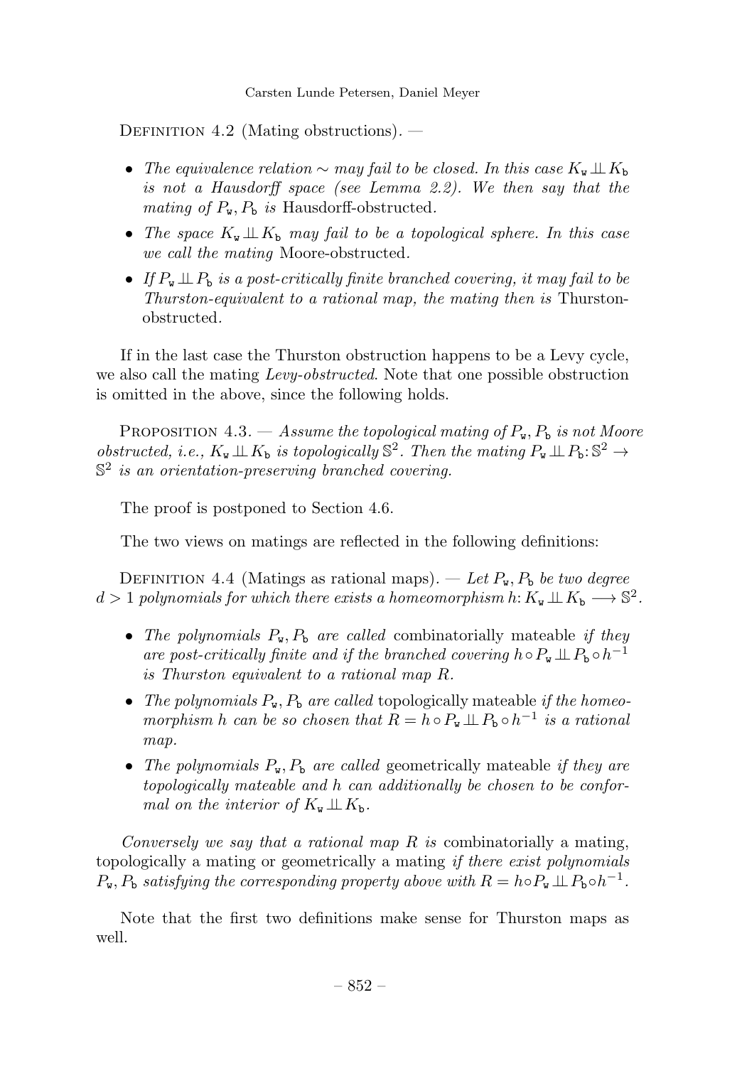Definition 4.2 (Mating obstructions). —

- *The equivalence relation $\sim$ may fail to be closed. In this case $K_{\mathtt{w}} \amalg K_{\mathtt{b}}$ is not a Hausdorff space (see Lemma 2.2). We then say that the mating of $P_{\mathtt{w}}, P_{\mathtt{b}}$ is* Hausdorff-obstructed*.*
- *The space $K_{\mathtt{w}} \amalg K_{\mathtt{b}}$ may fail to be a topological sphere. In this case we call the mating* Moore-obstructed*.*
- *If $P_{\mathtt{w}} \amalg P_{\mathtt{b}}$ is a post-critically finite branched covering, it may fail to be Thurston-equivalent to a rational map, the mating then is* Thurston-obstructed*.*

If in the last case the Thurston obstruction happens to be a Levy cycle, we also call the mating *Levy-obstructed*. Note that one possible obstruction is omitted in the above, since the following holds.

Proposition 4.3. — *Assume the topological mating of $P_{\mathtt{w}}, P_{\mathtt{b}}$ is not Moore obstructed, i.e., $K_{\mathtt{w}} \amalg K_{\mathtt{b}}$ is topologically $\mathbb{S}^2$. Then the mating $P_{\mathtt{w}} \amalg P_{\mathtt{b}} \colon \mathbb{S}^2 \to \mathbb{S}^2$ is an orientation-preserving branched covering.*

The proof is postponed to Section 4.6.

The two views on matings are reflected in the following definitions:

Definition 4.4 (Matings as rational maps). — *Let $P_{\mathtt{w}}, P_{\mathtt{b}}$ be two degree $d > 1$ polynomials for which there exists a homeomorphism $h \colon K_{\mathtt{w}} \amalg K_{\mathtt{b}} \longrightarrow \mathbb{S}^2$.*

- *The polynomials $P_{\mathtt{w}}, P_{\mathtt{b}}$ are called* combinatorially mateable *if they are post-critically finite and if the branched covering $h \circ P_{\mathtt{w}} \amalg P_{\mathtt{b}} \circ h^{-1}$ is Thurston equivalent to a rational map $R$.*
- *The polynomials $P_{\mathtt{w}}, P_{\mathtt{b}}$ are called* topologically mateable *if the homeomorphism $h$ can be so chosen that $R = h \circ P_{\mathtt{w}} \amalg P_{\mathtt{b}} \circ h^{-1}$ is a rational map.*
- *The polynomials $P_{\mathtt{w}}, P_{\mathtt{b}}$ are called* geometrically mateable *if they are topologically mateable and $h$ can additionally be chosen to be conformal on the interior of $K_{\mathtt{w}} \amalg K_{\mathtt{b}}$.*

*Conversely we say that a rational map $R$ is* combinatorially a mating, topologically a mating or geometrically a mating *if there exist polynomials $P_{\mathtt{w}}, P_{\mathtt{b}}$ satisfying the corresponding property above with $R = h \circ P_{\mathtt{w}} \amalg P_{\mathtt{b}} \circ h^{-1}$.*

Note that the first two definitions make sense for Thurston maps as well.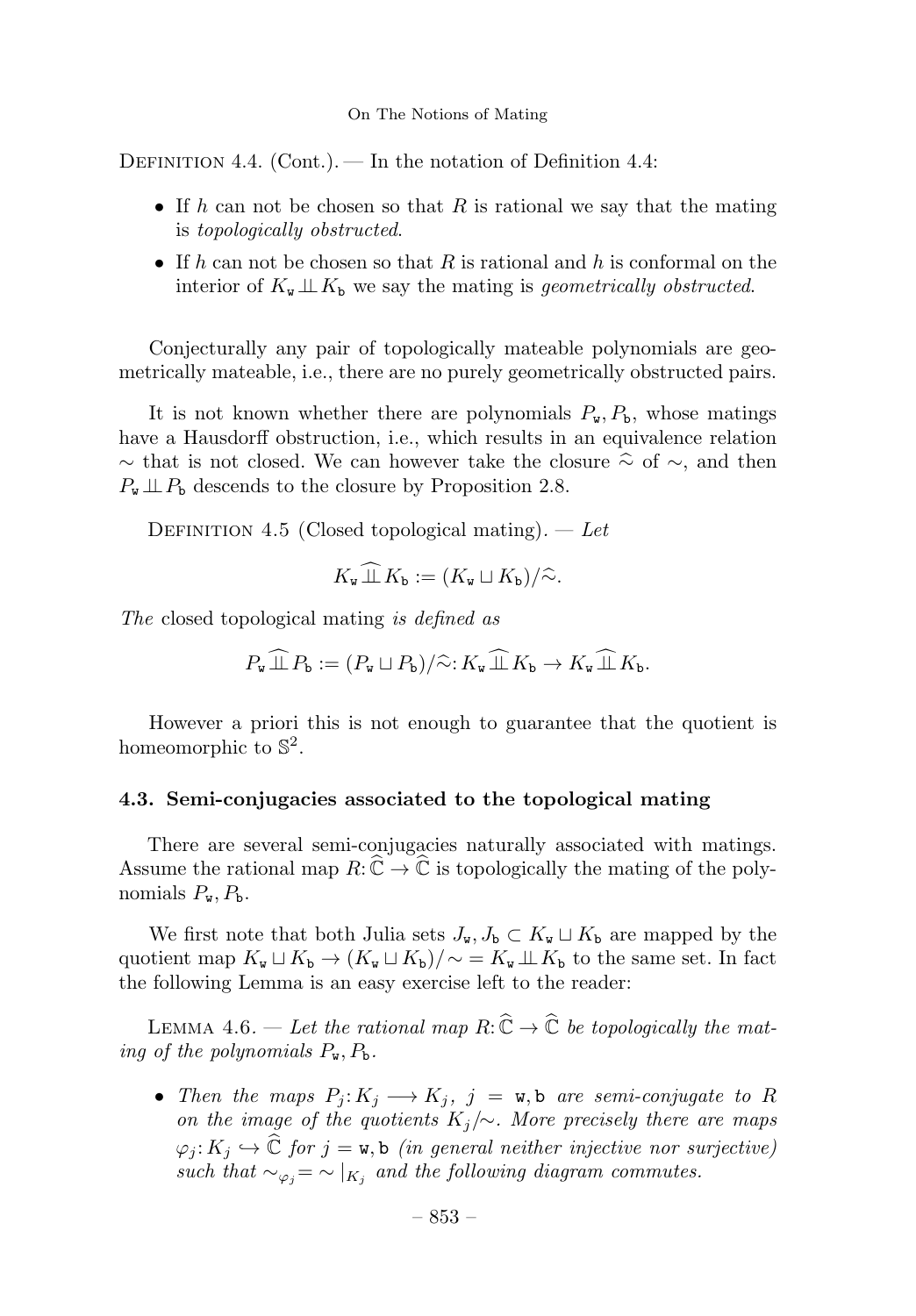Definition 4.4. (Cont.). — In the notation of Definition 4.4:

- If $h$ can not be chosen so that $R$ is rational we say that the mating is *topologically obstructed*.
- If $h$ can not be chosen so that $R$ is rational and $h$ is conformal on the interior of $K_{\mathtt{w}} \perp\!\!\!\perp K_{\mathtt{b}}$ we say the mating is *geometrically obstructed*.

Conjecturally any pair of topologically mateable polynomials are geometrically mateable, i.e., there are no purely geometrically obstructed pairs.

It is not known whether there are polynomials $P_{\mathtt{w}}, P_{\mathtt{b}}$, whose matings have a Hausdorff obstruction, i.e., which results in an equivalence relation $\sim$ that is not closed. We can however take the closure $\widehat{\sim}$ of $\sim$, and then $P_{\mathtt{w}} \perp\!\!\!\perp P_{\mathtt{b}}$ descends to the closure by Proposition 2.8.

Definition 4.5 (Closed topological mating). — *Let*

$$K_{\mathtt{w}} \widehat{\perp\!\!\!\perp} K_{\mathtt{b}} := (K_{\mathtt{w}} \sqcup K_{\mathtt{b}})/\widehat{\sim}.$$

*The* closed topological mating *is defined as*

$$P_{\mathtt{w}} \widehat{\perp\!\!\!\perp} P_{\mathtt{b}} := (P_{\mathtt{w}} \sqcup P_{\mathtt{b}})/\widehat{\sim} \colon K_{\mathtt{w}} \widehat{\perp\!\!\!\perp} K_{\mathtt{b}} \to K_{\mathtt{w}} \widehat{\perp\!\!\!\perp} K_{\mathtt{b}}.$$

However a priori this is not enough to guarantee that the quotient is homeomorphic to $\mathbb{S}^2$.

### 4.3. Semi-conjugacies associated to the topological mating

There are several semi-conjugacies naturally associated with matings. Assume the rational map $R \colon \widehat{\mathbb{C}} \to \widehat{\mathbb{C}}$ is topologically the mating of the polynomials $P_{\mathtt{w}}, P_{\mathtt{b}}$.

We first note that both Julia sets $J_{\mathtt{w}}, J_{\mathtt{b}} \subset K_{\mathtt{w}} \sqcup K_{\mathtt{b}}$ are mapped by the quotient map $K_{\mathtt{w}} \sqcup K_{\mathtt{b}} \to (K_{\mathtt{w}} \sqcup K_{\mathtt{b}})/\sim \, = K_{\mathtt{w}} \perp\!\!\!\perp K_{\mathtt{b}}$ to the same set. In fact the following Lemma is an easy exercise left to the reader:

Lemma 4.6. — *Let the rational map $R \colon \widehat{\mathbb{C}} \to \widehat{\mathbb{C}}$ be topologically the mating of the polynomials $P_{\mathtt{w}}, P_{\mathtt{b}}$.*

- *Then the maps $P_j \colon K_j \longrightarrow K_j$, $j = \mathtt{w}, \mathtt{b}$ are semi-conjugate to $R$ on the image of the quotients $K_j/\sim$. More precisely there are maps $\varphi_j \colon K_j \hookrightarrow \widehat{\mathbb{C}}$ for $j = \mathtt{w}, \mathtt{b}$ (in general neither injective nor surjective) such that $\sim_{\varphi_j} = \sim|_{K_j}$ and the following diagram commutes.*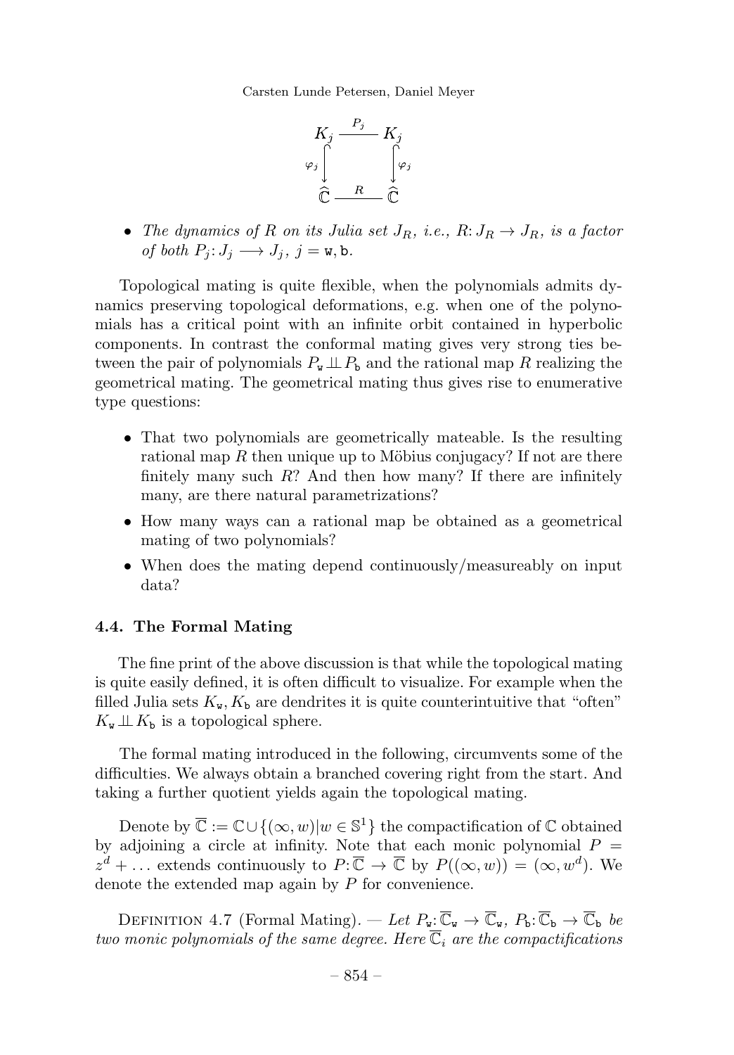$$
\begin{array}{ccc}
K_j & \xrightarrow{P_j} & K_j \\
\varphi_j \downarrow & & \downarrow \varphi_j \\
\widehat{\mathbb{C}} & \xrightarrow{R} & \widehat{\mathbb{C}}
\end{array}
$$

- *The dynamics of $R$ on its Julia set $J_R$, i.e., $R\colon J_R \to J_R$, is a factor of both $P_j\colon J_j \longrightarrow J_j$, $j = \mathtt{w}, \mathtt{b}$.*

Topological mating is quite flexible, when the polynomials admits dynamics preserving topological deformations, e.g. when one of the polynomials has a critical point with an infinite orbit contained in hyperbolic components. In contrast the conformal mating gives very strong ties between the pair of polynomials $P_\mathtt{w} \perp\!\!\!\perp P_\mathtt{b}$ and the rational map $R$ realizing the geometrical mating. The geometrical mating thus gives rise to enumerative type questions:

- That two polynomials are geometrically mateable. Is the resulting rational map $R$ then unique up to Möbius conjugacy? If not are there finitely many such $R$? And then how many? If there are infinitely many, are there natural parametrizations?
- How many ways can a rational map be obtained as a geometrical mating of two polynomials?
- When does the mating depend continuously/measureably on input data?

### 4.4. The Formal Mating

The fine print of the above discussion is that while the topological mating is quite easily defined, it is often difficult to visualize. For example when the filled Julia sets $K_\mathtt{w}, K_\mathtt{b}$ are dendrites it is quite counterintuitive that "often" $K_\mathtt{w} \perp\!\!\!\perp K_\mathtt{b}$ is a topological sphere.

The formal mating introduced in the following, circumvents some of the difficulties. We always obtain a branched covering right from the start. And taking a further quotient yields again the topological mating.

Denote by $\overline{\mathbb{C}} := \mathbb{C} \cup \{(\infty, w) | w \in \mathbb{S}^1\}$ the compactification of $\mathbb{C}$ obtained by adjoining a circle at infinity. Note that each monic polynomial $P = z^d + \ldots$ extends continuously to $P\colon \overline{\mathbb{C}} \to \overline{\mathbb{C}}$ by $P((\infty, w)) = (\infty, w^d)$. We denote the extended map again by $P$ for convenience.

Definition 4.7 (Formal Mating). — *Let $P_\mathtt{w}\colon \overline{\mathbb{C}}_\mathtt{w} \to \overline{\mathbb{C}}_\mathtt{w}$, $P_\mathtt{b}\colon \overline{\mathbb{C}}_\mathtt{b} \to \overline{\mathbb{C}}_\mathtt{b}$ be two monic polynomials of the same degree. Here $\overline{\mathbb{C}}_i$ are the compactifications*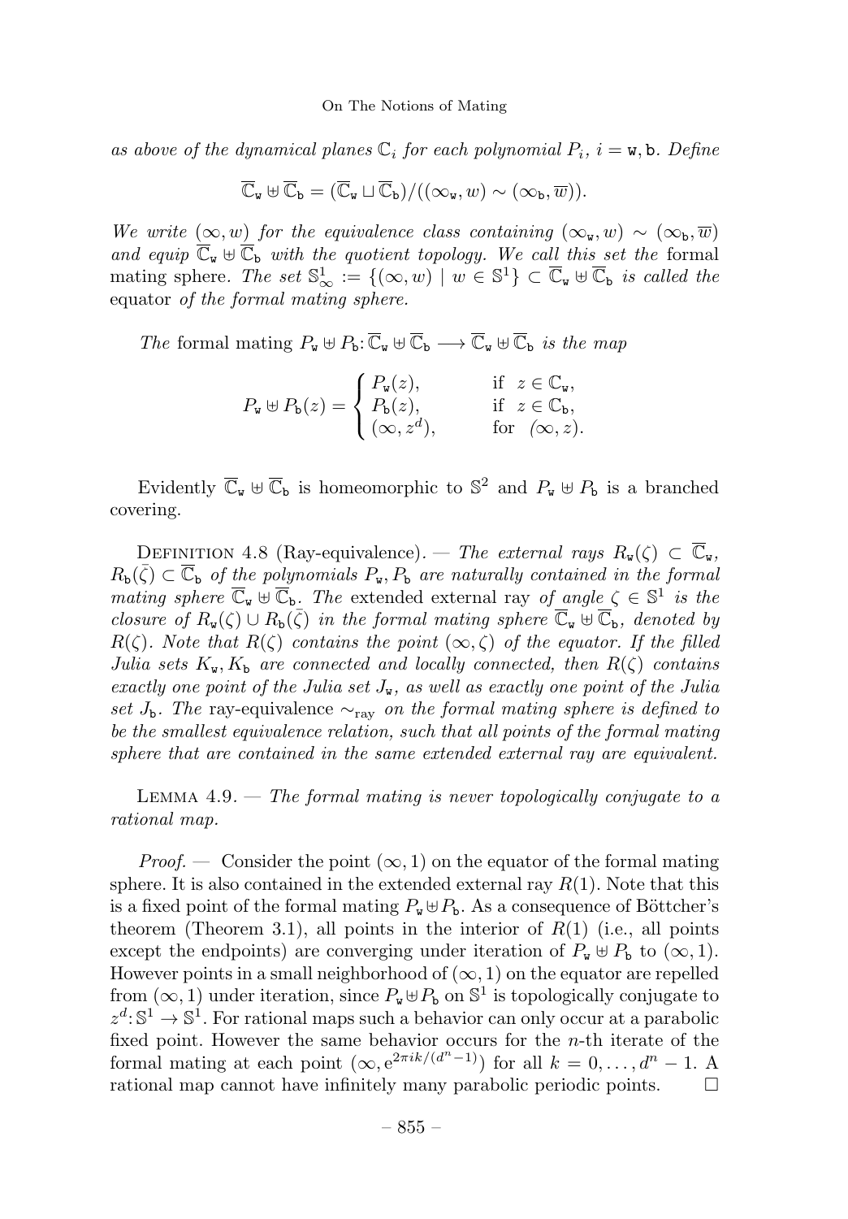*as above of the dynamical planes $\mathbb{C}_i$ for each polynomial $P_i$, $i = \mathtt{w}, \mathtt{b}$. Define*

$$\overline{\mathbb{C}}_{\mathtt{w}} \uplus \overline{\mathbb{C}}_{\mathtt{b}} = (\overline{\mathbb{C}}_{\mathtt{w}} \sqcup \overline{\mathbb{C}}_{\mathtt{b}})/((\infty_{\mathtt{w}}, w) \sim (\infty_{\mathtt{b}}, \overline{w})).$$

*We write $(\infty, w)$ for the equivalence class containing $(\infty_{\mathtt{w}}, w) \sim (\infty_{\mathtt{b}}, \overline{w})$ and equip $\overline{\mathbb{C}}_{\mathtt{w}} \uplus \overline{\mathbb{C}}_{\mathtt{b}}$ with the quotient topology. We call this set the* formal mating sphere. *The set $\mathbb{S}^1_\infty := \{(\infty, w) \mid w \in \mathbb{S}^1\} \subset \overline{\mathbb{C}}_{\mathtt{w}} \uplus \overline{\mathbb{C}}_{\mathtt{b}}$ is called the* equator *of the formal mating sphere.*

*The* formal mating $P_{\mathtt{w}} \uplus P_{\mathtt{b}} \colon \overline{\mathbb{C}}_{\mathtt{w}} \uplus \overline{\mathbb{C}}_{\mathtt{b}} \longrightarrow \overline{\mathbb{C}}_{\mathtt{w}} \uplus \overline{\mathbb{C}}_{\mathtt{b}}$ *is the map*

$$P_{\mathtt{w}} \uplus P_{\mathtt{b}}(z) = \begin{cases} P_{\mathtt{w}}(z), & \text{if } \ z \in \mathbb{C}_{\mathtt{w}}, \\ P_{\mathtt{b}}(z), & \text{if } \ z \in \mathbb{C}_{\mathtt{b}}, \\ (\infty, z^d), & \text{for } \ (\infty, z). \end{cases}$$

Evidently $\overline{\mathbb{C}}_{\mathtt{w}} \uplus \overline{\mathbb{C}}_{\mathtt{b}}$ is homeomorphic to $\mathbb{S}^2$ and $P_{\mathtt{w}} \uplus P_{\mathtt{b}}$ is a branched covering.

Definition 4.8 (Ray-equivalence). — *The external rays $R_{\mathtt{w}}(\zeta) \subset \overline{\mathbb{C}}_{\mathtt{w}}$, $R_{\mathtt{b}}(\bar{\zeta}) \subset \overline{\mathbb{C}}_{\mathtt{b}}$ of the polynomials $P_{\mathtt{w}}, P_{\mathtt{b}}$ are naturally contained in the formal mating sphere $\overline{\mathbb{C}}_{\mathtt{w}} \uplus \overline{\mathbb{C}}_{\mathtt{b}}$. The* extended external ray *of angle $\zeta \in \mathbb{S}^1$ is the closure of $R_{\mathtt{w}}(\zeta) \cup R_{\mathtt{b}}(\bar{\zeta})$ in the formal mating sphere $\overline{\mathbb{C}}_{\mathtt{w}} \uplus \overline{\mathbb{C}}_{\mathtt{b}}$, denoted by $R(\zeta)$. Note that $R(\zeta)$ contains the point $(\infty, \zeta)$ of the equator. If the filled Julia sets $K_{\mathtt{w}}, K_{\mathtt{b}}$ are connected and locally connected, then $R(\zeta)$ contains exactly one point of the Julia set $J_{\mathtt{w}}$, as well as exactly one point of the Julia set $J_{\mathtt{b}}$. The* ray-equivalence $\sim_{\text{ray}}$ *on the formal mating sphere is defined to be the smallest equivalence relation, such that all points of the formal mating sphere that are contained in the same extended external ray are equivalent.*

Lemma 4.9. — *The formal mating is never topologically conjugate to a rational map.*

*Proof.* — Consider the point $(\infty, 1)$ on the equator of the formal mating sphere. It is also contained in the extended external ray $R(1)$. Note that this is a fixed point of the formal mating $P_{\mathtt{w}} \uplus P_{\mathtt{b}}$. As a consequence of Böttcher's theorem (Theorem 3.1), all points in the interior of $R(1)$ (i.e., all points except the endpoints) are converging under iteration of $P_{\mathtt{w}} \uplus P_{\mathtt{b}}$ to $(\infty, 1)$. However points in a small neighborhood of $(\infty, 1)$ on the equator are repelled from $(\infty, 1)$ under iteration, since $P_{\mathtt{w}} \uplus P_{\mathtt{b}}$ on $\mathbb{S}^1$ is topologically conjugate to $z^d \colon \mathbb{S}^1 \to \mathbb{S}^1$. For rational maps such a behavior can only occur at a parabolic fixed point. However the same behavior occurs for the $n$-th iterate of the formal mating at each point $(\infty, \mathrm{e}^{2\pi i k/(d^n-1)})$ for all $k = 0, \ldots, d^n - 1$. A rational map cannot have infinitely many parabolic periodic points. $\square$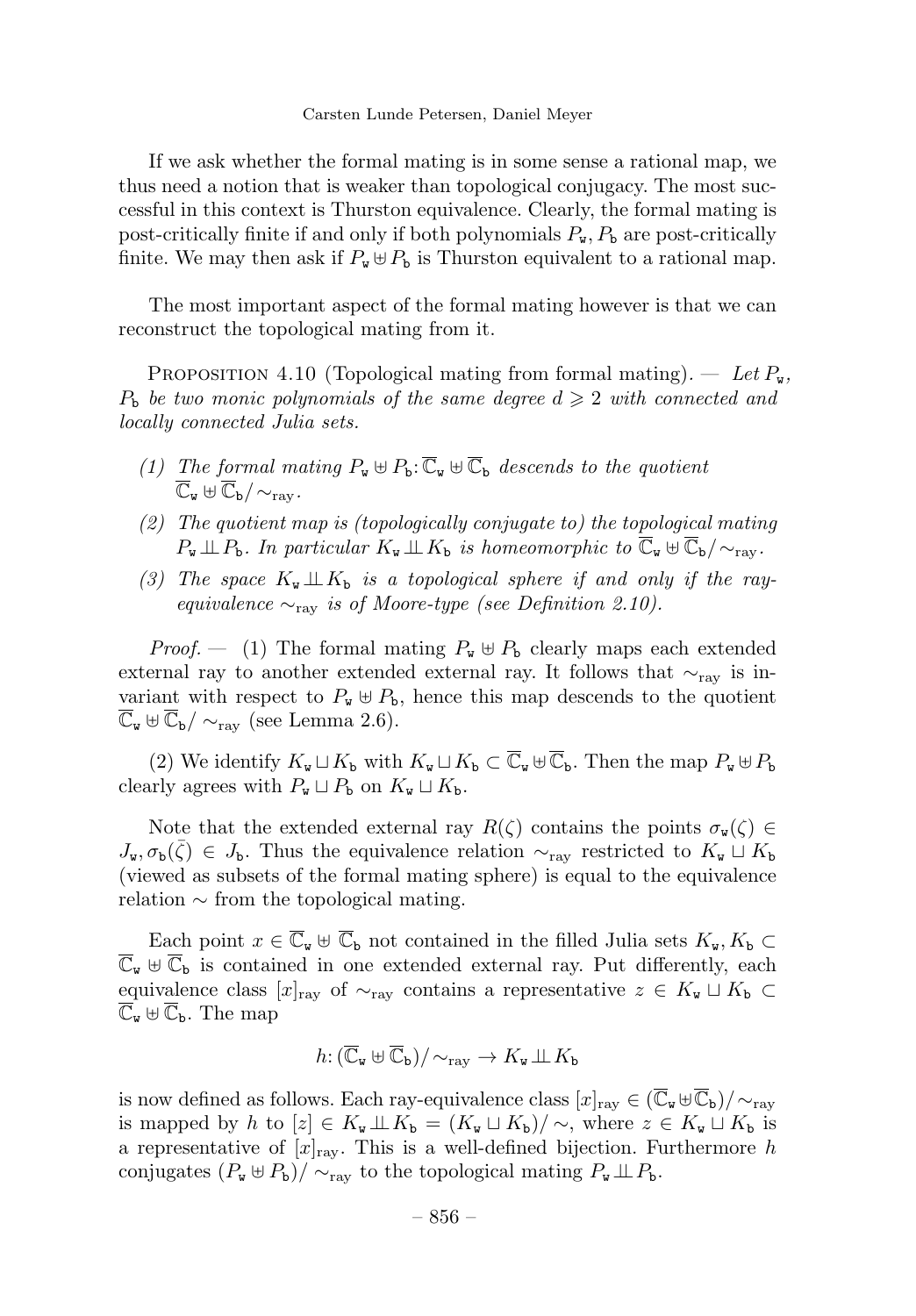If we ask whether the formal mating is in some sense a rational map, we thus need a notion that is weaker than topological conjugacy. The most successful in this context is Thurston equivalence. Clearly, the formal mating is post-critically finite if and only if both polynomials $P_{\mathtt{w}}, P_{\mathtt{b}}$ are post-critically finite. We may then ask if $P_{\mathtt{w}} \uplus P_{\mathtt{b}}$ is Thurston equivalent to a rational map.

The most important aspect of the formal mating however is that we can reconstruct the topological mating from it.

Proposition 4.10 (Topological mating from formal mating). — *Let $P_{\mathtt{w}}$, $P_{\mathtt{b}}$ be two monic polynomials of the same degree $d \geqslant 2$ with connected and locally connected Julia sets.*

*(1) The formal mating $P_{\mathtt{w}} \uplus P_{\mathtt{b}} \colon \overline{\mathbb{C}}_{\mathtt{w}} \uplus \overline{\mathbb{C}}_{\mathtt{b}}$ descends to the quotient $\overline{\mathbb{C}}_{\mathtt{w}} \uplus \overline{\mathbb{C}}_{\mathtt{b}} / \sim_{\mathrm{ray}}$.*

*(2) The quotient map is (topologically conjugate to) the topological mating $P_{\mathtt{w}} \perp\!\!\!\perp P_{\mathtt{b}}$. In particular $K_{\mathtt{w}} \perp\!\!\!\perp K_{\mathtt{b}}$ is homeomorphic to $\overline{\mathbb{C}}_{\mathtt{w}} \uplus \overline{\mathbb{C}}_{\mathtt{b}} / \sim_{\mathrm{ray}}$.*

*(3) The space $K_{\mathtt{w}} \perp\!\!\!\perp K_{\mathtt{b}}$ is a topological sphere if and only if the ray-equivalence $\sim_{\mathrm{ray}}$ is of Moore-type (see Definition 2.10).*

*Proof.* — (1) The formal mating $P_{\mathtt{w}} \uplus P_{\mathtt{b}}$ clearly maps each extended external ray to another extended external ray. It follows that $\sim_{\mathrm{ray}}$ is invariant with respect to $P_{\mathtt{w}} \uplus P_{\mathtt{b}}$, hence this map descends to the quotient $\overline{\mathbb{C}}_{\mathtt{w}} \uplus \overline{\mathbb{C}}_{\mathtt{b}} / \sim_{\mathrm{ray}}$ (see Lemma 2.6).

(2) We identify $K_{\mathtt{w}} \sqcup K_{\mathtt{b}}$ with $K_{\mathtt{w}} \sqcup K_{\mathtt{b}} \subset \overline{\mathbb{C}}_{\mathtt{w}} \uplus \overline{\mathbb{C}}_{\mathtt{b}}$. Then the map $P_{\mathtt{w}} \uplus P_{\mathtt{b}}$ clearly agrees with $P_{\mathtt{w}} \sqcup P_{\mathtt{b}}$ on $K_{\mathtt{w}} \sqcup K_{\mathtt{b}}$.

Note that the extended external ray $R(\zeta)$ contains the points $\sigma_{\mathtt{w}}(\zeta) \in J_{\mathtt{w}}, \sigma_{\mathtt{b}}(\bar{\zeta}) \in J_{\mathtt{b}}$. Thus the equivalence relation $\sim_{\mathrm{ray}}$ restricted to $K_{\mathtt{w}} \sqcup K_{\mathtt{b}}$ (viewed as subsets of the formal mating sphere) is equal to the equivalence relation $\sim$ from the topological mating.

Each point $x \in \overline{\mathbb{C}}_{\mathtt{w}} \uplus \overline{\mathbb{C}}_{\mathtt{b}}$ not contained in the filled Julia sets $K_{\mathtt{w}}, K_{\mathtt{b}} \subset \overline{\mathbb{C}}_{\mathtt{w}} \uplus \overline{\mathbb{C}}_{\mathtt{b}}$ is contained in one extended external ray. Put differently, each equivalence class $[x]_{\mathrm{ray}}$ of $\sim_{\mathrm{ray}}$ contains a representative $z \in K_{\mathtt{w}} \sqcup K_{\mathtt{b}} \subset \overline{\mathbb{C}}_{\mathtt{w}} \uplus \overline{\mathbb{C}}_{\mathtt{b}}$. The map

$$h \colon (\overline{\mathbb{C}}_{\mathtt{w}} \uplus \overline{\mathbb{C}}_{\mathtt{b}}) / \sim_{\mathrm{ray}} \to K_{\mathtt{w}} \perp\!\!\!\perp K_{\mathtt{b}}$$

is now defined as follows. Each ray-equivalence class $[x]_{\mathrm{ray}} \in (\overline{\mathbb{C}}_{\mathtt{w}} \uplus \overline{\mathbb{C}}_{\mathtt{b}}) / \sim_{\mathrm{ray}}$ is mapped by $h$ to $[z] \in K_{\mathtt{w}} \perp\!\!\!\perp K_{\mathtt{b}} = (K_{\mathtt{w}} \sqcup K_{\mathtt{b}}) / \sim$, where $z \in K_{\mathtt{w}} \sqcup K_{\mathtt{b}}$ is a representative of $[x]_{\mathrm{ray}}$. This is a well-defined bijection. Furthermore $h$ conjugates $(P_{\mathtt{w}} \uplus P_{\mathtt{b}}) / \sim_{\mathrm{ray}}$ to the topological mating $P_{\mathtt{w}} \perp\!\!\!\perp P_{\mathtt{b}}$.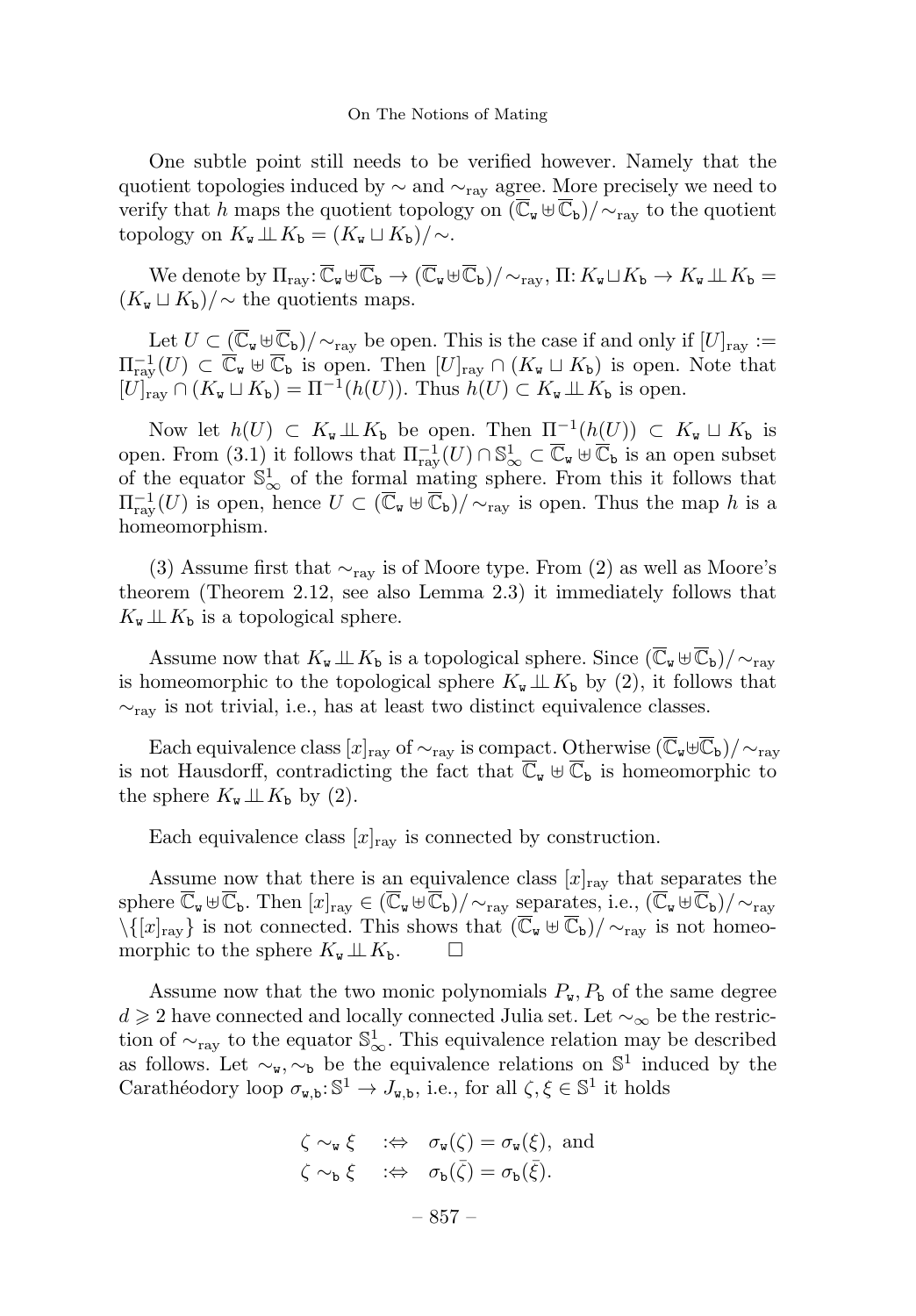One subtle point still needs to be verified however. Namely that the quotient topologies induced by $\sim$ and $\sim_{\mathrm{ray}}$ agree. More precisely we need to verify that $h$ maps the quotient topology on $(\overline{\mathbb{C}}_{\mathtt{w}} \uplus \overline{\mathbb{C}}_{\mathtt{b}})/\sim_{\mathrm{ray}}$ to the quotient topology on $K_{\mathtt{w}} \perp\!\!\!\perp K_{\mathtt{b}} = (K_{\mathtt{w}} \sqcup K_{\mathtt{b}})/\sim$.

We denote by $\Pi_{\mathrm{ray}}: \overline{\mathbb{C}}_{\mathtt{w}} \uplus \overline{\mathbb{C}}_{\mathtt{b}} \to (\overline{\mathbb{C}}_{\mathtt{w}} \uplus \overline{\mathbb{C}}_{\mathtt{b}})/\sim_{\mathrm{ray}}$, $\Pi: K_{\mathtt{w}} \sqcup K_{\mathtt{b}} \to K_{\mathtt{w}} \perp\!\!\!\perp K_{\mathtt{b}} = (K_{\mathtt{w}} \sqcup K_{\mathtt{b}})/\sim$ the quotients maps.

Let $U \subset (\overline{\mathbb{C}}_{\mathtt{w}} \uplus \overline{\mathbb{C}}_{\mathtt{b}})/\sim_{\mathrm{ray}}$ be open. This is the case if and only if $[U]_{\mathrm{ray}} := \Pi_{\mathrm{ray}}^{-1}(U) \subset \overline{\mathbb{C}}_{\mathtt{w}} \uplus \overline{\mathbb{C}}_{\mathtt{b}}$ is open. Then $[U]_{\mathrm{ray}} \cap (K_{\mathtt{w}} \sqcup K_{\mathtt{b}})$ is open. Note that $[U]_{\mathrm{ray}} \cap (K_{\mathtt{w}} \sqcup K_{\mathtt{b}}) = \Pi^{-1}(h(U))$. Thus $h(U) \subset K_{\mathtt{w}} \perp\!\!\!\perp K_{\mathtt{b}}$ is open.

Now let $h(U) \subset K_{\mathtt{w}} \perp\!\!\!\perp K_{\mathtt{b}}$ be open. Then $\Pi^{-1}(h(U)) \subset K_{\mathtt{w}} \sqcup K_{\mathtt{b}}$ is open. From (3.1) it follows that $\Pi_{\mathrm{ray}}^{-1}(U) \cap \mathbb{S}^1_\infty \subset \overline{\mathbb{C}}_{\mathtt{w}} \uplus \overline{\mathbb{C}}_{\mathtt{b}}$ is an open subset of the equator $\mathbb{S}^1_\infty$ of the formal mating sphere. From this it follows that $\Pi_{\mathrm{ray}}^{-1}(U)$ is open, hence $U \subset (\overline{\mathbb{C}}_{\mathtt{w}} \uplus \overline{\mathbb{C}}_{\mathtt{b}})/\sim_{\mathrm{ray}}$ is open. Thus the map $h$ is a homeomorphism.

(3) Assume first that $\sim_{\mathrm{ray}}$ is of Moore type. From (2) as well as Moore's theorem (Theorem 2.12, see also Lemma 2.3) it immediately follows that $K_{\mathtt{w}} \perp\!\!\!\perp K_{\mathtt{b}}$ is a topological sphere.

Assume now that $K_{\mathtt{w}} \perp\!\!\!\perp K_{\mathtt{b}}$ is a topological sphere. Since $(\overline{\mathbb{C}}_{\mathtt{w}} \uplus \overline{\mathbb{C}}_{\mathtt{b}})/\sim_{\mathrm{ray}}$ is homeomorphic to the topological sphere $K_{\mathtt{w}} \perp\!\!\!\perp K_{\mathtt{b}}$ by (2), it follows that $\sim_{\mathrm{ray}}$ is not trivial, i.e., has at least two distinct equivalence classes.

Each equivalence class $[x]_{\mathrm{ray}}$ of $\sim_{\mathrm{ray}}$ is compact. Otherwise $(\overline{\mathbb{C}}_{\mathtt{w}} \uplus \overline{\mathbb{C}}_{\mathtt{b}})/\sim_{\mathrm{ray}}$ is not Hausdorff, contradicting the fact that $\overline{\mathbb{C}}_{\mathtt{w}} \uplus \overline{\mathbb{C}}_{\mathtt{b}}$ is homeomorphic to the sphere $K_{\mathtt{w}} \perp\!\!\!\perp K_{\mathtt{b}}$ by (2).

Each equivalence class $[x]_{\mathrm{ray}}$ is connected by construction.

Assume now that there is an equivalence class $[x]_{\mathrm{ray}}$ that separates the sphere $\overline{\mathbb{C}}_{\mathtt{w}} \uplus \overline{\mathbb{C}}_{\mathtt{b}}$. Then $[x]_{\mathrm{ray}} \in (\overline{\mathbb{C}}_{\mathtt{w}} \uplus \overline{\mathbb{C}}_{\mathtt{b}})/\sim_{\mathrm{ray}}$ separates, i.e., $(\overline{\mathbb{C}}_{\mathtt{w}} \uplus \overline{\mathbb{C}}_{\mathtt{b}})/\sim_{\mathrm{ray}} \setminus \{[x]_{\mathrm{ray}}\}$ is not connected. This shows that $(\overline{\mathbb{C}}_{\mathtt{w}} \uplus \overline{\mathbb{C}}_{\mathtt{b}})/\sim_{\mathrm{ray}}$ is not homeomorphic to the sphere $K_{\mathtt{w}} \perp\!\!\!\perp K_{\mathtt{b}}$. $\square$

Assume now that the two monic polynomials $P_{\mathtt{w}}, P_{\mathtt{b}}$ of the same degree $d \geqslant 2$ have connected and locally connected Julia set. Let $\sim_\infty$ be the restriction of $\sim_{\mathrm{ray}}$ to the equator $\mathbb{S}^1_\infty$. This equivalence relation may be described as follows. Let $\sim_{\mathtt{w}}, \sim_{\mathtt{b}}$ be the equivalence relations on $\mathbb{S}^1$ induced by the Carathéodory loop $\sigma_{\mathtt{w},\mathtt{b}}: \mathbb{S}^1 \to J_{\mathtt{w},\mathtt{b}}$, i.e., for all $\zeta, \xi \in \mathbb{S}^1$ it holds

$$\begin{aligned}
\zeta \sim_{\mathtt{w}} \xi \quad &:\Leftrightarrow \quad \sigma_{\mathtt{w}}(\zeta) = \sigma_{\mathtt{w}}(\xi), \text{ and} \\
\zeta \sim_{\mathtt{b}} \xi \quad &:\Leftrightarrow \quad \sigma_{\mathtt{b}}(\bar{\zeta}) = \sigma_{\mathtt{b}}(\bar{\xi}).
\end{aligned}$$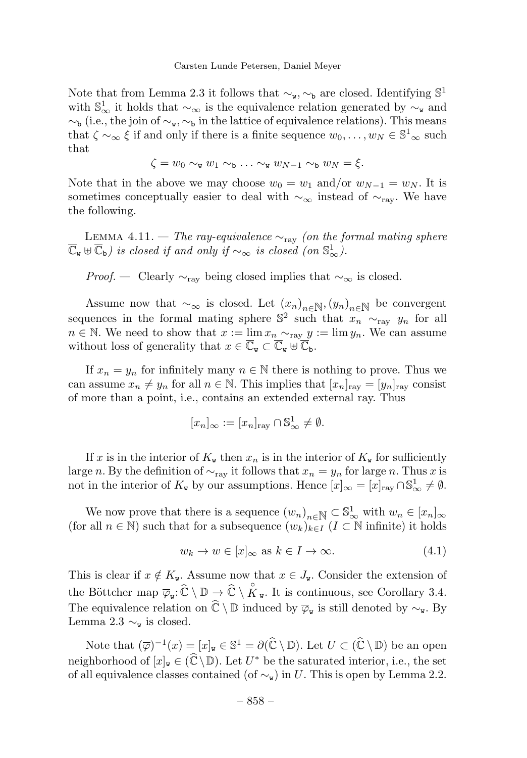Note that from Lemma 2.3 it follows that $\sim_{\mathtt{w}}, \sim_{\mathtt{b}}$ are closed. Identifying $\mathbb{S}^1$ with $\mathbb{S}^1_\infty$ it holds that $\sim_\infty$ is the equivalence relation generated by $\sim_{\mathtt{w}}$ and $\sim_{\mathtt{b}}$ (i.e., the join of $\sim_{\mathtt{w}}, \sim_{\mathtt{b}}$ in the lattice of equivalence relations). This means that $\zeta \sim_\infty \xi$ if and only if there is a finite sequence $w_0, \dots, w_N \in {\mathbb{S}^1}_\infty$ such that

$$\zeta = w_0 \sim_{\mathtt{w}} w_1 \sim_{\mathtt{b}} \dots \sim_{\mathtt{w}} w_{N-1} \sim_{\mathtt{b}} w_N = \xi.$$

Note that in the above we may choose $w_0 = w_1$ and/or $w_{N-1} = w_N$. It is sometimes conceptually easier to deal with $\sim_\infty$ instead of $\sim_{\text{ray}}$. We have the following.

Lemma 4.11. — *The ray-equivalence $\sim_{\text{ray}}$ (on the formal mating sphere $\overline{\mathbb{C}}_{\mathtt{w}} \uplus \overline{\mathbb{C}}_{\mathtt{b}}$) is closed if and only if $\sim_\infty$ is closed (on $\mathbb{S}^1_\infty$).*

*Proof.* — Clearly $\sim_{\text{ray}}$ being closed implies that $\sim_\infty$ is closed.

Assume now that $\sim_\infty$ is closed. Let $(x_n)_{n\in\mathbb{N}}, (y_n)_{n\in\mathbb{N}}$ be convergent sequences in the formal mating sphere $\mathbb{S}^2$ such that $x_n \sim_{\text{ray}} y_n$ for all $n \in \mathbb{N}$. We need to show that $x := \lim x_n \sim_{\text{ray}} y := \lim y_n$. We can assume without loss of generality that $x \in \overline{\mathbb{C}}_{\mathtt{w}} \subset \overline{\mathbb{C}}_{\mathtt{w}} \uplus \overline{\mathbb{C}}_{\mathtt{b}}$.

If $x_n = y_n$ for infinitely many $n \in \mathbb{N}$ there is nothing to prove. Thus we can assume $x_n \neq y_n$ for all $n \in \mathbb{N}$. This implies that $[x_n]_{\text{ray}} = [y_n]_{\text{ray}}$ consist of more than a point, i.e., contains an extended external ray. Thus

$$[x_n]_\infty := [x_n]_{\text{ray}} \cap \mathbb{S}^1_\infty \neq \emptyset.$$

If $x$ is in the interior of $K_{\mathtt{w}}$ then $x_n$ is in the interior of $K_{\mathtt{w}}$ for sufficiently large $n$. By the definition of $\sim_{\text{ray}}$ it follows that $x_n = y_n$ for large $n$. Thus $x$ is not in the interior of $K_{\mathtt{w}}$ by our assumptions. Hence $[x]_\infty = [x]_{\text{ray}} \cap \mathbb{S}^1_\infty \neq \emptyset$.

We now prove that there is a sequence $(w_n)_{n\in\mathbb{N}} \subset \mathbb{S}^1_\infty$ with $w_n \in [x_n]_\infty$ (for all $n \in \mathbb{N}$) such that for a subsequence $(w_k)_{k\in I}$ ($I \subset \mathbb{N}$ infinite) it holds

$$w_k \to w \in [x]_\infty \text{ as } k \in I \to \infty. \tag{4.1}$$

This is clear if $x \notin K_{\mathtt{w}}$. Assume now that $x \in J_{\mathtt{w}}$. Consider the extension of the Böttcher map $\overline{\varphi}_{\mathtt{w}} \colon \widehat{\mathbb{C}} \setminus \mathbb{D} \to \widehat{\mathbb{C}} \setminus \mathring{K}_{\mathtt{w}}$. It is continuous, see Corollary 3.4. The equivalence relation on $\widehat{\mathbb{C}} \setminus \mathbb{D}$ induced by $\overline{\varphi}_{\mathtt{w}}$ is still denoted by $\sim_{\mathtt{w}}$. By Lemma 2.3 $\sim_{\mathtt{w}}$ is closed.

Note that $(\overline{\varphi})^{-1}(x) = [x]_{\mathtt{w}} \in \mathbb{S}^1 = \partial(\widehat{\mathbb{C}} \setminus \mathbb{D})$. Let $U \subset (\widehat{\mathbb{C}} \setminus \mathbb{D})$ be an open neighborhood of $[x]_{\mathtt{w}} \in (\widehat{\mathbb{C}} \setminus \mathbb{D})$. Let $U^*$ be the saturated interior, i.e., the set of all equivalence classes contained (of $\sim_{\mathtt{w}}$) in $U$. This is open by Lemma 2.2.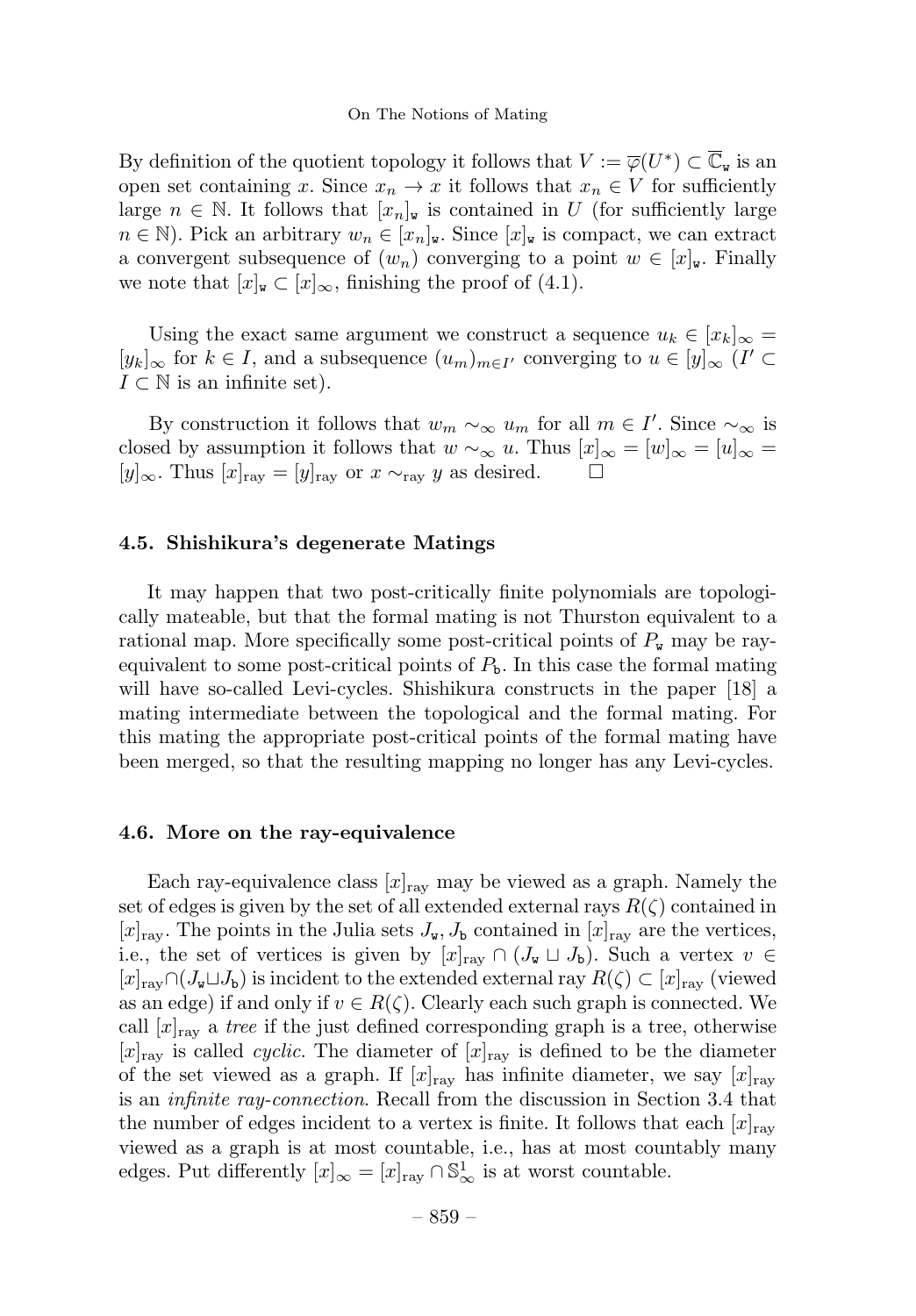By definition of the quotient topology it follows that $V := \overline{\varphi}(U^*) \subset \overline{\mathbb{C}}_{\mathtt{w}}$ is an open set containing $x$. Since $x_n \to x$ it follows that $x_n \in V$ for sufficiently large $n \in \mathbb{N}$. It follows that $[x_n]_{\mathtt{w}}$ is contained in $U$ (for sufficiently large $n \in \mathbb{N}$). Pick an arbitrary $w_n \in [x_n]_{\mathtt{w}}$. Since $[x]_{\mathtt{w}}$ is compact, we can extract a convergent subsequence of $(w_n)$ converging to a point $w \in [x]_{\mathtt{w}}$. Finally we note that $[x]_{\mathtt{w}} \subset [x]_\infty$, finishing the proof of (4.1).

Using the exact same argument we construct a sequence $u_k \in [x_k]_\infty = [y_k]_\infty$ for $k \in I$, and a subsequence $(u_m)_{m \in I'}$ converging to $u \in [y]_\infty$ ($I' \subset I \subset \mathbb{N}$ is an infinite set).

By construction it follows that $w_m \sim_\infty u_m$ for all $m \in I'$. Since $\sim_\infty$ is closed by assumption it follows that $w \sim_\infty u$. Thus $[x]_\infty = [w]_\infty = [u]_\infty = [y]_\infty$. Thus $[x]_{\mathrm{ray}} = [y]_{\mathrm{ray}}$ or $x \sim_{\mathrm{ray}} y$ as desired. □

### 4.5. Shishikura's degenerate Matings

It may happen that two post-critically finite polynomials are topologically mateable, but that the formal mating is not Thurston equivalent to a rational map. More specifically some post-critical points of $P_{\mathtt{w}}$ may be ray-equivalent to some post-critical points of $P_{\mathtt{b}}$. In this case the formal mating will have so-called Levi-cycles. Shishikura constructs in the paper [18] a mating intermediate between the topological and the formal mating. For this mating the appropriate post-critical points of the formal mating have been merged, so that the resulting mapping no longer has any Levi-cycles.

### 4.6. More on the ray-equivalence

Each ray-equivalence class $[x]_{\mathrm{ray}}$ may be viewed as a graph. Namely the set of edges is given by the set of all extended external rays $R(\zeta)$ contained in $[x]_{\mathrm{ray}}$. The points in the Julia sets $J_{\mathtt{w}}, J_{\mathtt{b}}$ contained in $[x]_{\mathrm{ray}}$ are the vertices, i.e., the set of vertices is given by $[x]_{\mathrm{ray}} \cap (J_{\mathtt{w}} \sqcup J_{\mathtt{b}})$. Such a vertex $v \in [x]_{\mathrm{ray}} \cap (J_{\mathtt{w}} \sqcup J_{\mathtt{b}})$ is incident to the extended external ray $R(\zeta) \subset [x]_{\mathrm{ray}}$ (viewed as an edge) if and only if $v \in R(\zeta)$. Clearly each such graph is connected. We call $[x]_{\mathrm{ray}}$ a *tree* if the just defined corresponding graph is a tree, otherwise $[x]_{\mathrm{ray}}$ is called *cyclic*. The diameter of $[x]_{\mathrm{ray}}$ is defined to be the diameter of the set viewed as a graph. If $[x]_{\mathrm{ray}}$ has infinite diameter, we say $[x]_{\mathrm{ray}}$ is an *infinite ray-connection*. Recall from the discussion in Section 3.4 that the number of edges incident to a vertex is finite. It follows that each $[x]_{\mathrm{ray}}$ viewed as a graph is at most countable, i.e., has at most countably many edges. Put differently $[x]_\infty = [x]_{\mathrm{ray}} \cap \mathbb{S}^1_\infty$ is at worst countable.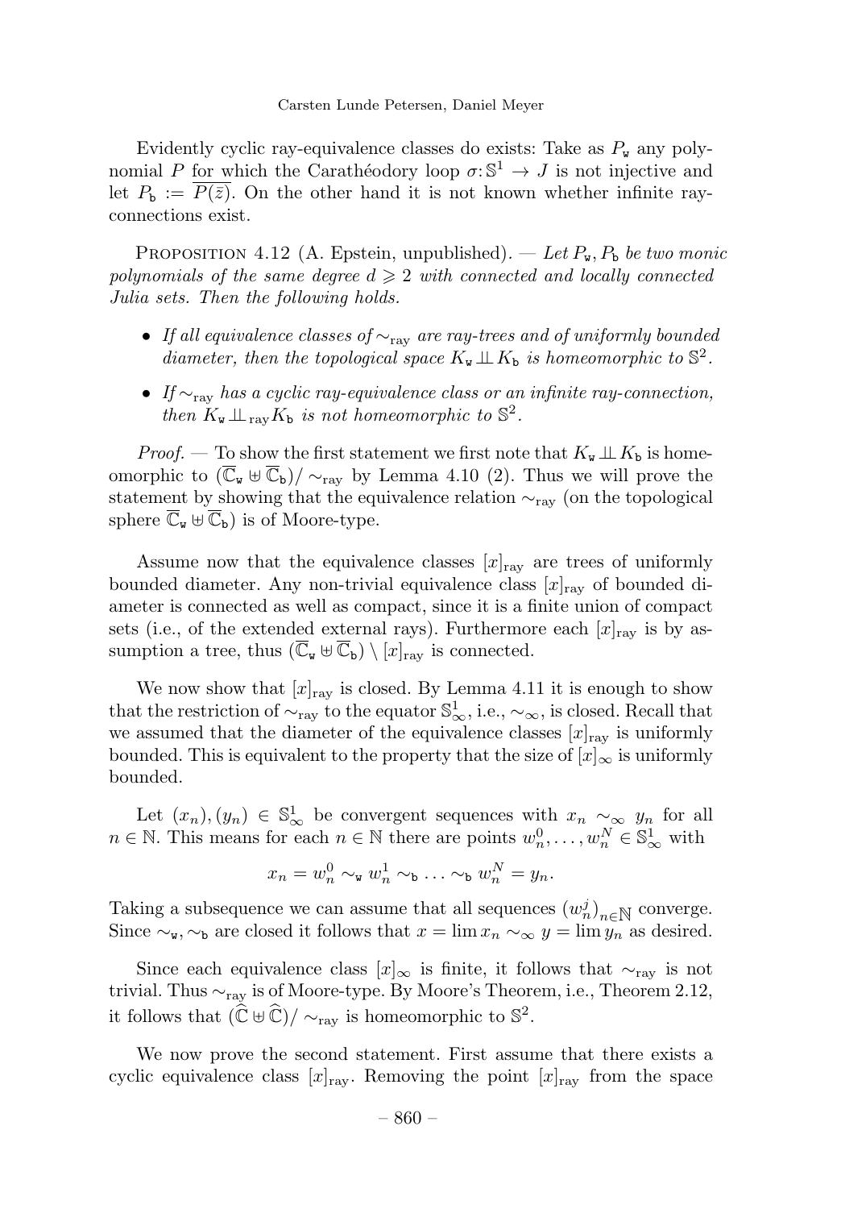Evidently cyclic ray-equivalence classes do exists: Take as $P_{\mathtt{w}}$ any polynomial $P$ for which the Carathéodory loop $\sigma\colon \mathbb{S}^1 \to J$ is not injective and let $P_{\mathtt{b}} := \overline{P(\bar{z})}$. On the other hand it is not known whether infinite ray-connections exist.

Proposition 4.12 (A. Epstein, unpublished). — *Let $P_{\mathtt{w}}, P_{\mathtt{b}}$ be two monic polynomials of the same degree $d \geqslant 2$ with connected and locally connected Julia sets. Then the following holds.*

- *If all equivalence classes of $\sim_{\mathrm{ray}}$ are ray-trees and of uniformly bounded diameter, then the topological space $K_{\mathtt{w}} \perp\!\!\!\perp K_{\mathtt{b}}$ is homeomorphic to $\mathbb{S}^2$.*
- *If $\sim_{\mathrm{ray}}$ has a cyclic ray-equivalence class or an infinite ray-connection, then $K_{\mathtt{w}} \perp\!\!\!\perp_{\mathrm{ray}} K_{\mathtt{b}}$ is not homeomorphic to $\mathbb{S}^2$.*

*Proof.* — To show the first statement we first note that $K_{\mathtt{w}} \perp\!\!\!\perp K_{\mathtt{b}}$ is homeomorphic to $(\overline{\mathbb{C}}_{\mathtt{w}} \uplus \overline{\mathbb{C}}_{\mathtt{b}})/\sim_{\mathrm{ray}}$ by Lemma 4.10 (2). Thus we will prove the statement by showing that the equivalence relation $\sim_{\mathrm{ray}}$ (on the topological sphere $\overline{\mathbb{C}}_{\mathtt{w}} \uplus \overline{\mathbb{C}}_{\mathtt{b}}$) is of Moore-type.

Assume now that the equivalence classes $[x]_{\mathrm{ray}}$ are trees of uniformly bounded diameter. Any non-trivial equivalence class $[x]_{\mathrm{ray}}$ of bounded diameter is connected as well as compact, since it is a finite union of compact sets (i.e., of the extended external rays). Furthermore each $[x]_{\mathrm{ray}}$ is by assumption a tree, thus $(\overline{\mathbb{C}}_{\mathtt{w}} \uplus \overline{\mathbb{C}}_{\mathtt{b}}) \setminus [x]_{\mathrm{ray}}$ is connected.

We now show that $[x]_{\mathrm{ray}}$ is closed. By Lemma 4.11 it is enough to show that the restriction of $\sim_{\mathrm{ray}}$ to the equator $\mathbb{S}^1_\infty$, i.e., $\sim_\infty$, is closed. Recall that we assumed that the diameter of the equivalence classes $[x]_{\mathrm{ray}}$ is uniformly bounded. This is equivalent to the property that the size of $[x]_\infty$ is uniformly bounded.

Let $(x_n), (y_n) \in \mathbb{S}^1_\infty$ be convergent sequences with $x_n \sim_\infty y_n$ for all $n \in \mathbb{N}$. This means for each $n \in \mathbb{N}$ there are points $w_n^0, \ldots, w_n^N \in \mathbb{S}^1_\infty$ with

$$x_n = w_n^0 \sim_{\mathtt{w}} w_n^1 \sim_{\mathtt{b}} \ldots \sim_{\mathtt{b}} w_n^N = y_n.$$

Taking a subsequence we can assume that all sequences $(w_n^j)_{n\in\mathbb{N}}$ converge. Since $\sim_{\mathtt{w}}, \sim_{\mathtt{b}}$ are closed it follows that $x = \lim x_n \sim_\infty y = \lim y_n$ as desired.

Since each equivalence class $[x]_\infty$ is finite, it follows that $\sim_{\mathrm{ray}}$ is not trivial. Thus $\sim_{\mathrm{ray}}$ is of Moore-type. By Moore's Theorem, i.e., Theorem 2.12, it follows that $(\widehat{\mathbb{C}} \uplus \widehat{\mathbb{C}})/\sim_{\mathrm{ray}}$ is homeomorphic to $\mathbb{S}^2$.

We now prove the second statement. First assume that there exists a cyclic equivalence class $[x]_{\mathrm{ray}}$. Removing the point $[x]_{\mathrm{ray}}$ from the space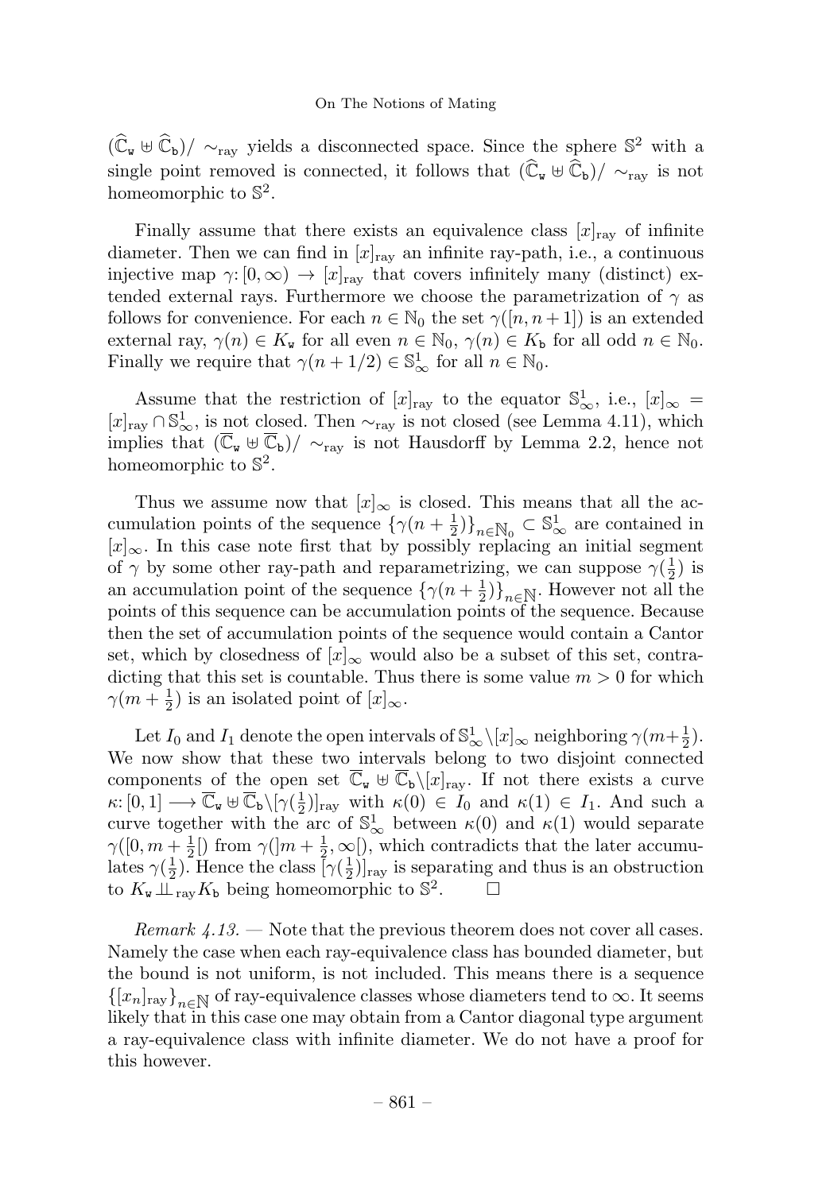$(\widehat{\mathbb{C}}_{\mathtt{w}} \uplus \widehat{\mathbb{C}}_{\mathtt{b}})/\sim_{\mathrm{ray}}$ yields a disconnected space. Since the sphere $\mathbb{S}^2$ with a single point removed is connected, it follows that $(\widehat{\mathbb{C}}_{\mathtt{w}} \uplus \widehat{\mathbb{C}}_{\mathtt{b}})/\sim_{\mathrm{ray}}$ is not homeomorphic to $\mathbb{S}^2$.

Finally assume that there exists an equivalence class $[x]_{\mathrm{ray}}$ of infinite diameter. Then we can find in $[x]_{\mathrm{ray}}$ an infinite ray-path, i.e., a continuous injective map $\gamma\colon [0,\infty) \to [x]_{\mathrm{ray}}$ that covers infinitely many (distinct) extended external rays. Furthermore we choose the parametrization of $\gamma$ as follows for convenience. For each $n \in \mathbb{N}_0$ the set $\gamma([n, n+1])$ is an extended external ray, $\gamma(n) \in K_{\mathtt{w}}$ for all even $n \in \mathbb{N}_0$, $\gamma(n) \in K_{\mathtt{b}}$ for all odd $n \in \mathbb{N}_0$. Finally we require that $\gamma(n + 1/2) \in \mathbb{S}^1_\infty$ for all $n \in \mathbb{N}_0$.

Assume that the restriction of $[x]_{\mathrm{ray}}$ to the equator $\mathbb{S}^1_\infty$, i.e., $[x]_\infty = [x]_{\mathrm{ray}} \cap \mathbb{S}^1_\infty$, is not closed. Then $\sim_{\mathrm{ray}}$ is not closed (see Lemma 4.11), which implies that $(\overline{\mathbb{C}}_{\mathtt{w}} \uplus \overline{\mathbb{C}}_{\mathtt{b}})/\sim_{\mathrm{ray}}$ is not Hausdorff by Lemma 2.2, hence not homeomorphic to $\mathbb{S}^2$.

Thus we assume now that $[x]_\infty$ is closed. This means that all the accumulation points of the sequence $\{\gamma(n+\frac{1}{2})\}_{n\in\mathbb{N}_0} \subset \mathbb{S}^1_\infty$ are contained in $[x]_\infty$. In this case note first that by possibly replacing an initial segment of $\gamma$ by some other ray-path and reparametrizing, we can suppose $\gamma(\frac{1}{2})$ is an accumulation point of the sequence $\{\gamma(n+\frac{1}{2})\}_{n\in\mathbb{N}}$. However not all the points of this sequence can be accumulation points of the sequence. Because then the set of accumulation points of the sequence would contain a Cantor set, which by closedness of $[x]_\infty$ would also be a subset of this set, contradicting that this set is countable. Thus there is some value $m > 0$ for which $\gamma(m+\frac{1}{2})$ is an isolated point of $[x]_\infty$.

Let $I_0$ and $I_1$ denote the open intervals of $\mathbb{S}^1_\infty \setminus [x]_\infty$ neighboring $\gamma(m+\frac{1}{2})$. We now show that these two intervals belong to two disjoint connected components of the open set $\overline{\mathbb{C}}_{\mathtt{w}} \uplus \overline{\mathbb{C}}_{\mathtt{b}} \setminus [x]_{\mathrm{ray}}$. If not there exists a curve $\kappa\colon [0,1] \longrightarrow \overline{\mathbb{C}}_{\mathtt{w}} \uplus \overline{\mathbb{C}}_{\mathtt{b}} \setminus [\gamma(\frac{1}{2})]_{\mathrm{ray}}$ with $\kappa(0) \in I_0$ and $\kappa(1) \in I_1$. And such a curve together with the arc of $\mathbb{S}^1_\infty$ between $\kappa(0)$ and $\kappa(1)$ would separate $\gamma([0, m+\frac{1}{2}[)$ from $\gamma(]m+\frac{1}{2}, \infty[)$, which contradicts that the later accumulates $\gamma(\frac{1}{2})$. Hence the class $[\gamma(\frac{1}{2})]_{\mathrm{ray}}$ is separating and thus is an obstruction to $K_{\mathtt{w}} \perp\!\!\!\perp_{\mathrm{ray}} K_{\mathtt{b}}$ being homeomorphic to $\mathbb{S}^2$. $\square$

*Remark 4.13.* — Note that the previous theorem does not cover all cases. Namely the case when each ray-equivalence class has bounded diameter, but the bound is not uniform, is not included. This means there is a sequence $\{[x_n]_{\mathrm{ray}}\}_{n\in\mathbb{N}}$ of ray-equivalence classes whose diameters tend to $\infty$. It seems likely that in this case one may obtain from a Cantor diagonal type argument a ray-equivalence class with infinite diameter. We do not have a proof for this however.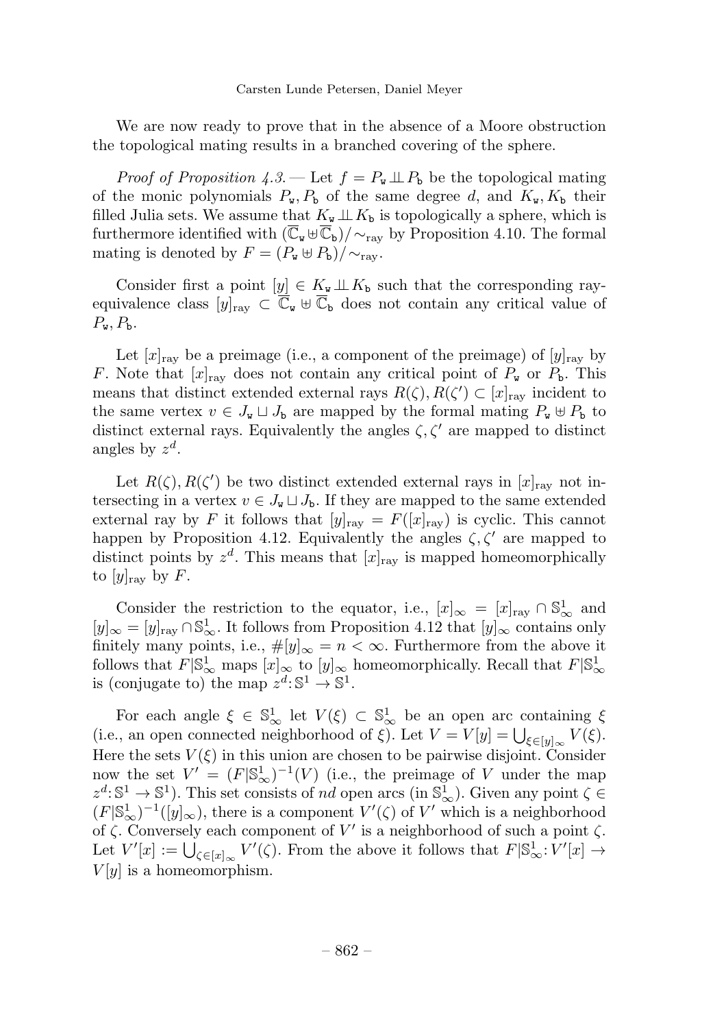We are now ready to prove that in the absence of a Moore obstruction the topological mating results in a branched covering of the sphere.

*Proof of Proposition 4.3.* — Let $f = P_{\mathtt{w}} \perp\!\!\!\perp P_{\mathtt{b}}$ be the topological mating of the monic polynomials $P_{\mathtt{w}}, P_{\mathtt{b}}$ of the same degree $d$, and $K_{\mathtt{w}}, K_{\mathtt{b}}$ their filled Julia sets. We assume that $K_{\mathtt{w}} \perp\!\!\!\perp K_{\mathtt{b}}$ is topologically a sphere, which is furthermore identified with $(\overline{\mathbb{C}}_{\mathtt{w}} \uplus \overline{\mathbb{C}}_{\mathtt{b}})/\sim_{\mathrm{ray}}$ by Proposition 4.10. The formal mating is denoted by $F = (P_{\mathtt{w}} \uplus P_{\mathtt{b}})/\sim_{\mathrm{ray}}$.

Consider first a point $[y] \in K_{\mathtt{w}} \perp\!\!\!\perp K_{\mathtt{b}}$ such that the corresponding ray-equivalence class $[y]_{\mathrm{ray}} \subset \overline{\mathbb{C}}_{\mathtt{w}} \uplus \overline{\mathbb{C}}_{\mathtt{b}}$ does not contain any critical value of $P_{\mathtt{w}}, P_{\mathtt{b}}$.

Let $[x]_{\mathrm{ray}}$ be a preimage (i.e., a component of the preimage) of $[y]_{\mathrm{ray}}$ by $F$. Note that $[x]_{\mathrm{ray}}$ does not contain any critical point of $P_{\mathtt{w}}$ or $P_{\mathtt{b}}$. This means that distinct extended external rays $R(\zeta), R(\zeta') \subset [x]_{\mathrm{ray}}$ incident to the same vertex $v \in J_{\mathtt{w}} \sqcup J_{\mathtt{b}}$ are mapped by the formal mating $P_{\mathtt{w}} \uplus P_{\mathtt{b}}$ to distinct external rays. Equivalently the angles $\zeta, \zeta'$ are mapped to distinct angles by $z^d$.

Let $R(\zeta), R(\zeta')$ be two distinct extended external rays in $[x]_{\mathrm{ray}}$ not intersecting in a vertex $v \in J_{\mathtt{w}} \sqcup J_{\mathtt{b}}$. If they are mapped to the same extended external ray by $F$ it follows that $[y]_{\mathrm{ray}} = F([x]_{\mathrm{ray}})$ is cyclic. This cannot happen by Proposition 4.12. Equivalently the angles $\zeta, \zeta'$ are mapped to distinct points by $z^d$. This means that $[x]_{\mathrm{ray}}$ is mapped homeomorphically to $[y]_{\mathrm{ray}}$ by $F$.

Consider the restriction to the equator, i.e., $[x]_\infty = [x]_{\mathrm{ray}} \cap \mathbb{S}^1_\infty$ and $[y]_\infty = [y]_{\mathrm{ray}} \cap \mathbb{S}^1_\infty$. It follows from Proposition 4.12 that $[y]_\infty$ contains only finitely many points, i.e., $\#[y]_\infty = n < \infty$. Furthermore from the above it follows that $F|\mathbb{S}^1_\infty$ maps $[x]_\infty$ to $[y]_\infty$ homeomorphically. Recall that $F|\mathbb{S}^1_\infty$ is (conjugate to) the map $z^d \colon \mathbb{S}^1 \to \mathbb{S}^1$.

For each angle $\xi \in \mathbb{S}^1_\infty$ let $V(\xi) \subset \mathbb{S}^1_\infty$ be an open arc containing $\xi$ (i.e., an open connected neighborhood of $\xi$). Let $V = V[y] = \bigcup_{\xi \in [y]_\infty} V(\xi)$. Here the sets $V(\xi)$ in this union are chosen to be pairwise disjoint. Consider now the set $V' = (F|\mathbb{S}^1_\infty)^{-1}(V)$ (i.e., the preimage of $V$ under the map $z^d \colon \mathbb{S}^1 \to \mathbb{S}^1$). This set consists of $nd$ open arcs (in $\mathbb{S}^1_\infty$). Given any point $\zeta \in (F|\mathbb{S}^1_\infty)^{-1}([y]_\infty)$, there is a component $V'(\zeta)$ of $V'$ which is a neighborhood of $\zeta$. Conversely each component of $V'$ is a neighborhood of such a point $\zeta$. Let $V'[x] := \bigcup_{\zeta \in [x]_\infty} V'(\zeta)$. From the above it follows that $F|\mathbb{S}^1_\infty \colon V'[x] \to V[y]$ is a homeomorphism.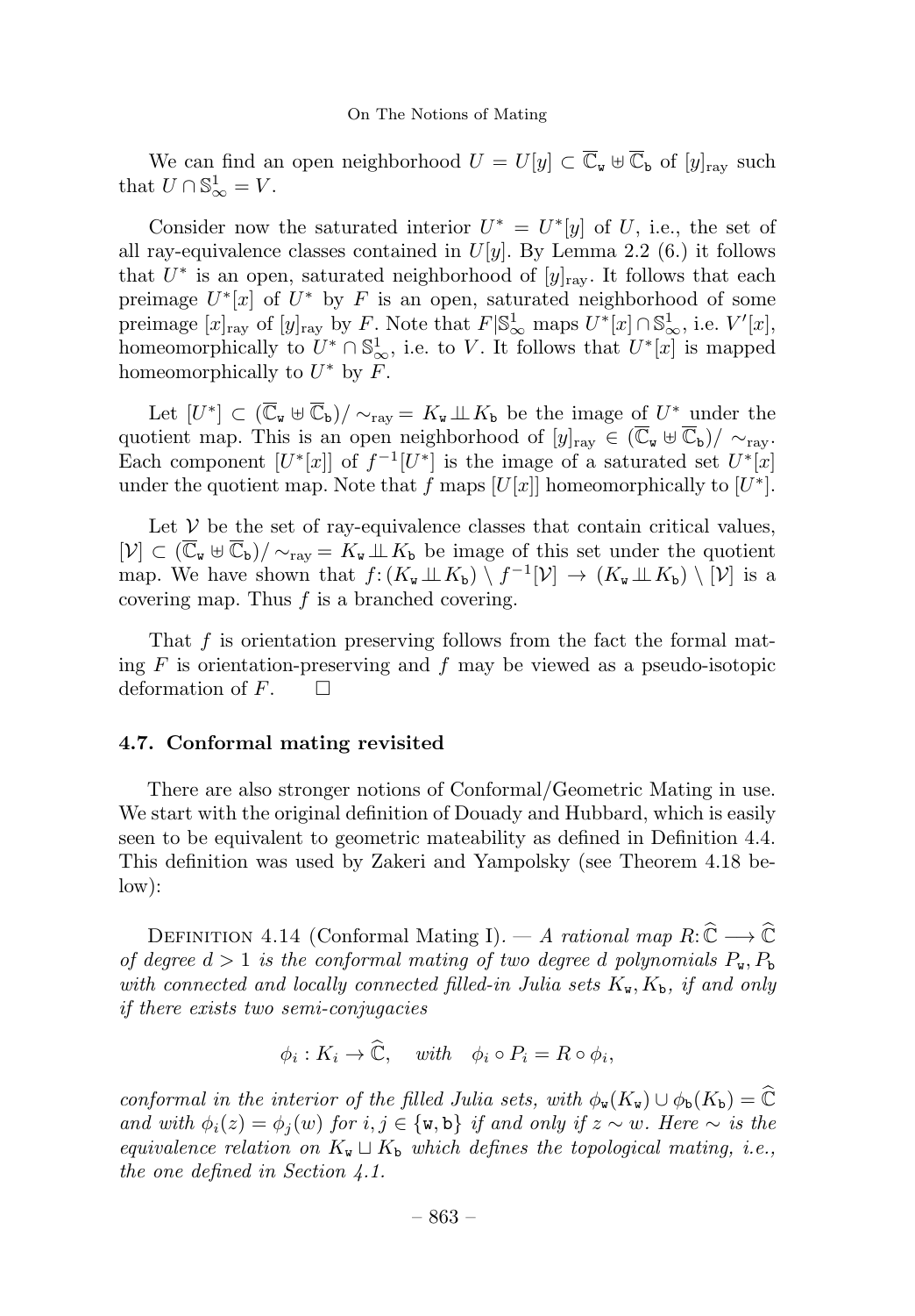We can find an open neighborhood $U = U[y] \subset \overline{\mathbb{C}}_{\mathtt{w}} \uplus \overline{\mathbb{C}}_{\mathtt{b}}$ of $[y]_{\mathrm{ray}}$ such that $U \cap \mathbb{S}^1_\infty = V$.

Consider now the saturated interior $U^* = U^*[y]$ of $U$, i.e., the set of all ray-equivalence classes contained in $U[y]$. By Lemma 2.2 (6.) it follows that $U^*$ is an open, saturated neighborhood of $[y]_{\mathrm{ray}}$. It follows that each preimage $U^*[x]$ of $U^*$ by $F$ is an open, saturated neighborhood of some preimage $[x]_{\mathrm{ray}}$ of $[y]_{\mathrm{ray}}$ by $F$. Note that $F|\mathbb{S}^1_\infty$ maps $U^*[x] \cap \mathbb{S}^1_\infty$, i.e. $V'[x]$, homeomorphically to $U^* \cap \mathbb{S}^1_\infty$, i.e. to $V$. It follows that $U^*[x]$ is mapped homeomorphically to $U^*$ by $F$.

Let $[U^*] \subset (\overline{\mathbb{C}}_{\mathtt{w}} \uplus \overline{\mathbb{C}}_{\mathtt{b}})/\sim_{\mathrm{ray}} = K_{\mathtt{w}} \perp\!\!\!\perp K_{\mathtt{b}}$ be the image of $U^*$ under the quotient map. This is an open neighborhood of $[y]_{\mathrm{ray}} \in (\overline{\mathbb{C}}_{\mathtt{w}} \uplus \overline{\mathbb{C}}_{\mathtt{b}})/\sim_{\mathrm{ray}}$. Each component $[U^*[x]]$ of $f^{-1}[U^*]$ is the image of a saturated set $U^*[x]$ under the quotient map. Note that $f$ maps $[U[x]]$ homeomorphically to $[U^*]$.

Let $\mathcal{V}$ be the set of ray-equivalence classes that contain critical values, $[\mathcal{V}] \subset (\overline{\mathbb{C}}_{\mathtt{w}} \uplus \overline{\mathbb{C}}_{\mathtt{b}})/\sim_{\mathrm{ray}} = K_{\mathtt{w}} \perp\!\!\!\perp K_{\mathtt{b}}$ be image of this set under the quotient map. We have shown that $f\colon (K_{\mathtt{w}} \perp\!\!\!\perp K_{\mathtt{b}}) \setminus f^{-1}[\mathcal{V}] \to (K_{\mathtt{w}} \perp\!\!\!\perp K_{\mathtt{b}}) \setminus [\mathcal{V}]$ is a covering map. Thus $f$ is a branched covering.

That $f$ is orientation preserving follows from the fact the formal mating $F$ is orientation-preserving and $f$ may be viewed as a pseudo-isotopic deformation of $F$. $\square$

### 4.7. Conformal mating revisited

There are also stronger notions of Conformal/Geometric Mating in use. We start with the original definition of Douady and Hubbard, which is easily seen to be equivalent to geometric mateability as defined in Definition 4.4. This definition was used by Zakeri and Yampolsky (see Theorem 4.18 below):

Definition 4.14 (Conformal Mating I). — *A rational map $R\colon \widehat{\mathbb{C}} \longrightarrow \widehat{\mathbb{C}}$ of degree $d > 1$ is the conformal mating of two degree $d$ polynomials $P_{\mathtt{w}}, P_{\mathtt{b}}$ with connected and locally connected filled-in Julia sets $K_{\mathtt{w}}, K_{\mathtt{b}}$, if and only if there exists two semi-conjugacies*

$$\phi_i : K_i \to \widehat{\mathbb{C}}, \quad \textit{with} \quad \phi_i \circ P_i = R \circ \phi_i,$$

*conformal in the interior of the filled Julia sets, with $\phi_{\mathtt{w}}(K_{\mathtt{w}}) \cup \phi_{\mathtt{b}}(K_{\mathtt{b}}) = \widehat{\mathbb{C}}$ and with $\phi_i(z) = \phi_j(w)$ for $i, j \in \{\mathtt{w}, \mathtt{b}\}$ if and only if $z \sim w$. Here $\sim$ is the equivalence relation on $K_{\mathtt{w}} \sqcup K_{\mathtt{b}}$ which defines the topological mating, i.e., the one defined in Section 4.1.*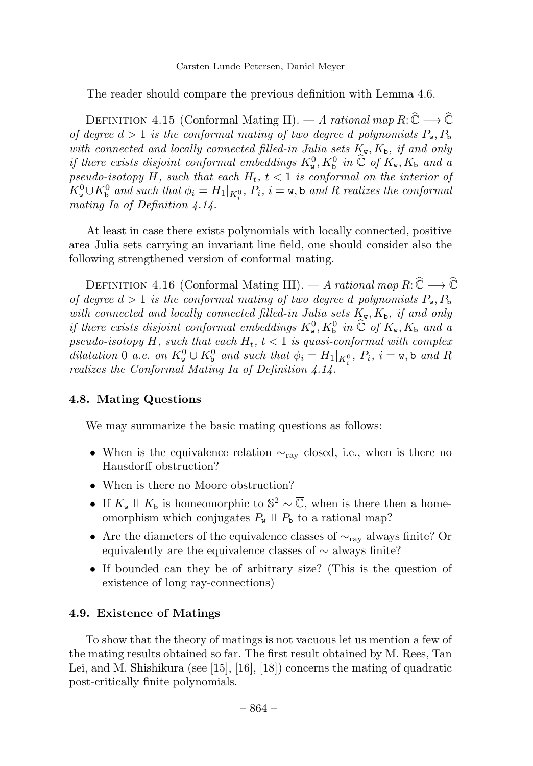The reader should compare the previous definition with Lemma 4.6.

Definition 4.15 (Conformal Mating II). — *A rational map $R: \widehat{\mathbb{C}} \longrightarrow \widehat{\mathbb{C}}$ of degree $d > 1$ is the conformal mating of two degree $d$ polynomials $P_{\mathtt{w}}, P_{\mathtt{b}}$ with connected and locally connected filled-in Julia sets $K_{\mathtt{w}}, K_{\mathtt{b}}$, if and only if there exists disjoint conformal embeddings $K_{\mathtt{w}}^0, K_{\mathtt{b}}^0$ in $\widehat{\mathbb{C}}$ of $K_{\mathtt{w}}, K_{\mathtt{b}}$ and a pseudo-isotopy $H$, such that each $H_t$, $t < 1$ is conformal on the interior of $K_{\mathtt{w}}^0 \cup K_{\mathtt{b}}^0$ and such that $\phi_i = H_1|_{K_i^0}$, $P_i$, $i = \mathtt{w}, \mathtt{b}$ and $R$ realizes the conformal mating Ia of Definition 4.14.*

At least in case there exists polynomials with locally connected, positive area Julia sets carrying an invariant line field, one should consider also the following strengthened version of conformal mating.

Definition 4.16 (Conformal Mating III). — *A rational map $R: \widehat{\mathbb{C}} \longrightarrow \widehat{\mathbb{C}}$ of degree $d > 1$ is the conformal mating of two degree $d$ polynomials $P_{\mathtt{w}}, P_{\mathtt{b}}$ with connected and locally connected filled-in Julia sets $K_{\mathtt{w}}, K_{\mathtt{b}}$, if and only if there exists disjoint conformal embeddings $K_{\mathtt{w}}^0, K_{\mathtt{b}}^0$ in $\widehat{\mathbb{C}}$ of $K_{\mathtt{w}}, K_{\mathtt{b}}$ and a pseudo-isotopy $H$, such that each $H_t$, $t < 1$ is quasi-conformal with complex dilatation $0$ a.e. on $K_{\mathtt{w}}^0 \cup K_{\mathtt{b}}^0$ and such that $\phi_i = H_1|_{K_i^0}$, $P_i$, $i = \mathtt{w}, \mathtt{b}$ and $R$ realizes the Conformal Mating Ia of Definition 4.14.*

### 4.8. Mating Questions

We may summarize the basic mating questions as follows:

- When is the equivalence relation $\sim_{\text{ray}}$ closed, i.e., when is there no Hausdorff obstruction?
- When is there no Moore obstruction?
- If $K_{\mathtt{w}} \amalg K_{\mathtt{b}}$ is homeomorphic to $\mathbb{S}^2 \sim \overline{\mathbb{C}}$, when is there then a homeomorphism which conjugates $P_{\mathtt{w}} \amalg P_{\mathtt{b}}$ to a rational map?
- Are the diameters of the equivalence classes of $\sim_{\text{ray}}$ always finite? Or equivalently are the equivalence classes of $\sim$ always finite?
- If bounded can they be of arbitrary size? (This is the question of existence of long ray-connections)

### 4.9. Existence of Matings

To show that the theory of matings is not vacuous let us mention a few of the mating results obtained so far. The first result obtained by M. Rees, Tan Lei, and M. Shishikura (see [15], [16], [18]) concerns the mating of quadratic post-critically finite polynomials.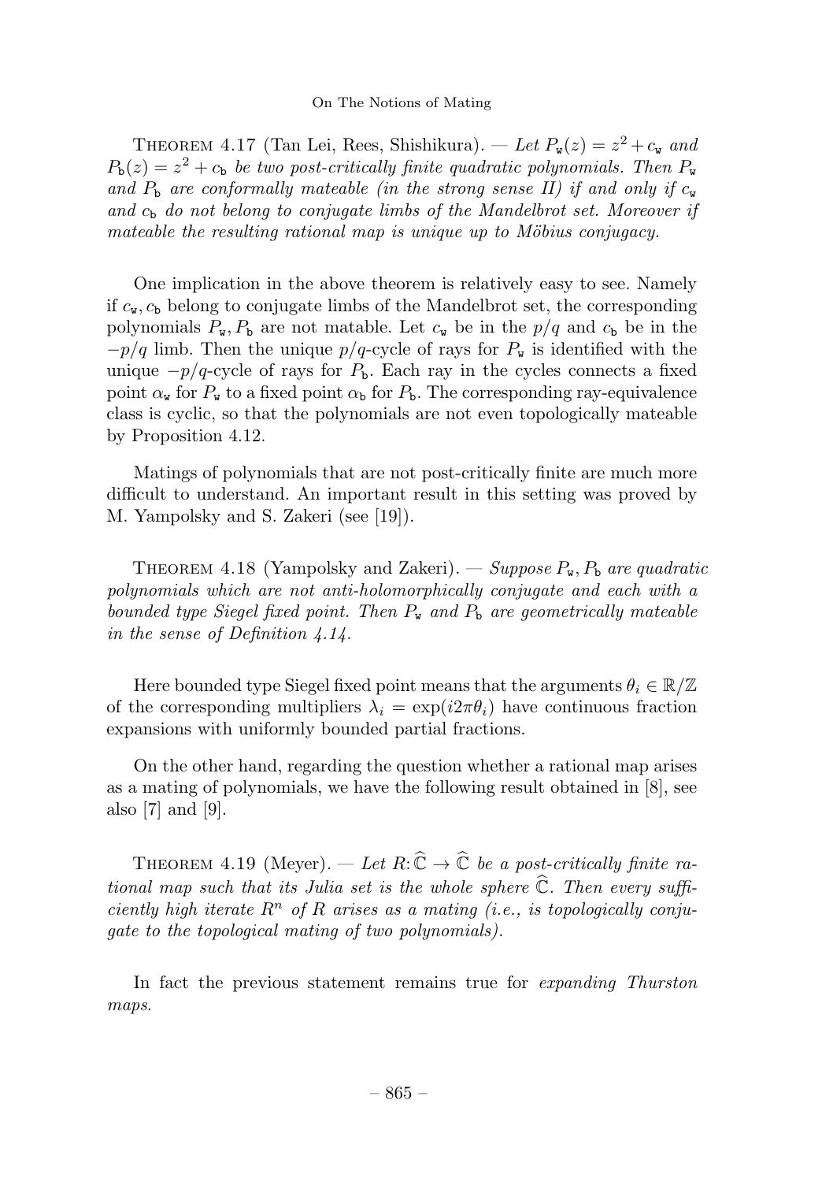THEOREM 4.17 (Tan Lei, Rees, Shishikura). — *Let $P_{\mathtt{w}}(z) = z^2 + c_{\mathtt{w}}$ and $P_{\mathtt{b}}(z) = z^2 + c_{\mathtt{b}}$ be two post-critically finite quadratic polynomials. Then $P_{\mathtt{w}}$ and $P_{\mathtt{b}}$ are conformally mateable (in the strong sense II) if and only if $c_{\mathtt{w}}$ and $c_{\mathtt{b}}$ do not belong to conjugate limbs of the Mandelbrot set. Moreover if mateable the resulting rational map is unique up to Möbius conjugacy.*

One implication in the above theorem is relatively easy to see. Namely if $c_{\mathtt{w}}, c_{\mathtt{b}}$ belong to conjugate limbs of the Mandelbrot set, the corresponding polynomials $P_{\mathtt{w}}, P_{\mathtt{b}}$ are not matable. Let $c_{\mathtt{w}}$ be in the $p/q$ and $c_{\mathtt{b}}$ be in the $-p/q$ limb. Then the unique $p/q$-cycle of rays for $P_{\mathtt{w}}$ is identified with the unique $-p/q$-cycle of rays for $P_{\mathtt{b}}$. Each ray in the cycles connects a fixed point $\alpha_{\mathtt{w}}$ for $P_{\mathtt{w}}$ to a fixed point $\alpha_{\mathtt{b}}$ for $P_{\mathtt{b}}$. The corresponding ray-equivalence class is cyclic, so that the polynomials are not even topologically mateable by Proposition 4.12.

Matings of polynomials that are not post-critically finite are much more difficult to understand. An important result in this setting was proved by M. Yampolsky and S. Zakeri (see [19]).

THEOREM 4.18 (Yampolsky and Zakeri). — *Suppose $P_{\mathtt{w}}, P_{\mathtt{b}}$ are quadratic polynomials which are not anti-holomorphically conjugate and each with a bounded type Siegel fixed point. Then $P_{\mathtt{w}}$ and $P_{\mathtt{b}}$ are geometrically mateable in the sense of Definition 4.14.*

Here bounded type Siegel fixed point means that the arguments $\theta_i \in \mathbb{R}/\mathbb{Z}$ of the corresponding multipliers $\lambda_i = \exp(i2\pi\theta_i)$ have continuous fraction expansions with uniformly bounded partial fractions.

On the other hand, regarding the question whether a rational map arises as a mating of polynomials, we have the following result obtained in [8], see also [7] and [9].

THEOREM 4.19 (Meyer). — *Let $R: \widehat{\mathbb{C}} \to \widehat{\mathbb{C}}$ be a post-critically finite rational map such that its Julia set is the whole sphere $\widehat{\mathbb{C}}$. Then every sufficiently high iterate $R^n$ of $R$ arises as a mating (i.e., is topologically conjugate to the topological mating of two polynomials).*

In fact the previous statement remains true for *expanding Thurston maps*.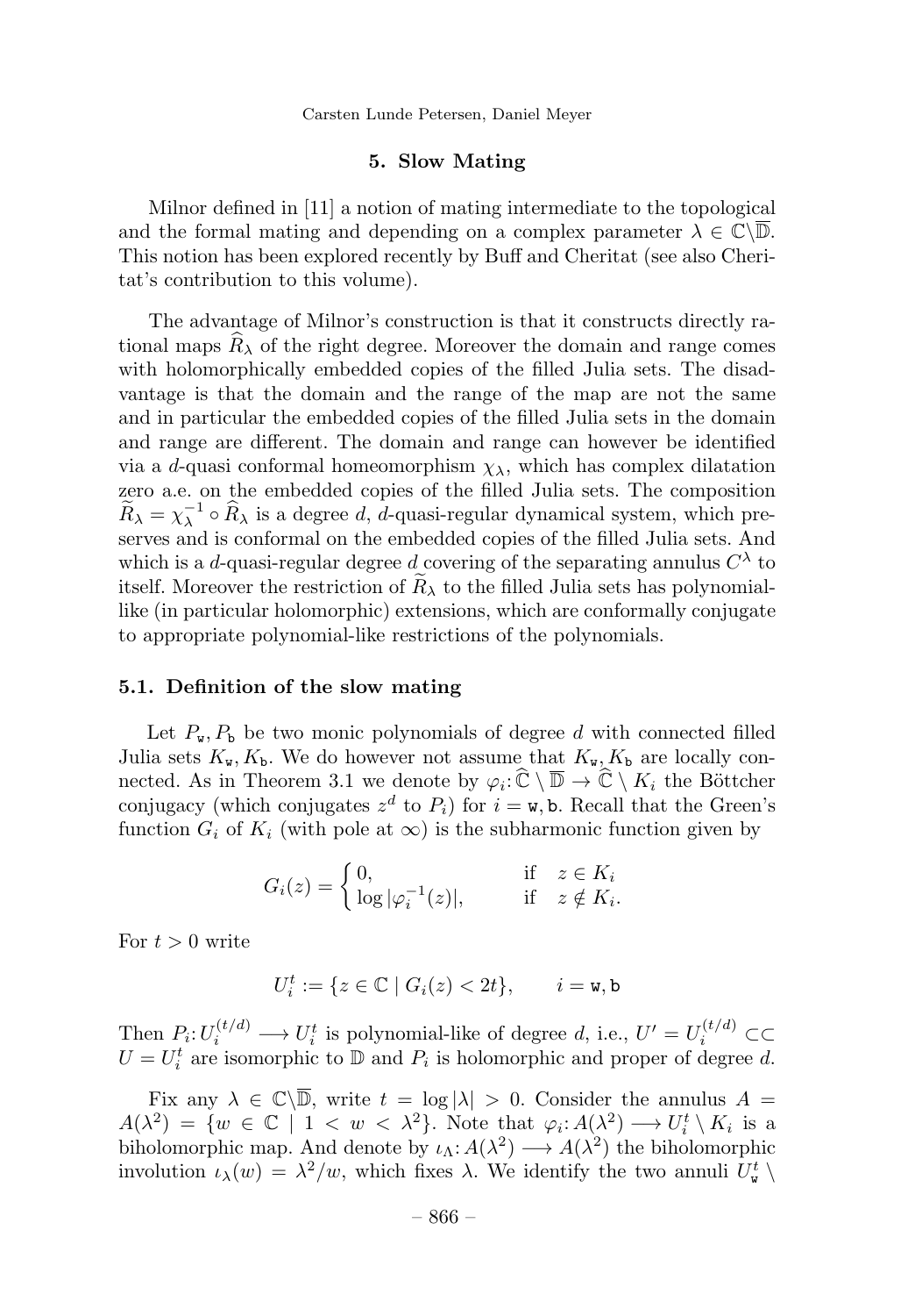## 5. Slow Mating

Milnor defined in [11] a notion of mating intermediate to the topological and the formal mating and depending on a complex parameter $\lambda \in \mathbb{C}\setminus\overline{\mathbb{D}}$. This notion has been explored recently by Buff and Cheritat (see also Cheritat's contribution to this volume).

The advantage of Milnor's construction is that it constructs directly rational maps $\widehat{R}_\lambda$ of the right degree. Moreover the domain and range comes with holomorphically embedded copies of the filled Julia sets. The disadvantage is that the domain and the range of the map are not the same and in particular the embedded copies of the filled Julia sets in the domain and range are different. The domain and range can however be identified via a $d$-quasi conformal homeomorphism $\chi_\lambda$, which has complex dilatation zero a.e. on the embedded copies of the filled Julia sets. The composition $\widetilde{R}_\lambda = \chi_\lambda^{-1} \circ \widehat{R}_\lambda$ is a degree $d$, $d$-quasi-regular dynamical system, which preserves and is conformal on the embedded copies of the filled Julia sets. And which is a $d$-quasi-regular degree $d$ covering of the separating annulus $C^\lambda$ to itself. Moreover the restriction of $\widetilde{R}_\lambda$ to the filled Julia sets has polynomial-like (in particular holomorphic) extensions, which are conformally conjugate to appropriate polynomial-like restrictions of the polynomials.

### 5.1. Definition of the slow mating

Let $P_{\mathtt{w}}, P_{\mathtt{b}}$ be two monic polynomials of degree $d$ with connected filled Julia sets $K_{\mathtt{w}}, K_{\mathtt{b}}$. We do however not assume that $K_{\mathtt{w}}, K_{\mathtt{b}}$ are locally connected. As in Theorem 3.1 we denote by $\varphi_i \colon \widehat{\mathbb{C}} \setminus \overline{\mathbb{D}} \to \widehat{\mathbb{C}} \setminus K_i$ the Böttcher conjugacy (which conjugates $z^d$ to $P_i$) for $i = \mathtt{w}, \mathtt{b}$. Recall that the Green's function $G_i$ of $K_i$ (with pole at $\infty$) is the subharmonic function given by

$$G_i(z) = \begin{cases} 0, & \text{if} \quad z \in K_i \\ \log|\varphi_i^{-1}(z)|, & \text{if} \quad z \notin K_i. \end{cases}$$

For $t > 0$ write

$$U_i^t := \{z \in \mathbb{C} \mid G_i(z) < 2t\}, \qquad i = \mathtt{w}, \mathtt{b}$$

Then $P_i \colon U_i^{(t/d)} \longrightarrow U_i^t$ is polynomial-like of degree $d$, i.e., $U' = U_i^{(t/d)} \subset\subset U = U_i^t$ are isomorphic to $\mathbb{D}$ and $P_i$ is holomorphic and proper of degree $d$.

Fix any $\lambda \in \mathbb{C}\setminus\overline{\mathbb{D}}$, write $t = \log|\lambda| > 0$. Consider the annulus $A = A(\lambda^2) = \{w \in \mathbb{C} \mid 1 < w < \lambda^2\}$. Note that $\varphi_i \colon A(\lambda^2) \longrightarrow U_i^t \setminus K_i$ is a biholomorphic map. And denote by $\iota_\Lambda \colon A(\lambda^2) \longrightarrow A(\lambda^2)$ the biholomorphic involution $\iota_\lambda(w) = \lambda^2/w$, which fixes $\lambda$. We identify the two annuli $U_{\mathtt{w}}^t \setminus$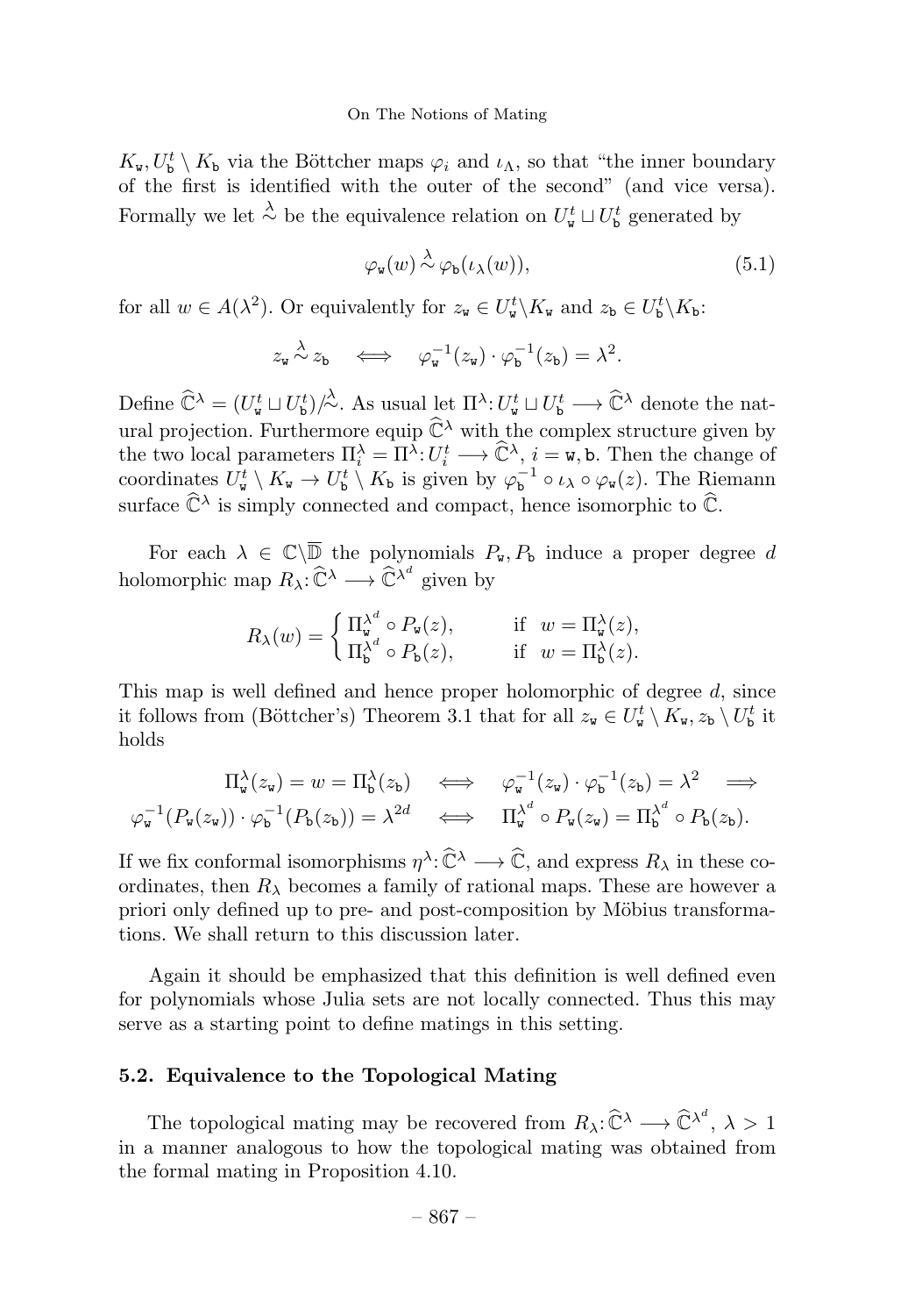$K_{\mathtt{w}}, U^t_{\mathtt{b}} \setminus K_{\mathtt{b}}$ via the Böttcher maps $\varphi_i$ and $\iota_\Lambda$, so that "the inner boundary of the first is identified with the outer of the second" (and vice versa). Formally we let $\overset{\lambda}{\sim}$ be the equivalence relation on $U^t_{\mathtt{w}} \sqcup U^t_{\mathtt{b}}$ generated by

$$\varphi_{\mathtt{w}}(w) \overset{\lambda}{\sim} \varphi_{\mathtt{b}}(\iota_\lambda(w)), \tag{5.1}$$

for all $w \in A(\lambda^2)$. Or equivalently for $z_{\mathtt{w}} \in U^t_{\mathtt{w}} \backslash K_{\mathtt{w}}$ and $z_{\mathtt{b}} \in U^t_{\mathtt{b}} \backslash K_{\mathtt{b}}$:

$$z_{\mathtt{w}} \overset{\lambda}{\sim} z_{\mathtt{b}} \quad \Longleftrightarrow \quad \varphi_{\mathtt{w}}^{-1}(z_{\mathtt{w}}) \cdot \varphi_{\mathtt{b}}^{-1}(z_{\mathtt{b}}) = \lambda^2.$$

Define $\widehat{\mathbb{C}}^\lambda = (U^t_{\mathtt{w}} \sqcup U^t_{\mathtt{b}})/\overset{\lambda}{\sim}$. As usual let $\Pi^\lambda \colon U^t_{\mathtt{w}} \sqcup U^t_{\mathtt{b}} \longrightarrow \widehat{\mathbb{C}}^\lambda$ denote the natural projection. Furthermore equip $\widehat{\mathbb{C}}^\lambda$ with the complex structure given by the two local parameters $\Pi^\lambda_i = \Pi^\lambda \colon U^t_i \longrightarrow \widehat{\mathbb{C}}^\lambda$, $i = \mathtt{w}, \mathtt{b}$. Then the change of coordinates $U^t_{\mathtt{w}} \setminus K_{\mathtt{w}} \to U^t_{\mathtt{b}} \setminus K_{\mathtt{b}}$ is given by $\varphi_{\mathtt{b}}^{-1} \circ \iota_\lambda \circ \varphi_{\mathtt{w}}(z)$. The Riemann surface $\widehat{\mathbb{C}}^\lambda$ is simply connected and compact, hence isomorphic to $\widehat{\mathbb{C}}$.

For each $\lambda \in \mathbb{C} \backslash \overline{\mathbb{D}}$ the polynomials $P_{\mathtt{w}}, P_{\mathtt{b}}$ induce a proper degree $d$ holomorphic map $R_\lambda \colon \widehat{\mathbb{C}}^\lambda \longrightarrow \widehat{\mathbb{C}}^{\lambda^d}$ given by

$$R_\lambda(w) = \begin{cases} \Pi^{\lambda^d}_{\mathtt{w}} \circ P_{\mathtt{w}}(z), & \text{if } \ w = \Pi^\lambda_{\mathtt{w}}(z), \\ \Pi^{\lambda^d}_{\mathtt{b}} \circ P_{\mathtt{b}}(z), & \text{if } \ w = \Pi^\lambda_{\mathtt{b}}(z). \end{cases}$$

This map is well defined and hence proper holomorphic of degree $d$, since it follows from (Böttcher's) Theorem 3.1 that for all $z_{\mathtt{w}} \in U^t_{\mathtt{w}} \setminus K_{\mathtt{w}}, z_{\mathtt{b}} \setminus U^t_{\mathtt{b}}$ it holds

$$\begin{aligned} \Pi^\lambda_{\mathtt{w}}(z_{\mathtt{w}}) = w = \Pi^\lambda_{\mathtt{b}}(z_{\mathtt{b}}) \quad &\Longleftrightarrow \quad \varphi_{\mathtt{w}}^{-1}(z_{\mathtt{w}}) \cdot \varphi_{\mathtt{b}}^{-1}(z_{\mathtt{b}}) = \lambda^2 \quad \Longrightarrow \\ \varphi_{\mathtt{w}}^{-1}(P_{\mathtt{w}}(z_{\mathtt{w}})) \cdot \varphi_{\mathtt{b}}^{-1}(P_{\mathtt{b}}(z_{\mathtt{b}})) = \lambda^{2d} \quad &\Longleftrightarrow \quad \Pi^{\lambda^d}_{\mathtt{w}} \circ P_{\mathtt{w}}(z_{\mathtt{w}}) = \Pi^{\lambda^d}_{\mathtt{b}} \circ P_{\mathtt{b}}(z_{\mathtt{b}}). \end{aligned}$$

If we fix conformal isomorphisms $\eta^\lambda \colon \widehat{\mathbb{C}}^\lambda \longrightarrow \widehat{\mathbb{C}}$, and express $R_\lambda$ in these coordinates, then $R_\lambda$ becomes a family of rational maps. These are however a priori only defined up to pre- and post-composition by Möbius transformations. We shall return to this discussion later.

Again it should be emphasized that this definition is well defined even for polynomials whose Julia sets are not locally connected. Thus this may serve as a starting point to define matings in this setting.

### 5.2. Equivalence to the Topological Mating

The topological mating may be recovered from $R_\lambda \colon \widehat{\mathbb{C}}^\lambda \longrightarrow \widehat{\mathbb{C}}^{\lambda^d}$, $\lambda > 1$ in a manner analogous to how the topological mating was obtained from the formal mating in Proposition 4.10.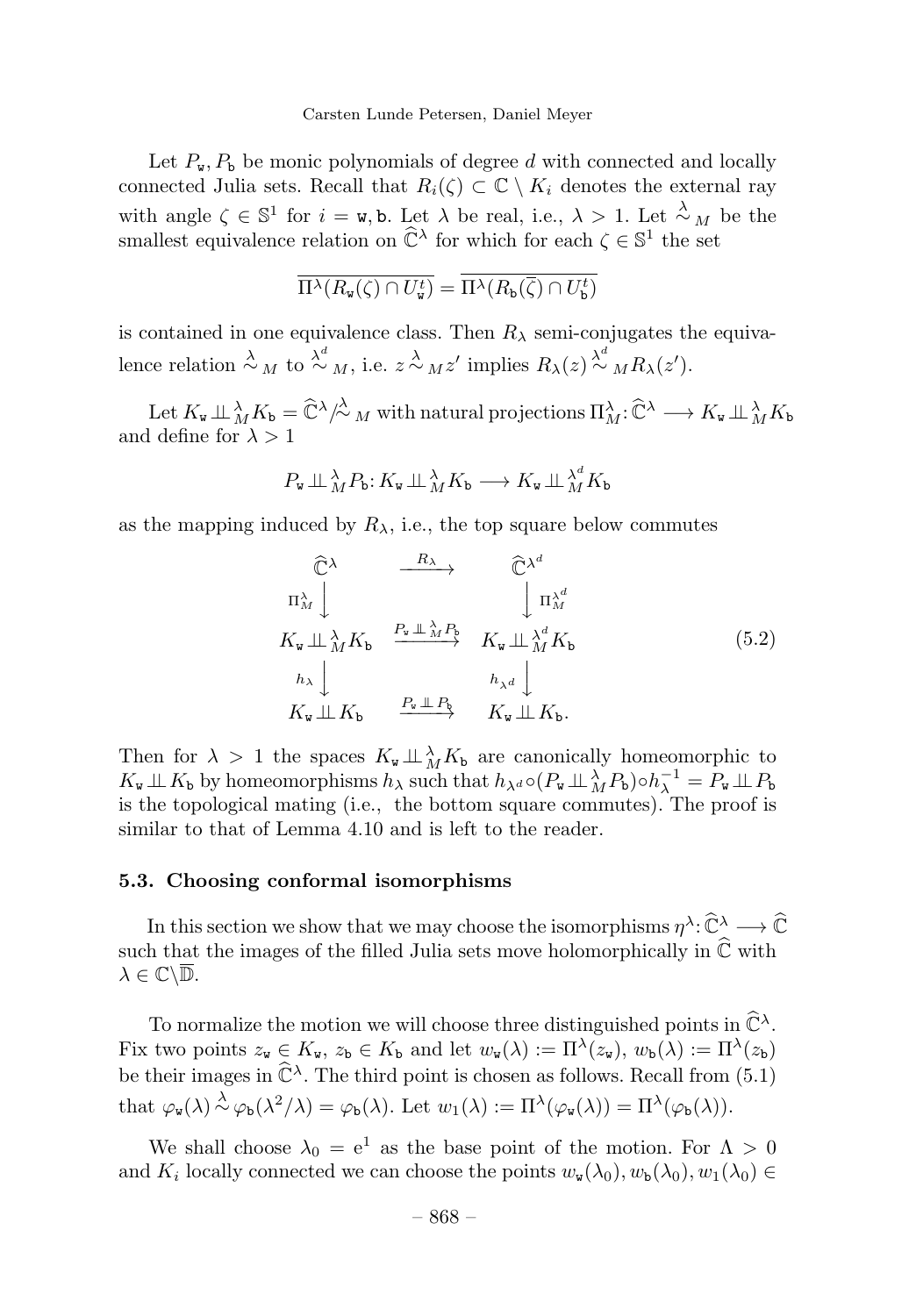Let $P_{\mathtt{w}}, P_{\mathtt{b}}$ be monic polynomials of degree $d$ with connected and locally connected Julia sets. Recall that $R_i(\zeta) \subset \mathbb{C} \setminus K_i$ denotes the external ray with angle $\zeta \in \mathbb{S}^1$ for $i = \mathtt{w}, \mathtt{b}$. Let $\lambda$ be real, i.e., $\lambda > 1$. Let $\overset{\lambda}{\sim}_M$ be the smallest equivalence relation on $\widehat{\mathbb{C}}^\lambda$ for which for each $\zeta \in \mathbb{S}^1$ the set

$$\overline{\Pi^\lambda(R_{\mathtt{w}}(\zeta) \cap U^t_{\mathtt{w}})} = \overline{\Pi^\lambda(R_{\mathtt{b}}(\overline{\zeta}) \cap U^t_{\mathtt{b}})}$$

is contained in one equivalence class. Then $R_\lambda$ semi-conjugates the equivalence relation $\overset{\lambda}{\sim}_M$ to $\overset{\lambda^d}{\sim}_M$, i.e. $z \overset{\lambda}{\sim}_M z'$ implies $R_\lambda(z) \overset{\lambda^d}{\sim}_M R_\lambda(z')$.

Let $K_{\mathtt{w}} \perp\!\!\!\perp^\lambda_M K_{\mathtt{b}} = \widehat{\mathbb{C}}^\lambda / \overset{\lambda}{\sim}_M$ with natural projections $\Pi^\lambda_M : \widehat{\mathbb{C}}^\lambda \longrightarrow K_{\mathtt{w}} \perp\!\!\!\perp^\lambda_M K_{\mathtt{b}}$ and define for $\lambda > 1$

$$P_{\mathtt{w}} \perp\!\!\!\perp^\lambda_M P_{\mathtt{b}} : K_{\mathtt{w}} \perp\!\!\!\perp^\lambda_M K_{\mathtt{b}} \longrightarrow K_{\mathtt{w}} \perp\!\!\!\perp^{\lambda^d}_M K_{\mathtt{b}}$$

as the mapping induced by $R_\lambda$, i.e., the top square below commutes

$$\begin{array}{ccc}
\widehat{\mathbb{C}}^\lambda & \xrightarrow{R_\lambda} & \widehat{\mathbb{C}}^{\lambda^d} \\
\Pi^\lambda_M \big\downarrow & & \big\downarrow \Pi^{\lambda^d}_M \\
K_{\mathtt{w}} \perp\!\!\!\perp^\lambda_M K_{\mathtt{b}} & \xrightarrow{P_{\mathtt{w}} \perp\!\!\!\perp^\lambda_M P_{\mathtt{b}}} & K_{\mathtt{w}} \perp\!\!\!\perp^{\lambda^d}_M K_{\mathtt{b}} \\
h_\lambda \big\downarrow & & \big\downarrow h_{\lambda^d} \\
K_{\mathtt{w}} \perp\!\!\!\perp K_{\mathtt{b}} & \xrightarrow{P_{\mathtt{w}} \perp\!\!\!\perp P_{\mathtt{b}}} & K_{\mathtt{w}} \perp\!\!\!\perp K_{\mathtt{b}}.
\end{array} \tag{5.2}$$

Then for $\lambda > 1$ the spaces $K_{\mathtt{w}} \perp\!\!\!\perp^\lambda_M K_{\mathtt{b}}$ are canonically homeomorphic to $K_{\mathtt{w}} \perp\!\!\!\perp K_{\mathtt{b}}$ by homeomorphisms $h_\lambda$ such that $h_{\lambda^d} \circ (P_{\mathtt{w}} \perp\!\!\!\perp^\lambda_M P_{\mathtt{b}}) \circ h_\lambda^{-1} = P_{\mathtt{w}} \perp\!\!\!\perp P_{\mathtt{b}}$ is the topological mating (i.e., the bottom square commutes). The proof is similar to that of Lemma 4.10 and is left to the reader.

### 5.3. Choosing conformal isomorphisms

In this section we show that we may choose the isomorphisms $\eta^\lambda : \widehat{\mathbb{C}}^\lambda \longrightarrow \widehat{\mathbb{C}}$ such that the images of the filled Julia sets move holomorphically in $\widehat{\mathbb{C}}$ with $\lambda \in \mathbb{C} \setminus \overline{\mathbb{D}}$.

To normalize the motion we will choose three distinguished points in $\widehat{\mathbb{C}}^\lambda$. Fix two points $z_{\mathtt{w}} \in K_{\mathtt{w}}$, $z_{\mathtt{b}} \in K_{\mathtt{b}}$ and let $w_{\mathtt{w}}(\lambda) := \Pi^\lambda(z_{\mathtt{w}})$, $w_{\mathtt{b}}(\lambda) := \Pi^\lambda(z_{\mathtt{b}})$ be their images in $\widehat{\mathbb{C}}^\lambda$. The third point is chosen as follows. Recall from (5.1) that $\varphi_{\mathtt{w}}(\lambda) \overset{\lambda}{\sim} \varphi_{\mathtt{b}}(\lambda^2/\lambda) = \varphi_{\mathtt{b}}(\lambda)$. Let $w_1(\lambda) := \Pi^\lambda(\varphi_{\mathtt{w}}(\lambda)) = \Pi^\lambda(\varphi_{\mathtt{b}}(\lambda))$.

We shall choose $\lambda_0 = \mathrm{e}^1$ as the base point of the motion. For $\Lambda > 0$ and $K_i$ locally connected we can choose the points $w_{\mathtt{w}}(\lambda_0), w_{\mathtt{b}}(\lambda_0), w_1(\lambda_0) \in$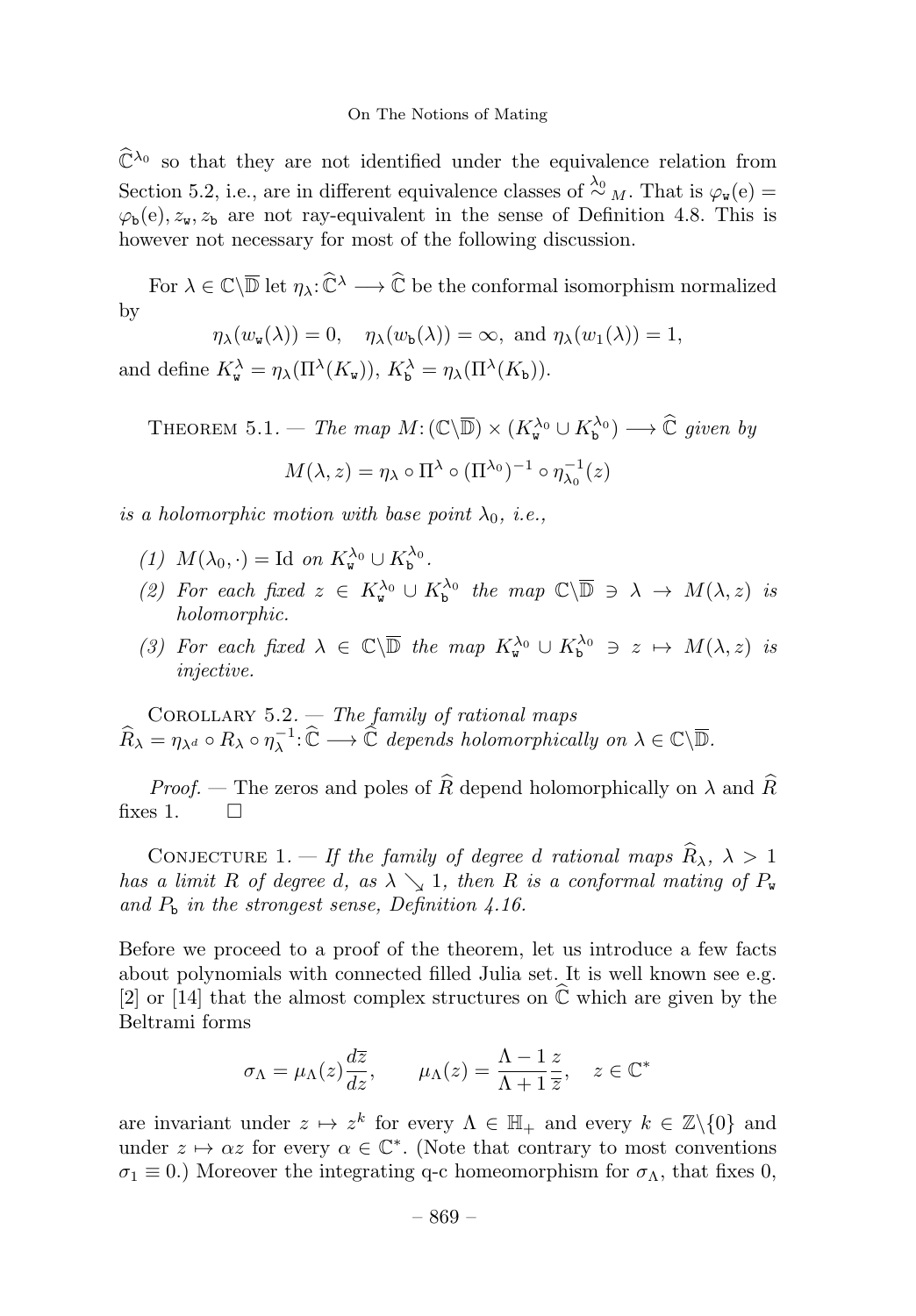$\widehat{\mathbb{C}}^{\lambda_0}$ so that they are not identified under the equivalence relation from Section 5.2, i.e., are in different equivalence classes of $\overset{\lambda_0}{\sim}_M$. That is $\varphi_{\mathtt{w}}(\mathrm{e}) = \varphi_{\mathtt{b}}(\mathrm{e}), z_{\mathtt{w}}, z_{\mathtt{b}}$ are not ray-equivalent in the sense of Definition 4.8. This is however not necessary for most of the following discussion.

For $\lambda \in \mathbb{C}\backslash\overline{\mathbb{D}}$ let $\eta_\lambda\colon \widehat{\mathbb{C}}^\lambda \longrightarrow \widehat{\mathbb{C}}$ be the conformal isomorphism normalized by

$$\eta_\lambda(w_{\mathtt{w}}(\lambda)) = 0, \quad \eta_\lambda(w_{\mathtt{b}}(\lambda)) = \infty, \text{ and } \eta_\lambda(w_1(\lambda)) = 1,$$

and define $K^\lambda_{\mathtt{w}} = \eta_\lambda(\Pi^\lambda(K_{\mathtt{w}}))$, $K^\lambda_{\mathtt{b}} = \eta_\lambda(\Pi^\lambda(K_{\mathtt{b}}))$.

Theorem 5.1. — *The map $M\colon (\mathbb{C}\backslash\overline{\mathbb{D}}) \times (K^{\lambda_0}_{\mathtt{w}} \cup K^{\lambda_0}_{\mathtt{b}}) \longrightarrow \widehat{\mathbb{C}}$ given by*

$$M(\lambda, z) = \eta_\lambda \circ \Pi^\lambda \circ (\Pi^{\lambda_0})^{-1} \circ \eta^{-1}_{\lambda_0}(z)$$

*is a holomorphic motion with base point $\lambda_0$, i.e.,*

1. *$M(\lambda_0, \cdot) = \mathrm{Id}$ on $K^{\lambda_0}_{\mathtt{w}} \cup K^{\lambda_0}_{\mathtt{b}}$.*
2. *For each fixed $z \in K^{\lambda_0}_{\mathtt{w}} \cup K^{\lambda_0}_{\mathtt{b}}$ the map $\mathbb{C}\backslash\overline{\mathbb{D}} \ni \lambda \to M(\lambda, z)$ is holomorphic.*
3. *For each fixed $\lambda \in \mathbb{C}\backslash\overline{\mathbb{D}}$ the map $K^{\lambda_0}_{\mathtt{w}} \cup K^{\lambda_0}_{\mathtt{b}} \ni z \mapsto M(\lambda, z)$ is injective.*

Corollary 5.2. — *The family of rational maps $\widehat{R}_\lambda = \eta_{\lambda^d} \circ R_\lambda \circ \eta^{-1}_\lambda\colon \widehat{\mathbb{C}} \longrightarrow \widehat{\mathbb{C}}$ depends holomorphically on $\lambda \in \mathbb{C}\backslash\overline{\mathbb{D}}$.*

*Proof.* — The zeros and poles of $\widehat{R}$ depend holomorphically on $\lambda$ and $\widehat{R}$ fixes 1. $\square$

Conjecture 1. — *If the family of degree $d$ rational maps $\widehat{R}_\lambda$, $\lambda > 1$ has a limit $R$ of degree $d$, as $\lambda \searrow 1$, then $R$ is a conformal mating of $P_{\mathtt{w}}$ and $P_{\mathtt{b}}$ in the strongest sense, Definition 4.16.*

Before we proceed to a proof of the theorem, let us introduce a few facts about polynomials with connected filled Julia set. It is well known see e.g. [2] or [14] that the almost complex structures on $\widehat{\mathbb{C}}$ which are given by the Beltrami forms

$$\sigma_\Lambda = \mu_\Lambda(z)\frac{d\overline{z}}{dz}, \qquad \mu_\Lambda(z) = \frac{\Lambda - 1}{\Lambda + 1}\frac{z}{\overline{z}}, \quad z \in \mathbb{C}^*$$

are invariant under $z \mapsto z^k$ for every $\Lambda \in \mathbb{H}_+$ and every $k \in \mathbb{Z}\backslash\{0\}$ and under $z \mapsto \alpha z$ for every $\alpha \in \mathbb{C}^*$. (Note that contrary to most conventions $\sigma_1 \equiv 0$.) Moreover the integrating q-c homeomorphism for $\sigma_\Lambda$, that fixes 0,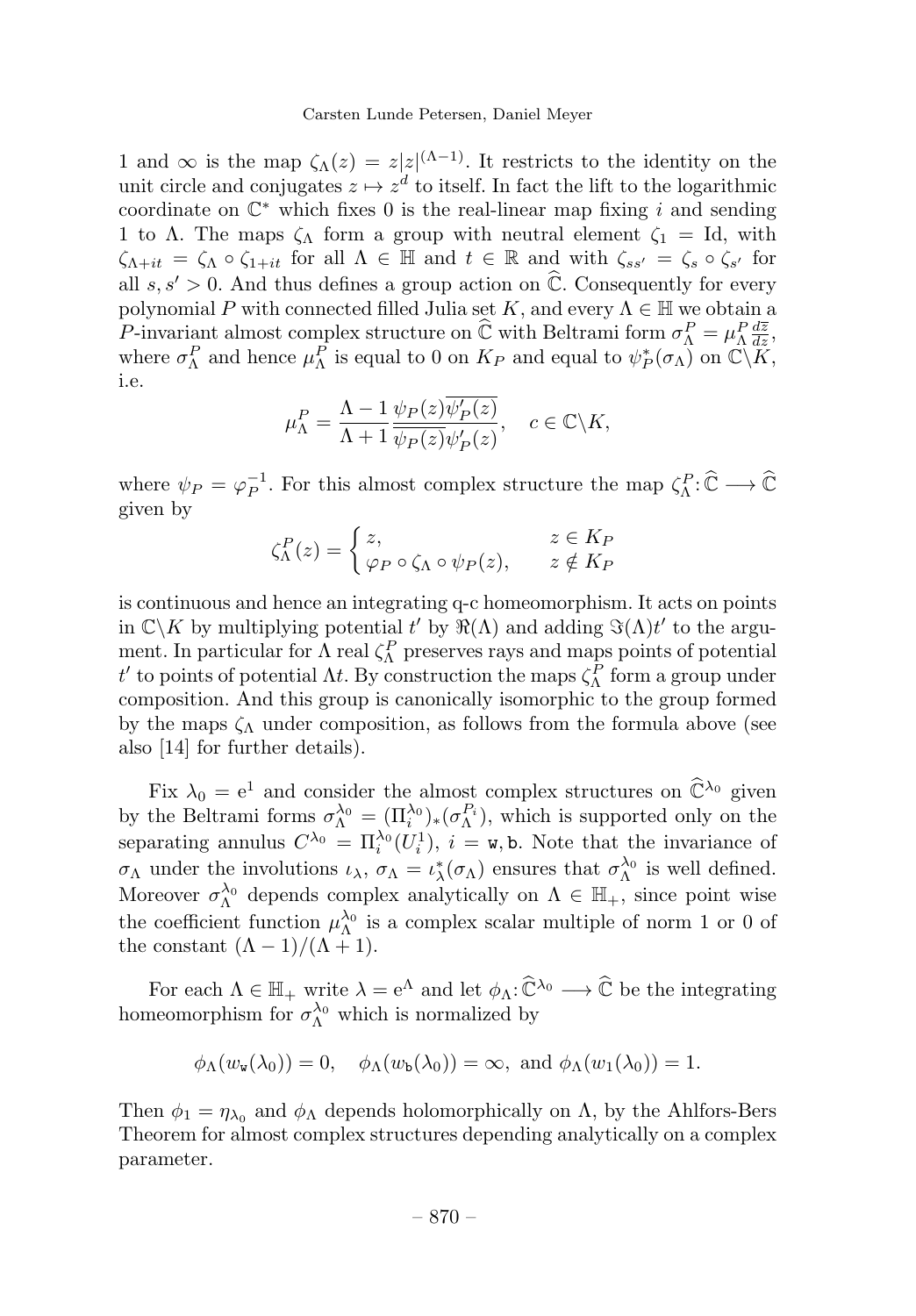1 and $\infty$ is the map $\zeta_\Lambda(z) = z|z|^{(\Lambda-1)}$. It restricts to the identity on the unit circle and conjugates $z \mapsto z^d$ to itself. In fact the lift to the logarithmic coordinate on $\mathbb{C}^*$ which fixes 0 is the real-linear map fixing $i$ and sending 1 to $\Lambda$. The maps $\zeta_\Lambda$ form a group with neutral element $\zeta_1 = \mathrm{Id}$, with $\zeta_{\Lambda+it} = \zeta_\Lambda \circ \zeta_{1+it}$ for all $\Lambda \in \mathbb{H}$ and $t \in \mathbb{R}$ and with $\zeta_{ss'} = \zeta_s \circ \zeta_{s'}$ for all $s, s' > 0$. And thus defines a group action on $\widehat{\mathbb{C}}$. Consequently for every polynomial $P$ with connected filled Julia set $K$, and every $\Lambda \in \mathbb{H}$ we obtain a $P$-invariant almost complex structure on $\widehat{\mathbb{C}}$ with Beltrami form $\sigma_\Lambda^P = \mu_\Lambda^P \frac{d\overline{z}}{dz}$, where $\sigma_\Lambda^P$ and hence $\mu_\Lambda^P$ is equal to 0 on $K_P$ and equal to $\psi_P^*(\sigma_\Lambda)$ on $\mathbb{C}\backslash K$, i.e.

$$\mu_\Lambda^P = \frac{\Lambda-1}{\Lambda+1}\frac{\psi_P(z)\overline{\psi_P'(z)}}{\overline{\psi_P(z)}\psi_P'(z)}, \quad c \in \mathbb{C}\backslash K,$$

where $\psi_P = \varphi_P^{-1}$. For this almost complex structure the map $\zeta_\Lambda^P \colon \widehat{\mathbb{C}} \longrightarrow \widehat{\mathbb{C}}$ given by

$$\zeta_\Lambda^P(z) = \begin{cases} z, & z \in K_P \\ \varphi_P \circ \zeta_\Lambda \circ \psi_P(z), & z \notin K_P \end{cases}$$

is continuous and hence an integrating q-c homeomorphism. It acts on points in $\mathbb{C}\backslash K$ by multiplying potential $t'$ by $\Re(\Lambda)$ and adding $\Im(\Lambda)t'$ to the argument. In particular for $\Lambda$ real $\zeta_\Lambda^P$ preserves rays and maps points of potential $t'$ to points of potential $\Lambda t$. By construction the maps $\zeta_\Lambda^P$ form a group under composition. And this group is canonically isomorphic to the group formed by the maps $\zeta_\Lambda$ under composition, as follows from the formula above (see also [14] for further details).

Fix $\lambda_0 = \mathrm{e}^1$ and consider the almost complex structures on $\widehat{\mathbb{C}}^{\lambda_0}$ given by the Beltrami forms $\sigma_\Lambda^{\lambda_0} = (\Pi_i^{\lambda_0})_*(\sigma_\Lambda^{P_i})$, which is supported only on the separating annulus $C^{\lambda_0} = \Pi_i^{\lambda_0}(U_i^1)$, $i = \mathtt{w}, \mathtt{b}$. Note that the invariance of $\sigma_\Lambda$ under the involutions $\iota_\lambda$, $\sigma_\Lambda = \iota_\lambda^*(\sigma_\Lambda)$ ensures that $\sigma_\Lambda^{\lambda_0}$ is well defined. Moreover $\sigma_\Lambda^{\lambda_0}$ depends complex analytically on $\Lambda \in \mathbb{H}_+$, since point wise the coefficient function $\mu_\Lambda^{\lambda_0}$ is a complex scalar multiple of norm 1 or 0 of the constant $(\Lambda-1)/(\Lambda+1)$.

For each $\Lambda \in \mathbb{H}_+$ write $\lambda = \mathrm{e}^\Lambda$ and let $\phi_\Lambda \colon \widehat{\mathbb{C}}^{\lambda_0} \longrightarrow \widehat{\mathbb{C}}$ be the integrating homeomorphism for $\sigma_\Lambda^{\lambda_0}$ which is normalized by

$$\phi_\Lambda(w_\mathtt{w}(\lambda_0)) = 0, \quad \phi_\Lambda(w_\mathtt{b}(\lambda_0)) = \infty, \text{ and } \phi_\Lambda(w_1(\lambda_0)) = 1.$$

Then $\phi_1 = \eta_{\lambda_0}$ and $\phi_\Lambda$ depends holomorphically on $\Lambda$, by the Ahlfors-Bers Theorem for almost complex structures depending analytically on a complex parameter.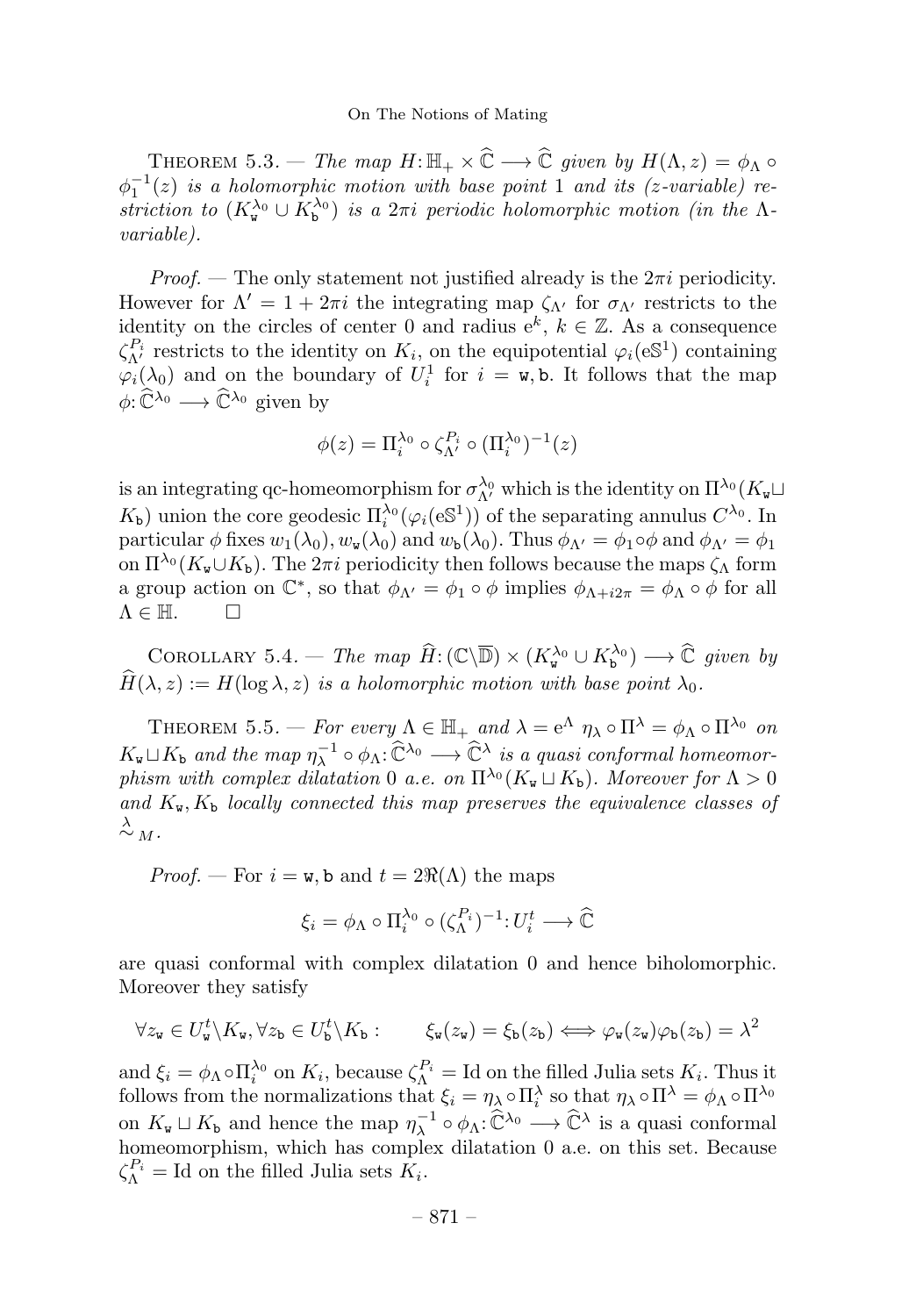THEOREM 5.3. — *The map $H\colon \mathbb{H}_+ \times \widehat{\mathbb{C}} \longrightarrow \widehat{\mathbb{C}}$ given by $H(\Lambda, z) = \phi_\Lambda \circ \phi_1^{-1}(z)$ is a holomorphic motion with base point 1 and its (z-variable) restriction to $(K_{\mathtt{w}}^{\lambda_0} \cup K_{\mathtt{b}}^{\lambda_0})$ is a $2\pi i$ periodic holomorphic motion (in the $\Lambda$-variable).*

*Proof.* — The only statement not justified already is the $2\pi i$ periodicity. However for $\Lambda' = 1 + 2\pi i$ the integrating map $\zeta_{\Lambda'}$ for $\sigma_{\Lambda'}$ restricts to the identity on the circles of center 0 and radius $\mathrm{e}^k$, $k \in \mathbb{Z}$. As a consequence $\zeta_{\Lambda'}^{P_i}$ restricts to the identity on $K_i$, on the equipotential $\varphi_i(\mathrm{e}\mathbb{S}^1)$ containing $\varphi_i(\lambda_0)$ and on the boundary of $U_i^1$ for $i = \mathtt{w}, \mathtt{b}$. It follows that the map $\phi\colon \widehat{\mathbb{C}}^{\lambda_0} \longrightarrow \widehat{\mathbb{C}}^{\lambda_0}$ given by

$$\phi(z) = \Pi_i^{\lambda_0} \circ \zeta_{\Lambda'}^{P_i} \circ (\Pi_i^{\lambda_0})^{-1}(z)$$

is an integrating qc-homeomorphism for $\sigma_{\Lambda'}^{\lambda_0}$ which is the identity on $\Pi^{\lambda_0}(K_{\mathtt{w}} \sqcup K_{\mathtt{b}})$ union the core geodesic $\Pi_i^{\lambda_0}(\varphi_i(\mathrm{e}\mathbb{S}^1))$ of the separating annulus $C^{\lambda_0}$. In particular $\phi$ fixes $w_1(\lambda_0)$, $w_{\mathtt{w}}(\lambda_0)$ and $w_{\mathtt{b}}(\lambda_0)$. Thus $\phi_{\Lambda'} = \phi_1 \circ \phi$ and $\phi_{\Lambda'} = \phi_1$ on $\Pi^{\lambda_0}(K_{\mathtt{w}} \cup K_{\mathtt{b}})$. The $2\pi i$ periodicity then follows because the maps $\zeta_\Lambda$ form a group action on $\mathbb{C}^*$, so that $\phi_{\Lambda'} = \phi_1 \circ \phi$ implies $\phi_{\Lambda + i2\pi} = \phi_\Lambda \circ \phi$ for all $\Lambda \in \mathbb{H}$. $\square$

COROLLARY 5.4. — *The map $\widehat{H}\colon (\mathbb{C}\backslash\overline{\mathbb{D}}) \times (K_{\mathtt{w}}^{\lambda_0} \cup K_{\mathtt{b}}^{\lambda_0}) \longrightarrow \widehat{\mathbb{C}}$ given by $\widehat{H}(\lambda, z) := H(\log \lambda, z)$ is a holomorphic motion with base point $\lambda_0$.*

THEOREM 5.5. — *For every $\Lambda \in \mathbb{H}_+$ and $\lambda = \mathrm{e}^\Lambda$ $\eta_\lambda \circ \Pi^\lambda = \phi_\Lambda \circ \Pi^{\lambda_0}$ on $K_{\mathtt{w}} \sqcup K_{\mathtt{b}}$ and the map $\eta_\lambda^{-1} \circ \phi_\Lambda\colon \widehat{\mathbb{C}}^{\lambda_0} \longrightarrow \widehat{\mathbb{C}}^\lambda$ is a quasi conformal homeomorphism with complex dilatation 0 a.e. on $\Pi^{\lambda_0}(K_{\mathtt{w}} \sqcup K_{\mathtt{b}})$. Moreover for $\Lambda > 0$ and $K_{\mathtt{w}}, K_{\mathtt{b}}$ locally connected this map preserves the equivalence classes of $\overset{\lambda}{\sim}_M$.*

*Proof.* — For $i = \mathtt{w}, \mathtt{b}$ and $t = 2\Re(\Lambda)$ the maps

$$\xi_i = \phi_\Lambda \circ \Pi_i^{\lambda_0} \circ (\zeta_\Lambda^{P_i})^{-1}\colon U_i^t \longrightarrow \widehat{\mathbb{C}}$$

are quasi conformal with complex dilatation 0 and hence biholomorphic. Moreover they satisfy

$$\forall z_{\mathtt{w}} \in U_{\mathtt{w}}^t \backslash K_{\mathtt{w}}, \forall z_{\mathtt{b}} \in U_{\mathtt{b}}^t \backslash K_{\mathtt{b}} : \qquad \xi_{\mathtt{w}}(z_{\mathtt{w}}) = \xi_{\mathtt{b}}(z_{\mathtt{b}}) \Longleftrightarrow \varphi_{\mathtt{w}}(z_{\mathtt{w}})\varphi_{\mathtt{b}}(z_{\mathtt{b}}) = \lambda^2$$

and $\xi_i = \phi_\Lambda \circ \Pi_i^{\lambda_0}$ on $K_i$, because $\zeta_\Lambda^{P_i} = \mathrm{Id}$ on the filled Julia sets $K_i$. Thus it follows from the normalizations that $\xi_i = \eta_\lambda \circ \Pi_i^\lambda$ so that $\eta_\lambda \circ \Pi^\lambda = \phi_\Lambda \circ \Pi^{\lambda_0}$ on $K_{\mathtt{w}} \sqcup K_{\mathtt{b}}$ and hence the map $\eta_\lambda^{-1} \circ \phi_\Lambda\colon \widehat{\mathbb{C}}^{\lambda_0} \longrightarrow \widehat{\mathbb{C}}^\lambda$ is a quasi conformal homeomorphism, which has complex dilatation 0 a.e. on this set. Because $\zeta_\Lambda^{P_i} = \mathrm{Id}$ on the filled Julia sets $K_i$.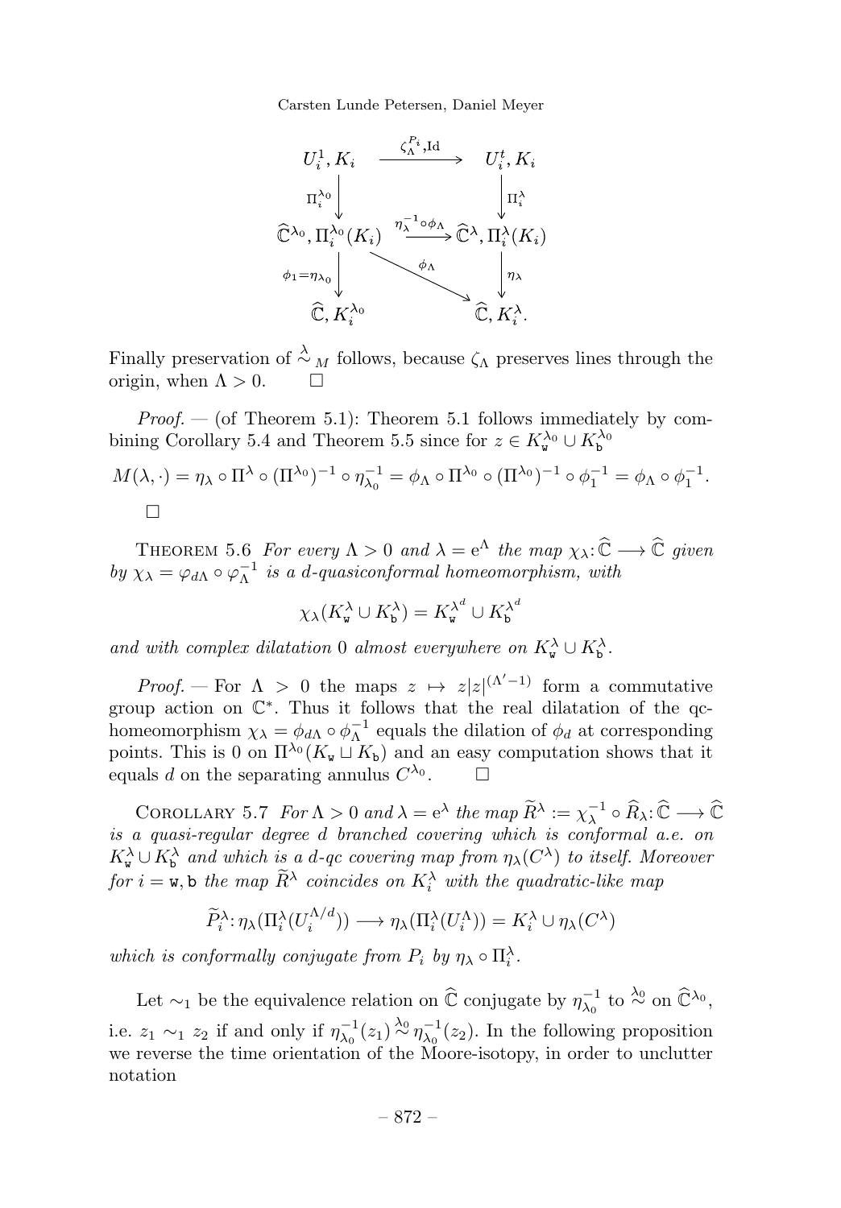$$\begin{array}{ccc}
U_i^1, K_i & \xrightarrow{\zeta_\Lambda^{P_i}, \mathrm{Id}} & U_i^t, K_i \\
\Big\downarrow \Pi_i^{\lambda_0} & & \Big\downarrow \Pi_i^{\lambda} \\
\widehat{\mathbb{C}}^{\lambda_0}, \Pi_i^{\lambda_0}(K_i) & \xrightarrow{\eta_\lambda^{-1}\circ\phi_\Lambda} & \widehat{\mathbb{C}}^{\lambda}, \Pi_i^{\lambda}(K_i) \\
\Big\downarrow \phi_1 = \eta_{\lambda_0} & \searrow^{\phi_\Lambda} & \Big\downarrow \eta_\lambda \\
\widehat{\mathbb{C}}, K_i^{\lambda_0} & & \widehat{\mathbb{C}}, K_i^{\lambda}.
\end{array}$$

Finally preservation of $\overset{\lambda}{\sim}_M$ follows, because $\zeta_\Lambda$ preserves lines through the origin, when $\Lambda > 0$. □

*Proof.* — (of Theorem 5.1): Theorem 5.1 follows immediately by combining Corollary 5.4 and Theorem 5.5 since for $z \in K_{\mathtt{w}}^{\lambda_0} \cup K_{\mathtt{b}}^{\lambda_0}$

$$M(\lambda, \cdot) = \eta_\lambda \circ \Pi^\lambda \circ (\Pi^{\lambda_0})^{-1} \circ \eta_{\lambda_0}^{-1} = \phi_\Lambda \circ \Pi^{\lambda_0} \circ (\Pi^{\lambda_0})^{-1} \circ \phi_1^{-1} = \phi_\Lambda \circ \phi_1^{-1}.$$

□

Theorem 5.6 *For every $\Lambda > 0$ and $\lambda = \mathrm{e}^\Lambda$ the map $\chi_\lambda : \widehat{\mathbb{C}} \longrightarrow \widehat{\mathbb{C}}$ given by $\chi_\lambda = \varphi_{d\Lambda} \circ \varphi_\Lambda^{-1}$ is a $d$-quasiconformal homeomorphism, with*

$$\chi_\lambda(K_{\mathtt{w}}^\lambda \cup K_{\mathtt{b}}^\lambda) = K_{\mathtt{w}}^{\lambda^d} \cup K_{\mathtt{b}}^{\lambda^d}$$

*and with complex dilatation $0$ almost everywhere on $K_{\mathtt{w}}^\lambda \cup K_{\mathtt{b}}^\lambda$.*

*Proof.* — For $\Lambda > 0$ the maps $z \mapsto z|z|^{(\Lambda'-1)}$ form a commutative group action on $\mathbb{C}^*$. Thus it follows that the real dilatation of the qc-homeomorphism $\chi_\lambda = \phi_{d\Lambda} \circ \phi_\Lambda^{-1}$ equals the dilation of $\phi_d$ at corresponding points. This is 0 on $\Pi^{\lambda_0}(K_{\mathtt{w}} \sqcup K_{\mathtt{b}})$ and an easy computation shows that it equals $d$ on the separating annulus $C^{\lambda_0}$. □

Corollary 5.7 *For $\Lambda > 0$ and $\lambda = \mathrm{e}^\lambda$ the map $\widetilde{R}^\lambda := \chi_\lambda^{-1} \circ \widehat{R}_\lambda : \widehat{\mathbb{C}} \longrightarrow \widehat{\mathbb{C}}$ is a quasi-regular degree $d$ branched covering which is conformal a.e. on $K_{\mathtt{w}}^\lambda \cup K_{\mathtt{b}}^\lambda$ and which is a $d$-qc covering map from $\eta_\lambda(C^\lambda)$ to itself. Moreover for $i = \mathtt{w}, \mathtt{b}$ the map $\widetilde{R}^\lambda$ coincides on $K_i^\lambda$ with the quadratic-like map*

$$\widetilde{P}_i^\lambda : \eta_\lambda(\Pi_i^\lambda(U_i^{\Lambda/d})) \longrightarrow \eta_\lambda(\Pi_i^\lambda(U_i^\Lambda)) = K_i^\lambda \cup \eta_\lambda(C^\lambda)$$

*which is conformally conjugate from $P_i$ by $\eta_\lambda \circ \Pi_i^\lambda$.*

Let $\sim_1$ be the equivalence relation on $\widehat{\mathbb{C}}$ conjugate by $\eta_{\lambda_0}^{-1}$ to $\overset{\lambda_0}{\sim}$ on $\widehat{\mathbb{C}}^{\lambda_0}$, i.e. $z_1 \sim_1 z_2$ if and only if $\eta_{\lambda_0}^{-1}(z_1) \overset{\lambda_0}{\sim} \eta_{\lambda_0}^{-1}(z_2)$. In the following proposition we reverse the time orientation of the Moore-isotopy, in order to unclutter notation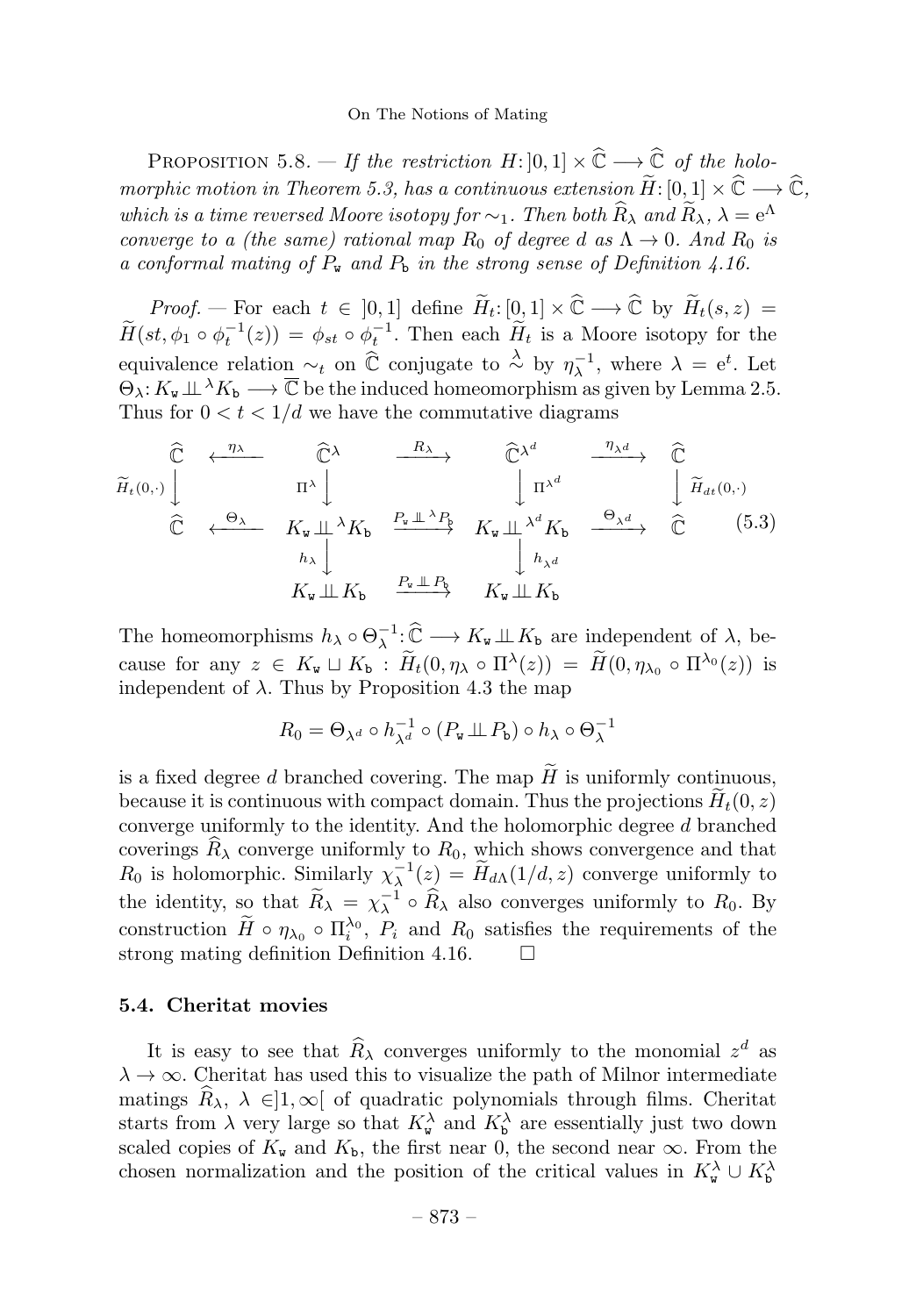PROPOSITION 5.8. — *If the restriction $H\colon ]0,1] \times \widehat{\mathbb{C}} \longrightarrow \widehat{\mathbb{C}}$ of the holomorphic motion in Theorem 5.3, has a continuous extension $\widetilde{H}\colon [0,1] \times \widehat{\mathbb{C}} \longrightarrow \widehat{\mathbb{C}}$, which is a time reversed Moore isotopy for $\sim_1$. Then both $\widehat{R}_\lambda$ and $\widetilde{R}_\lambda$, $\lambda = \mathrm{e}^\Lambda$ converge to a (the same) rational map $R_0$ of degree $d$ as $\Lambda \to 0$. And $R_0$ is a conformal mating of $P_{\mathtt{w}}$ and $P_{\mathtt{b}}$ in the strong sense of Definition 4.16.*

*Proof.* — For each $t \in ]0,1]$ define $\widetilde{H}_t\colon [0,1] \times \widehat{\mathbb{C}} \longrightarrow \widehat{\mathbb{C}}$ by $\widetilde{H}_t(s,z) = \widetilde{H}(st, \phi_1 \circ \phi_t^{-1}(z)) = \phi_{st} \circ \phi_t^{-1}$. Then each $\widetilde{H}_t$ is a Moore isotopy for the equivalence relation $\sim_t$ on $\widehat{\mathbb{C}}$ conjugate to $\overset{\lambda}{\sim}$ by $\eta_\lambda^{-1}$, where $\lambda = \mathrm{e}^t$. Let $\Theta_\lambda\colon K_{\mathtt{w}} \perp\!\!\!\perp^\lambda K_{\mathtt{b}} \longrightarrow \overline{\mathbb{C}}$ be the induced homeomorphism as given by Lemma 2.5. Thus for $0 < t < 1/d$ we have the commutative diagrams

$$
\begin{array}{ccccccc}
\widehat{\mathbb{C}} & \xleftarrow{\eta_\lambda} & \widehat{\mathbb{C}}^\lambda & \xrightarrow{R_\lambda} & \widehat{\mathbb{C}}^{\lambda^d} & \xrightarrow{\eta_{\lambda^d}} & \widehat{\mathbb{C}} \\
{\scriptstyle \widetilde{H}_t(0,\cdot)}\downarrow & & \downarrow{\scriptstyle \Pi^\lambda} & & \downarrow{\scriptstyle \Pi^{\lambda^d}} & & \downarrow{\scriptstyle \widetilde{H}_{dt}(0,\cdot)} \\
\widehat{\mathbb{C}} & \xleftarrow{\Theta_\lambda} & K_{\mathtt{w}} \perp\!\!\!\perp^\lambda K_{\mathtt{b}} & \xrightarrow{P_{\mathtt{w}} \perp\!\!\!\perp^\lambda P_{\mathtt{b}}} & K_{\mathtt{w}} \perp\!\!\!\perp^{\lambda^d} K_{\mathtt{b}} & \xrightarrow{\Theta_{\lambda^d}} & \widehat{\mathbb{C}} \\
& & {\scriptstyle h_\lambda}\downarrow & & \downarrow{\scriptstyle h_{\lambda^d}} & & \\
& & K_{\mathtt{w}} \perp\!\!\!\perp K_{\mathtt{b}} & \xrightarrow{P_{\mathtt{w}} \perp\!\!\!\perp P_{\mathtt{b}}} & K_{\mathtt{w}} \perp\!\!\!\perp K_{\mathtt{b}} & &
\end{array}
\tag{5.3}
$$

The homeomorphisms $h_\lambda \circ \Theta_\lambda^{-1}\colon \widehat{\mathbb{C}} \longrightarrow K_{\mathtt{w}} \perp\!\!\!\perp K_{\mathtt{b}}$ are independent of $\lambda$, because for any $z \in K_{\mathtt{w}} \sqcup K_{\mathtt{b}}$ : $\widetilde{H}_t(0, \eta_\lambda \circ \Pi^\lambda(z)) = \widetilde{H}(0, \eta_{\lambda_0} \circ \Pi^{\lambda_0}(z))$ is independent of $\lambda$. Thus by Proposition 4.3 the map

$$R_0 = \Theta_{\lambda^d} \circ h_{\lambda^d}^{-1} \circ (P_{\mathtt{w}} \perp\!\!\!\perp P_{\mathtt{b}}) \circ h_\lambda \circ \Theta_\lambda^{-1}$$

is a fixed degree $d$ branched covering. The map $\widetilde{H}$ is uniformly continuous, because it is continuous with compact domain. Thus the projections $\widetilde{H}_t(0,z)$ converge uniformly to the identity. And the holomorphic degree $d$ branched coverings $\widehat{R}_\lambda$ converge uniformly to $R_0$, which shows convergence and that $R_0$ is holomorphic. Similarly $\chi_\lambda^{-1}(z) = \widetilde{H}_{d\Lambda}(1/d, z)$ converge uniformly to the identity, so that $\widetilde{R}_\lambda = \chi_\lambda^{-1} \circ \widehat{R}_\lambda$ also converges uniformly to $R_0$. By construction $\widetilde{H} \circ \eta_{\lambda_0} \circ \Pi_i^{\lambda_0}$, $P_i$ and $R_0$ satisfies the requirements of the strong mating definition Definition 4.16. $\square$

### 5.4. Cheritat movies

It is easy to see that $\widehat{R}_\lambda$ converges uniformly to the monomial $z^d$ as $\lambda \to \infty$. Cheritat has used this to visualize the path of Milnor intermediate matings $\widehat{R}_\lambda$, $\lambda \in ]1,\infty[$ of quadratic polynomials through films. Cheritat starts from $\lambda$ very large so that $K_{\mathtt{w}}^\lambda$ and $K_{\mathtt{b}}^\lambda$ are essentially just two down scaled copies of $K_{\mathtt{w}}$ and $K_{\mathtt{b}}$, the first near 0, the second near $\infty$. From the chosen normalization and the position of the critical values in $K_{\mathtt{w}}^\lambda \cup K_{\mathtt{b}}^\lambda$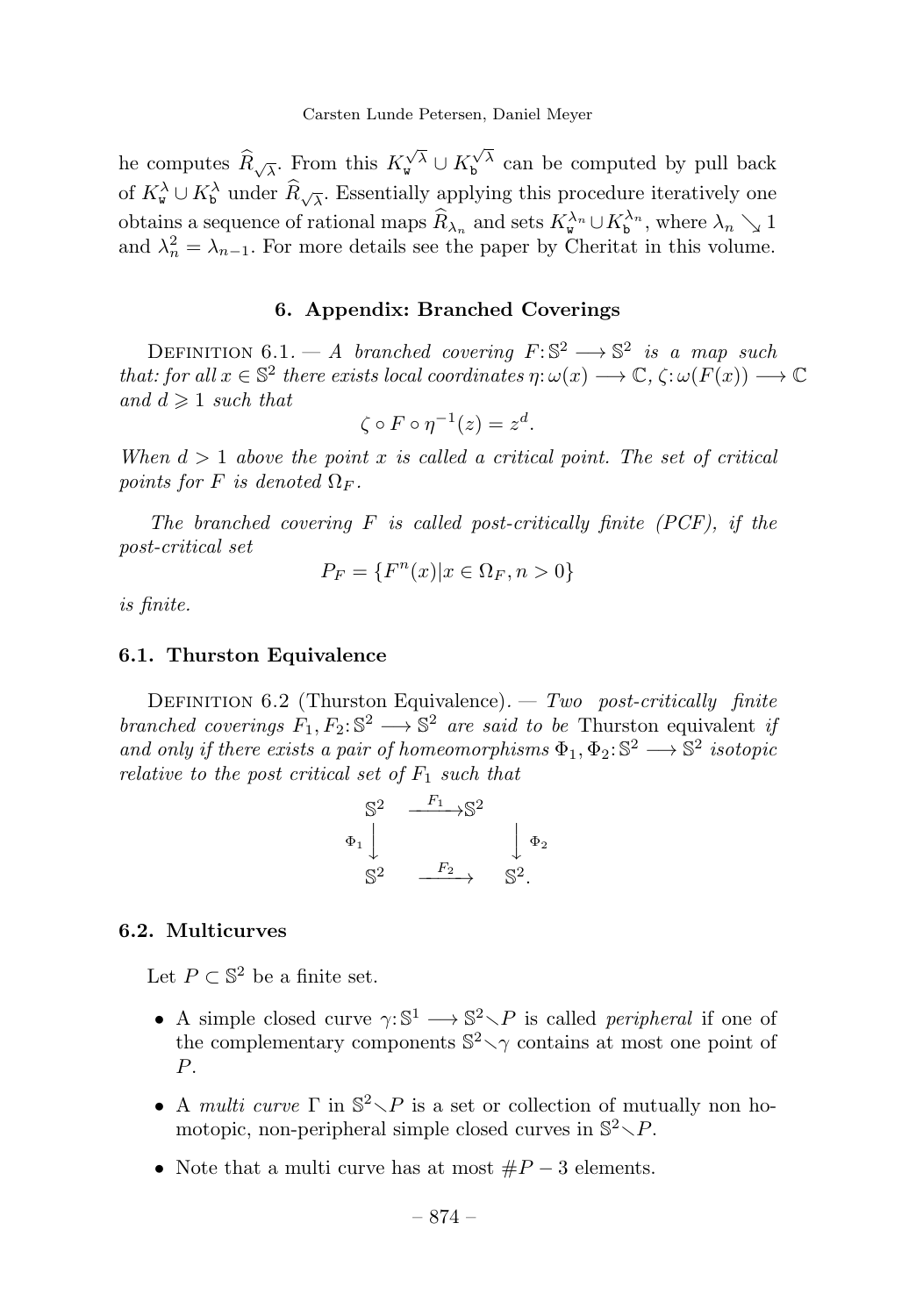he computes $\widehat{R}_{\sqrt{\lambda}}$. From this $K_{\mathtt{w}}^{\sqrt{\lambda}} \cup K_{\mathtt{b}}^{\sqrt{\lambda}}$ can be computed by pull back of $K_{\mathtt{w}}^{\lambda} \cup K_{\mathtt{b}}^{\lambda}$ under $\widehat{R}_{\sqrt{\lambda}}$. Essentially applying this procedure iteratively one obtains a sequence of rational maps $\widehat{R}_{\lambda_n}$ and sets $K_{\mathtt{w}}^{\lambda_n} \cup K_{\mathtt{b}}^{\lambda_n}$, where $\lambda_n \searrow 1$ and $\lambda_n^2 = \lambda_{n-1}$. For more details see the paper by Cheritat in this volume.

## 6. Appendix: Branched Coverings

Definition 6.1. — *A branched covering $F: \mathbb{S}^2 \longrightarrow \mathbb{S}^2$ is a map such that: for all $x \in \mathbb{S}^2$ there exists local coordinates $\eta: \omega(x) \longrightarrow \mathbb{C}$, $\zeta: \omega(F(x)) \longrightarrow \mathbb{C}$ and $d \geqslant 1$ such that*

$$\zeta \circ F \circ \eta^{-1}(z) = z^d.$$

*When $d > 1$ above the point $x$ is called a critical point. The set of critical points for $F$ is denoted $\Omega_F$.*

*The branched covering $F$ is called post-critically finite (PCF), if the post-critical set*

$$P_F = \{F^n(x) | x \in \Omega_F, n > 0\}$$

*is finite.*

### 6.1. Thurston Equivalence

Definition 6.2 (Thurston Equivalence). — *Two post-critically finite branched coverings $F_1, F_2: \mathbb{S}^2 \longrightarrow \mathbb{S}^2$ are said to be* Thurston equivalent *if and only if there exists a pair of homeomorphisms $\Phi_1, \Phi_2: \mathbb{S}^2 \longrightarrow \mathbb{S}^2$ isotopic relative to the post critical set of $F_1$ such that*

$$\begin{array}{ccc} \mathbb{S}^2 & \xrightarrow{F_1} & \mathbb{S}^2 \\ \Phi_1 \downarrow & & \downarrow \Phi_2 \\ \mathbb{S}^2 & \xrightarrow{F_2} & \mathbb{S}^2. \end{array}$$

### 6.2. Multicurves

Let $P \subset \mathbb{S}^2$ be a finite set.

- A simple closed curve $\gamma: \mathbb{S}^1 \longrightarrow \mathbb{S}^2 \smallsetminus P$ is called *peripheral* if one of the complementary components $\mathbb{S}^2 \smallsetminus \gamma$ contains at most one point of $P$.
- A *multi curve* $\Gamma$ in $\mathbb{S}^2 \smallsetminus P$ is a set or collection of mutually non homotopic, non-peripheral simple closed curves in $\mathbb{S}^2 \smallsetminus P$.
- Note that a multi curve has at most $\#P - 3$ elements.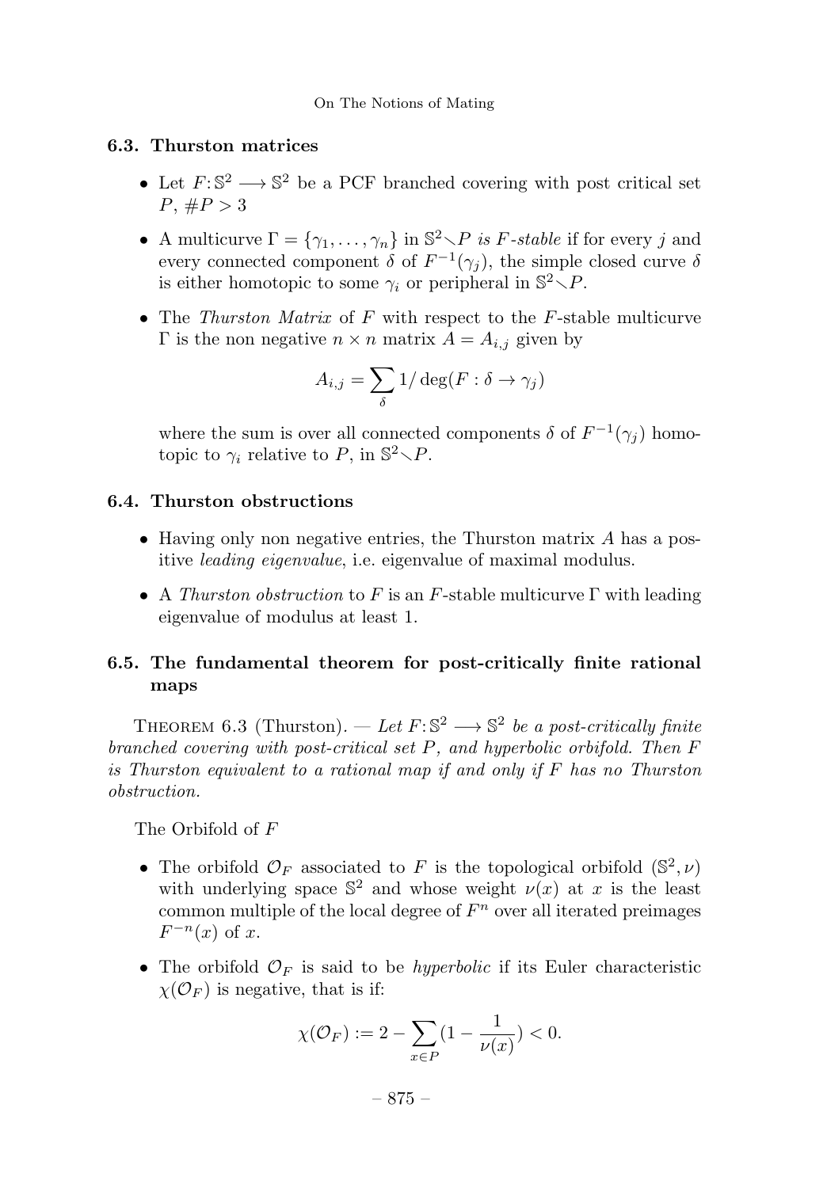### 6.3. Thurston matrices

- Let $F: \mathbb{S}^2 \longrightarrow \mathbb{S}^2$ be a PCF branched covering with post critical set $P$, $\#P > 3$
- A multicurve $\Gamma = \{\gamma_1, \ldots, \gamma_n\}$ in $\mathbb{S}^2 \smallsetminus P$ *is $F$-stable* if for every $j$ and every connected component $\delta$ of $F^{-1}(\gamma_j)$, the simple closed curve $\delta$ is either homotopic to some $\gamma_i$ or peripheral in $\mathbb{S}^2 \smallsetminus P$.
- The *Thurston Matrix* of $F$ with respect to the $F$-stable multicurve $\Gamma$ is the non negative $n \times n$ matrix $A = A_{i,j}$ given by

$$A_{i,j} = \sum_{\delta} 1/\deg(F : \delta \to \gamma_j)$$

where the sum is over all connected components $\delta$ of $F^{-1}(\gamma_j)$ homotopic to $\gamma_i$ relative to $P$, in $\mathbb{S}^2 \smallsetminus P$.

### 6.4. Thurston obstructions

- Having only non negative entries, the Thurston matrix $A$ has a positive *leading eigenvalue*, i.e. eigenvalue of maximal modulus.
- A *Thurston obstruction* to $F$ is an $F$-stable multicurve $\Gamma$ with leading eigenvalue of modulus at least 1.

### 6.5. The fundamental theorem for post-critically finite rational maps

Theorem 6.3 (Thurston). — *Let $F: \mathbb{S}^2 \longrightarrow \mathbb{S}^2$ be a post-critically finite branched covering with post-critical set $P$, and hyperbolic orbifold. Then $F$ is Thurston equivalent to a rational map if and only if $F$ has no Thurston obstruction.*

The Orbifold of $F$

- The orbifold $\mathcal{O}_F$ associated to $F$ is the topological orbifold $(\mathbb{S}^2, \nu)$ with underlying space $\mathbb{S}^2$ and whose weight $\nu(x)$ at $x$ is the least common multiple of the local degree of $F^n$ over all iterated preimages $F^{-n}(x)$ of $x$.
- The orbifold $\mathcal{O}_F$ is said to be *hyperbolic* if its Euler characteristic $\chi(\mathcal{O}_F)$ is negative, that is if:

$$\chi(\mathcal{O}_F) := 2 - \sum_{x \in P} (1 - \frac{1}{\nu(x)}) < 0.$$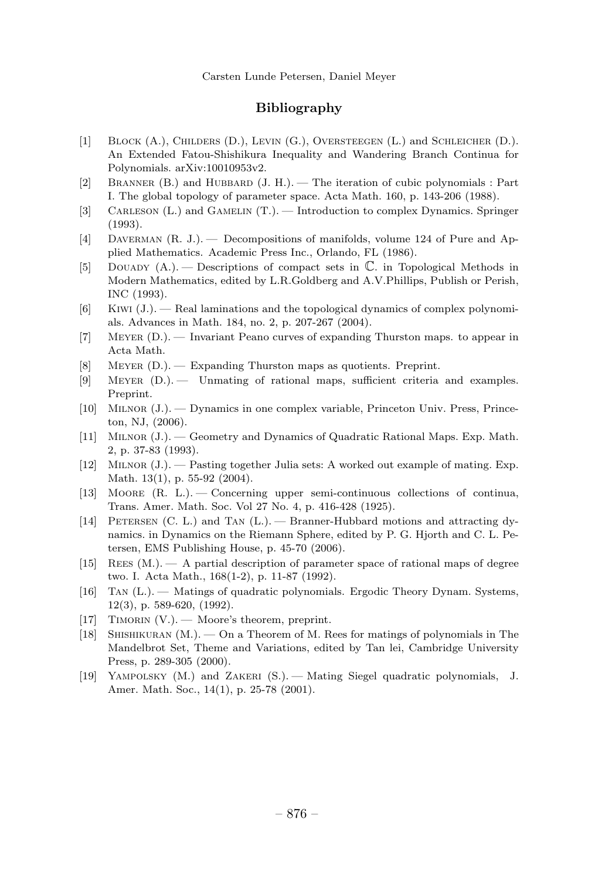## Bibliography

[1] Block (A.), Childers (D.), Levin (G.), Oversteegen (L.) and Schleicher (D.). An Extended Fatou-Shishikura Inequality and Wandering Branch Continua for Polynomials. arXiv:10010953v2.

[2] Branner (B.) and Hubbard (J. H.). — The iteration of cubic polynomials : Part I. The global topology of parameter space. Acta Math. 160, p. 143-206 (1988).

[3] Carleson (L.) and Gamelin (T.). — Introduction to complex Dynamics. Springer (1993).

[4] Daverman (R. J.). — Decompositions of manifolds, volume 124 of Pure and Applied Mathematics. Academic Press Inc., Orlando, FL (1986).

[5] Douady (A.). — Descriptions of compact sets in $\mathbb{C}$. in Topological Methods in Modern Mathematics, edited by L.R.Goldberg and A.V.Phillips, Publish or Perish, INC (1993).

[6] Kiwi (J.). — Real laminations and the topological dynamics of complex polynomials. Advances in Math. 184, no. 2, p. 207-267 (2004).

[7] Meyer (D.). — Invariant Peano curves of expanding Thurston maps. to appear in Acta Math.

[8] Meyer (D.). — Expanding Thurston maps as quotients. Preprint.

[9] Meyer (D.). — Unmating of rational maps, sufficient criteria and examples. Preprint.

[10] Milnor (J.). — Dynamics in one complex variable, Princeton Univ. Press, Princeton, NJ, (2006).

[11] Milnor (J.). — Geometry and Dynamics of Quadratic Rational Maps. Exp. Math. 2, p. 37-83 (1993).

[12] Milnor (J.). — Pasting together Julia sets: A worked out example of mating. Exp. Math. 13(1), p. 55-92 (2004).

[13] Moore (R. L.). — Concerning upper semi-continuous collections of continua, Trans. Amer. Math. Soc. Vol 27 No. 4, p. 416-428 (1925).

[14] Petersen (C. L.) and Tan (L.). — Branner-Hubbard motions and attracting dynamics. in Dynamics on the Riemann Sphere, edited by P. G. Hjorth and C. L. Petersen, EMS Publishing House, p. 45-70 (2006).

[15] Rees (M.). — A partial description of parameter space of rational maps of degree two. I. Acta Math., 168(1-2), p. 11-87 (1992).

[16] Tan (L.). — Matings of quadratic polynomials. Ergodic Theory Dynam. Systems, 12(3), p. 589-620, (1992).

[17] Timorin (V.). — Moore's theorem, preprint.

[18] Shishikuran (M.). — On a Theorem of M. Rees for matings of polynomials in The Mandelbrot Set, Theme and Variations, edited by Tan lei, Cambridge University Press, p. 289-305 (2000).

[19] Yampolsky (M.) and Zakeri (S.). — Mating Siegel quadratic polynomials, J. Amer. Math. Soc., 14(1), p. 25-78 (2001).